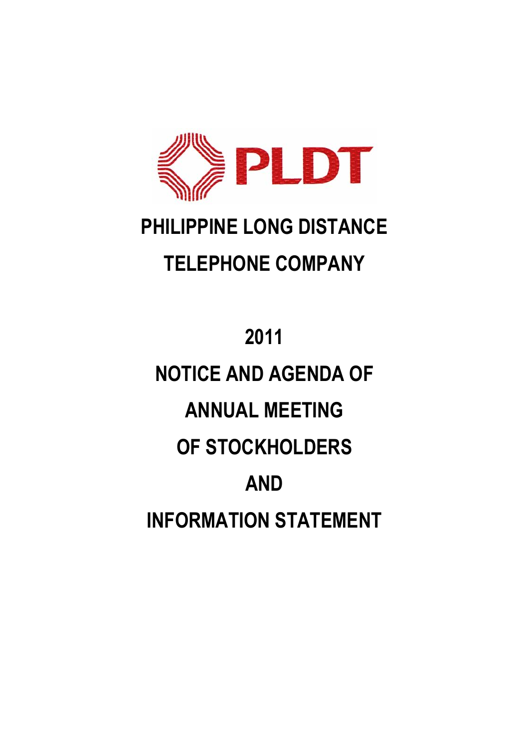PLDT

# PHILIPPINE LONG DISTANCE TELEPHONE COMPANY

# 2011

# NOTICE AND AGENDA OF ANNUAL MEETING OF STOCKHOLDERS AND INFORMATION STATEMENT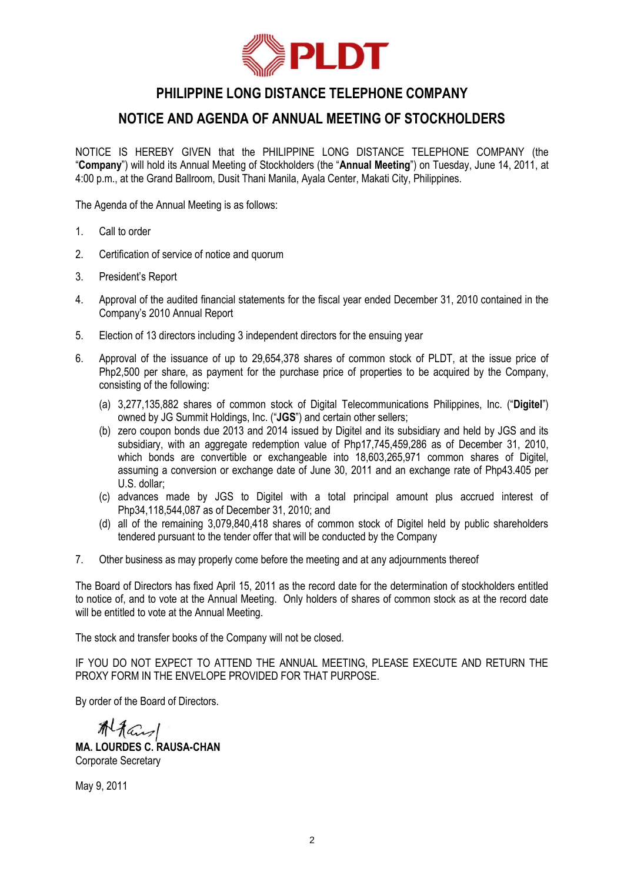# PHILIPPINE LONG DISTANCE TELEPHONE COMPANY

## NOTICE AND AGENDA OF ANNUAL MEETING OF STOCKHOLDERS

NOTICE IS HEREBY GIVEN that the PHILIPPINE LONG DISTANCE TELEPHONE COMPANY (the "**Company**") will hold its Annual Meeting of Stockholders (the "**Annual Meeting**") on Tuesday, June 14, 2011, at 4:00 p.m., at the Grand Ballroom, Dusit Thani Manila, Ayala Center, Makati City, Philippines.

The Agenda of the Annual Meeting is as follows:

1. Call to order
2. Certification of service of notice and quorum
3. President's Report
4. Approval of the audited financial statements for the fiscal year ended December 31, 2010 contained in the Company's 2010 Annual Report
5. Election of 13 directors including 3 independent directors for the ensuing year
6. Approval of the issuance of up to 29,654,378 shares of common stock of PLDT, at the issue price of Php2,500 per share, as payment for the purchase price of properties to be acquired by the Company, consisting of the following:
   (a) 3,277,135,882 shares of common stock of Digital Telecommunications Philippines, Inc. ("**Digitel**") owned by JG Summit Holdings, Inc. ("**JGS**") and certain other sellers;
   (b) zero coupon bonds due 2013 and 2014 issued by Digitel and its subsidiary and held by JGS and its subsidiary, with an aggregate redemption value of Php17,745,459,286 as of December 31, 2010, which bonds are convertible or exchangeable into 18,603,265,971 common shares of Digitel, assuming a conversion or exchange date of June 30, 2011 and an exchange rate of Php43.405 per U.S. dollar;
   (c) advances made by JGS to Digitel with a total principal amount plus accrued interest of Php34,118,544,087 as of December 31, 2010; and
   (d) all of the remaining 3,079,840,418 shares of common stock of Digitel held by public shareholders tendered pursuant to the tender offer that will be conducted by the Company
7. Other business as may properly come before the meeting and at any adjournments thereof

The Board of Directors has fixed April 15, 2011 as the record date for the determination of stockholders entitled to notice of, and to vote at the Annual Meeting. Only holders of shares of common stock as at the record date will be entitled to vote at the Annual Meeting.

The stock and transfer books of the Company will not be closed.

IF YOU DO NOT EXPECT TO ATTEND THE ANNUAL MEETING, PLEASE EXECUTE AND RETURN THE PROXY FORM IN THE ENVELOPE PROVIDED FOR THAT PURPOSE.

By order of the Board of Directors.

**MA. LOURDES C. RAUSA-CHAN**
Corporate Secretary

May 9, 2011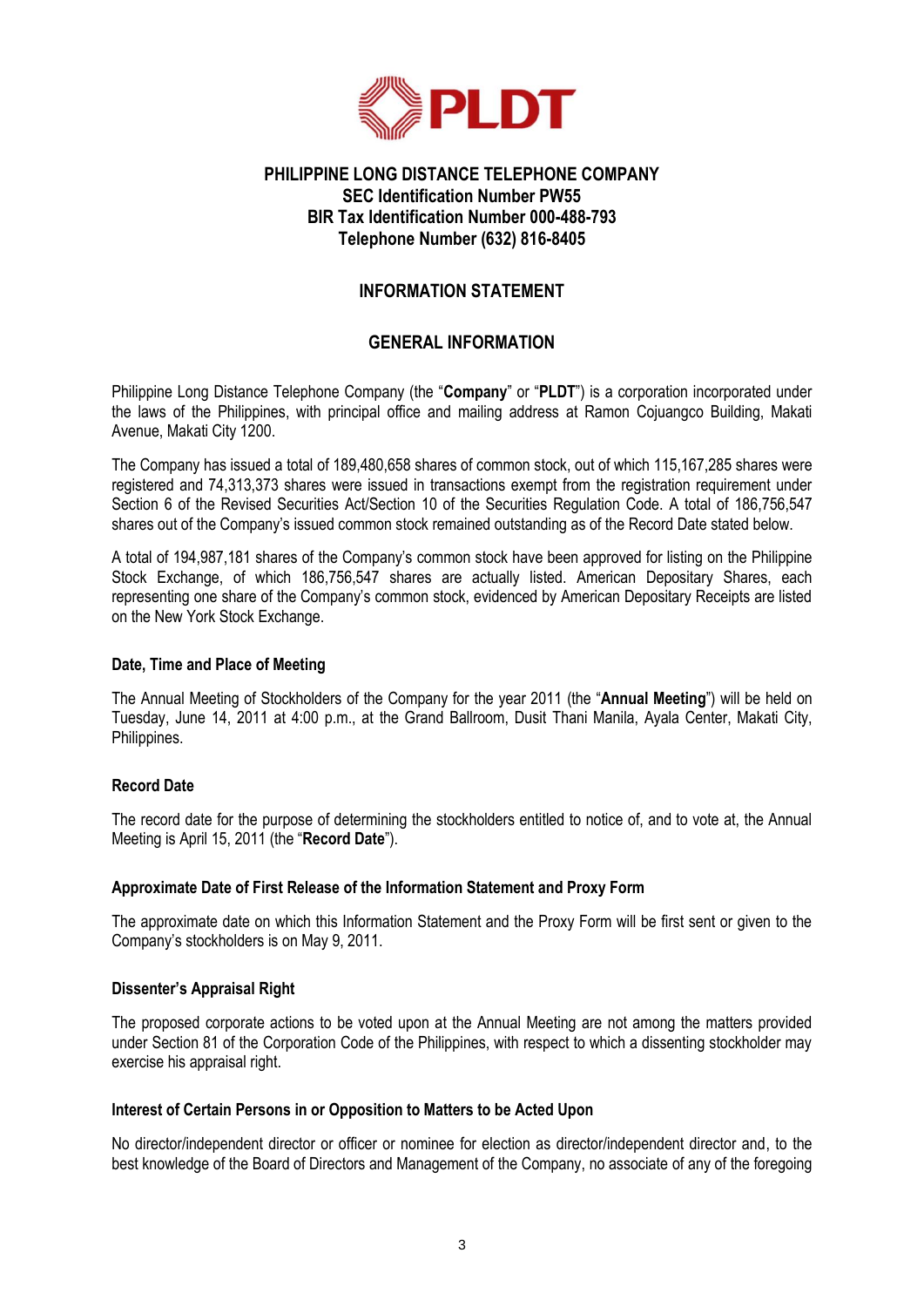PLDT

**PHILIPPINE LONG DISTANCE TELEPHONE COMPANY**
**SEC Identification Number PW55**
**BIR Tax Identification Number 000-488-793**
**Telephone Number (632) 816-8405**

# INFORMATION STATEMENT

## GENERAL INFORMATION

Philippine Long Distance Telephone Company (the "**Company**" or "**PLDT**") is a corporation incorporated under the laws of the Philippines, with principal office and mailing address at Ramon Cojuangco Building, Makati Avenue, Makati City 1200.

The Company has issued a total of 189,480,658 shares of common stock, out of which 115,167,285 shares were registered and 74,313,373 shares were issued in transactions exempt from the registration requirement under Section 6 of the Revised Securities Act/Section 10 of the Securities Regulation Code. A total of 186,756,547 shares out of the Company's issued common stock remained outstanding as of the Record Date stated below.

A total of 194,987,181 shares of the Company's common stock have been approved for listing on the Philippine Stock Exchange, of which 186,756,547 shares are actually listed. American Depositary Shares, each representing one share of the Company's common stock, evidenced by American Depositary Receipts are listed on the New York Stock Exchange.

### Date, Time and Place of Meeting

The Annual Meeting of Stockholders of the Company for the year 2011 (the "**Annual Meeting**") will be held on Tuesday, June 14, 2011 at 4:00 p.m., at the Grand Ballroom, Dusit Thani Manila, Ayala Center, Makati City, Philippines.

### Record Date

The record date for the purpose of determining the stockholders entitled to notice of, and to vote at, the Annual Meeting is April 15, 2011 (the "**Record Date**").

### Approximate Date of First Release of the Information Statement and Proxy Form

The approximate date on which this Information Statement and the Proxy Form will be first sent or given to the Company's stockholders is on May 9, 2011.

### Dissenter's Appraisal Right

The proposed corporate actions to be voted upon at the Annual Meeting are not among the matters provided under Section 81 of the Corporation Code of the Philippines, with respect to which a dissenting stockholder may exercise his appraisal right.

### Interest of Certain Persons in or Opposition to Matters to be Acted Upon

No director/independent director or officer or nominee for election as director/independent director and, to the best knowledge of the Board of Directors and Management of the Company, no associate of any of the foregoing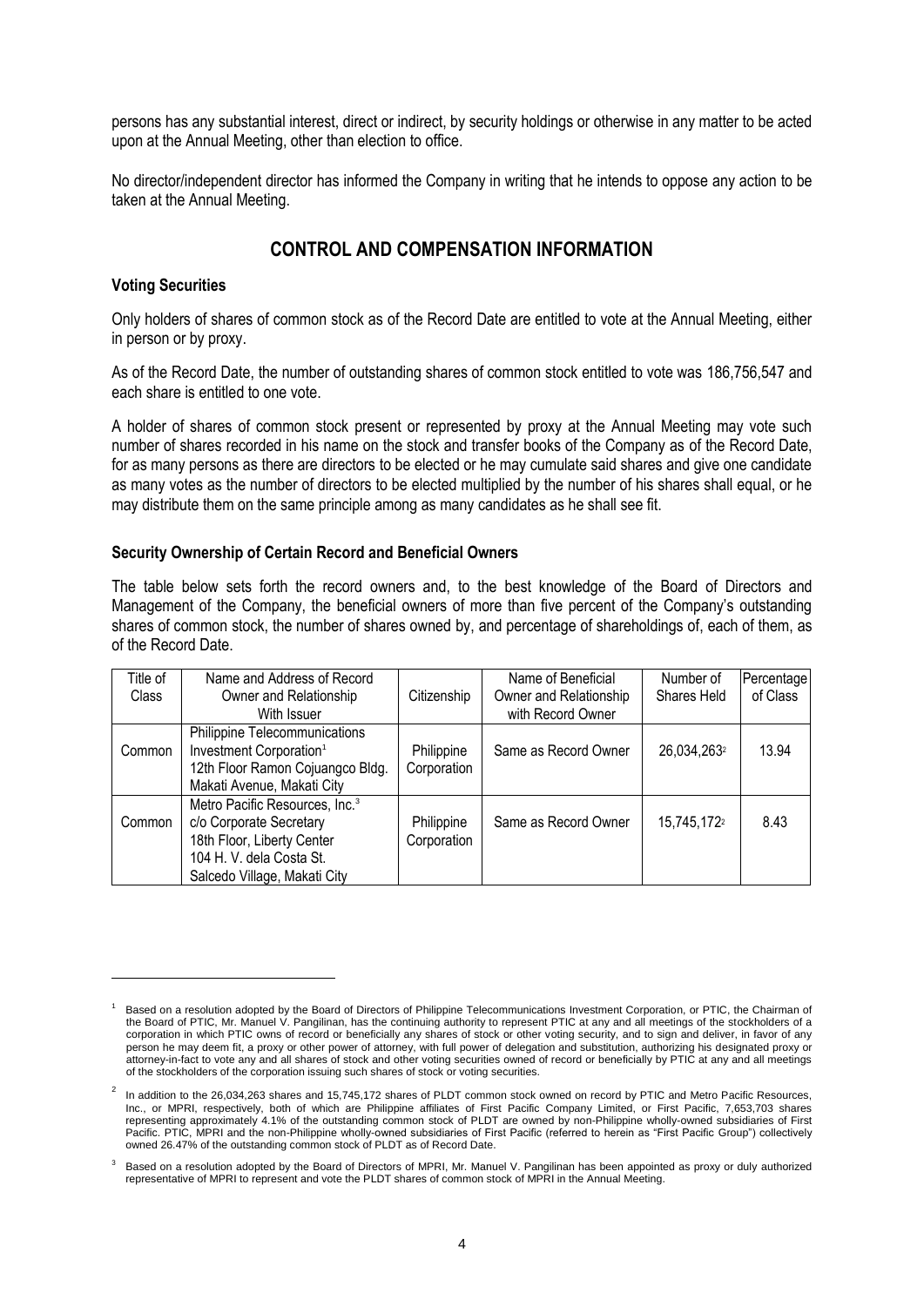persons has any substantial interest, direct or indirect, by security holdings or otherwise in any matter to be acted upon at the Annual Meeting, other than election to office.

No director/independent director has informed the Company in writing that he intends to oppose any action to be taken at the Annual Meeting.

## CONTROL AND COMPENSATION INFORMATION

### Voting Securities

Only holders of shares of common stock as of the Record Date are entitled to vote at the Annual Meeting, either in person or by proxy.

As of the Record Date, the number of outstanding shares of common stock entitled to vote was 186,756,547 and each share is entitled to one vote.

A holder of shares of common stock present or represented by proxy at the Annual Meeting may vote such number of shares recorded in his name on the stock and transfer books of the Company as of the Record Date, for as many persons as there are directors to be elected or he may cumulate said shares and give one candidate as many votes as the number of directors to be elected multiplied by the number of his shares shall equal, or he may distribute them on the same principle among as many candidates as he shall see fit.

### Security Ownership of Certain Record and Beneficial Owners

The table below sets forth the record owners and, to the best knowledge of the Board of Directors and Management of the Company, the beneficial owners of more than five percent of the Company's outstanding shares of common stock, the number of shares owned by, and percentage of shareholdings of, each of them, as of the Record Date.

| Title of Class | Name and Address of Record Owner and Relationship With Issuer | Citizenship | Name of Beneficial Owner and Relationship with Record Owner | Number of Shares Held | Percentage of Class |
|---|---|---|---|---|---|
| Common | Philippine Telecommunications Investment Corporation[1] 12th Floor Ramon Cojuangco Bldg. Makati Avenue, Makati City | Philippine Corporation | Same as Record Owner | 26,034,263[2] | 13.94 |
| Common | Metro Pacific Resources, Inc.[3] c/o Corporate Secretary 18th Floor, Liberty Center 104 H. V. dela Costa St. Salcedo Village, Makati City | Philippine Corporation | Same as Record Owner | 15,745,172[2] | 8.43 |

---

[1] Based on a resolution adopted by the Board of Directors of Philippine Telecommunications Investment Corporation, or PTIC, the Chairman of the Board of PTIC, Mr. Manuel V. Pangilinan, has the continuing authority to represent PTIC at any and all meetings of the stockholders of a corporation in which PTIC owns of record or beneficially any shares of stock or other voting security, and to sign and deliver, in favor of any person he may deem fit, a proxy or other power of attorney, with full power of delegation and substitution, authorizing his designated proxy or attorney-in-fact to vote any and all shares of stock and other voting securities owned of record or beneficially by PTIC at any and all meetings of the stockholders of the corporation issuing such shares of stock or voting securities.

[2] In addition to the 26,034,263 shares and 15,745,172 shares of PLDT common stock owned on record by PTIC and Metro Pacific Resources, Inc., or MPRI, respectively, both of which are Philippine affiliates of First Pacific Company Limited, or First Pacific, 7,653,703 shares representing approximately 4.1% of the outstanding common stock of PLDT are owned by non-Philippine wholly-owned subsidiaries of First Pacific. PTIC, MPRI and the non-Philippine wholly-owned subsidiaries of First Pacific (referred to herein as "First Pacific Group") collectively owned 26.47% of the outstanding common stock of PLDT as of Record Date.

[3] Based on a resolution adopted by the Board of Directors of MPRI, Mr. Manuel V. Pangilinan has been appointed as proxy or duly authorized representative of MPRI to represent and vote the PLDT shares of common stock of MPRI in the Annual Meeting.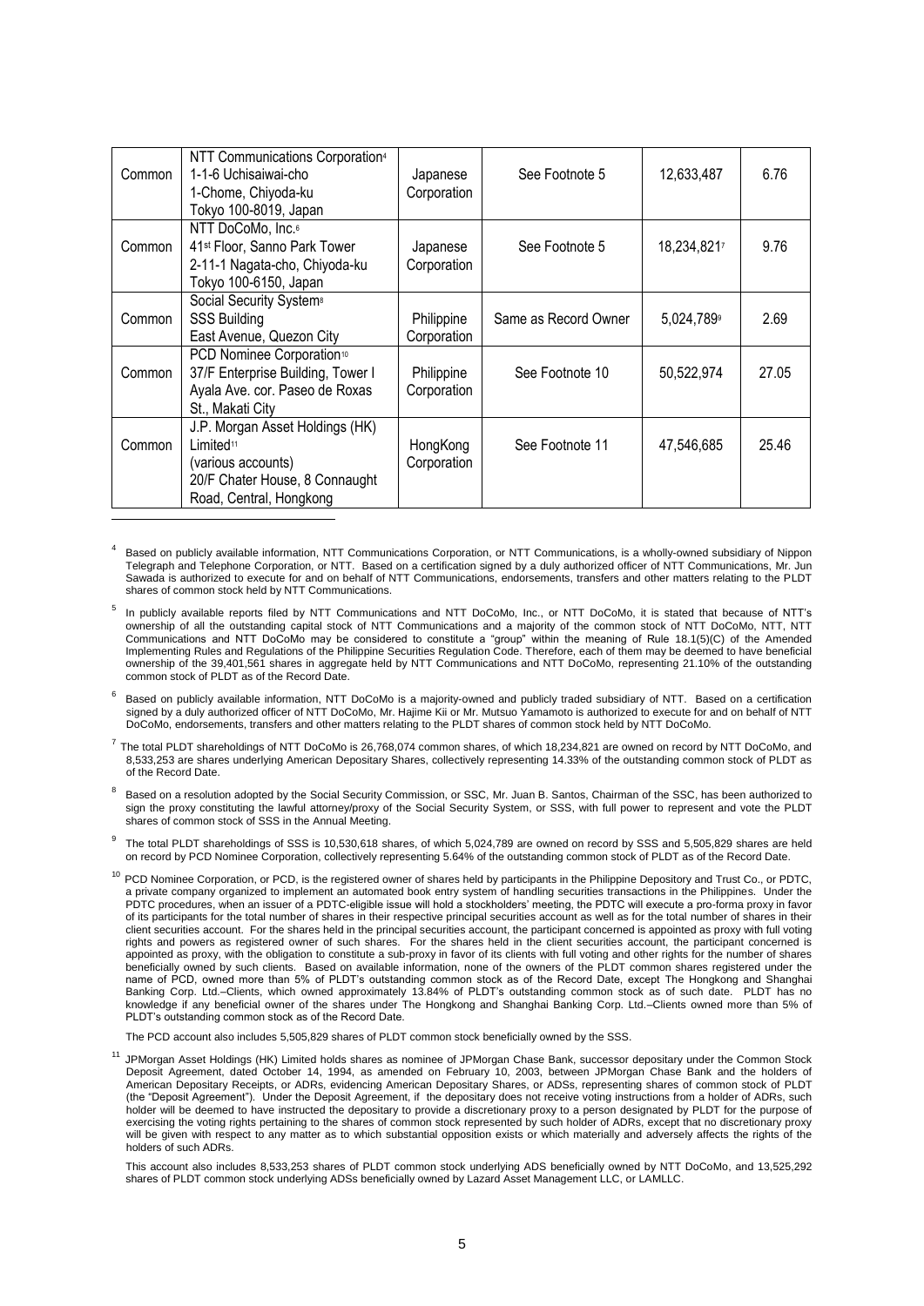| | | | | | |
|---|---|---|---|---|---|
| Common | NTT Communications Corporation[4] 1-1-6 Uchisaiwai-cho 1-Chome, Chiyoda-ku Tokyo 100-8019, Japan | Japanese Corporation | See Footnote 5 | 12,633,487 | 6.76 |
| Common | NTT DoCoMo, Inc.[6] 41st Floor, Sanno Park Tower 2-11-1 Nagata-cho, Chiyoda-ku Tokyo 100-6150, Japan | Japanese Corporation | See Footnote 5 | 18,234,821[7] | 9.76 |
| Common | Social Security System[8] SSS Building East Avenue, Quezon City | Philippine Corporation | Same as Record Owner | 5,024,789[9] | 2.69 |
| Common | PCD Nominee Corporation[10] 37/F Enterprise Building, Tower I Ayala Ave. cor. Paseo de Roxas St., Makati City | Philippine Corporation | See Footnote 10 | 50,522,974 | 27.05 |
| Common | J.P. Morgan Asset Holdings (HK) Limited[11] (various accounts) 20/F Chater House, 8 Connaught Road, Central, Hongkong | HongKong Corporation | See Footnote 11 | 47,546,685 | 25.46 |

[4] Based on publicly available information, NTT Communications Corporation, or NTT Communications, is a wholly-owned subsidiary of Nippon Telegraph and Telephone Corporation, or NTT. Based on a certification signed by a duly authorized officer of NTT Communications, Mr. Jun Sawada is authorized to execute for and on behalf of NTT Communications, endorsements, transfers and other matters relating to the PLDT shares of common stock held by NTT Communications.

[5] In publicly available reports filed by NTT Communications and NTT DoCoMo, Inc., or NTT DoCoMo, it is stated that because of NTT's ownership of all the outstanding capital stock of NTT Communications and a majority of the common stock of NTT DoCoMo, NTT, NTT Communications and NTT DoCoMo may be considered to constitute a "group" within the meaning of Rule 18.1(5)(C) of the Amended Implementing Rules and Regulations of the Philippine Securities Regulation Code. Therefore, each of them may be deemed to have beneficial ownership of the 39,401,561 shares in aggregate held by NTT Communications and NTT DoCoMo, representing 21.10% of the outstanding common stock of PLDT as of the Record Date.

[6] Based on publicly available information, NTT DoCoMo is a majority-owned and publicly traded subsidiary of NTT. Based on a certification signed by a duly authorized officer of NTT DoCoMo, Mr. Hajime Kii or Mr. Mutsuo Yamamoto is authorized to execute for and on behalf of NTT DoCoMo, endorsements, transfers and other matters relating to the PLDT shares of common stock held by NTT DoCoMo.

[7] The total PLDT shareholdings of NTT DoCoMo is 26,768,074 common shares, of which 18,234,821 are owned on record by NTT DoCoMo, and 8,533,253 are shares underlying American Depositary Shares, collectively representing 14.33% of the outstanding common stock of PLDT as of the Record Date.

[8] Based on a resolution adopted by the Social Security Commission, or SSC, Mr. Juan B. Santos, Chairman of the SSC, has been authorized to sign the proxy constituting the lawful attorney/proxy of the Social Security System, or SSS, with full power to represent and vote the PLDT shares of common stock of SSS in the Annual Meeting.

[9] The total PLDT shareholdings of SSS is 10,530,618 shares, of which 5,024,789 are owned on record by SSS and 5,505,829 shares are held on record by PCD Nominee Corporation, collectively representing 5.64% of the outstanding common stock of PLDT as of the Record Date.

[10] PCD Nominee Corporation, or PCD, is the registered owner of shares held by participants in the Philippine Depository and Trust Co., or PDTC, a private company organized to implement an automated book entry system of handling securities transactions in the Philippines. Under the PDTC procedures, when an issuer of a PDTC-eligible issue will hold a stockholders' meeting, the PDTC will execute a pro-forma proxy in favor of its participants for the total number of shares in their respective principal securities account as well as for the total number of shares in their client securities account. For the shares held in the principal securities account, the participant concerned is appointed as proxy with full voting rights and powers as registered owner of such shares. For the shares held in the client securities account, the participant concerned is appointed as proxy, with the obligation to constitute a sub-proxy in favor of its clients with full voting and other rights for the number of shares beneficially owned by such clients. Based on available information, none of the owners of the PLDT common shares registered under the name of PCD, owned more than 5% of PLDT's outstanding common stock as of the Record Date, except The Hongkong and Shanghai Banking Corp. Ltd.–Clients, which owned approximately 13.84% of PLDT's outstanding common stock as of such date. PLDT has no knowledge if any beneficial owner of the shares under The Hongkong and Shanghai Banking Corp. Ltd.–Clients owned more than 5% of PLDT's outstanding common stock as of the Record Date.

The PCD account also includes 5,505,829 shares of PLDT common stock beneficially owned by the SSS.

[11] JPMorgan Asset Holdings (HK) Limited holds shares as nominee of JPMorgan Chase Bank, successor depositary under the Common Stock Deposit Agreement, dated October 14, 1994, as amended on February 10, 2003, between JPMorgan Chase Bank and the holders of American Depositary Receipts, or ADRs, evidencing American Depositary Shares, or ADSs, representing shares of common stock of PLDT (the "Deposit Agreement"). Under the Deposit Agreement, if the depositary does not receive voting instructions from a holder of ADRs, such holder will be deemed to have instructed the depositary to provide a discretionary proxy to a person designated by PLDT for the purpose of exercising the voting rights pertaining to the shares of common stock represented by such holder of ADRs, except that no discretionary proxy will be given with respect to any matter as to which substantial opposition exists or which materially and adversely affects the rights of the holders of such ADRs.

This account also includes 8,533,253 shares of PLDT common stock underlying ADS beneficially owned by NTT DoCoMo, and 13,525,292 shares of PLDT common stock underlying ADSs beneficially owned by Lazard Asset Management LLC, or LAMLLC.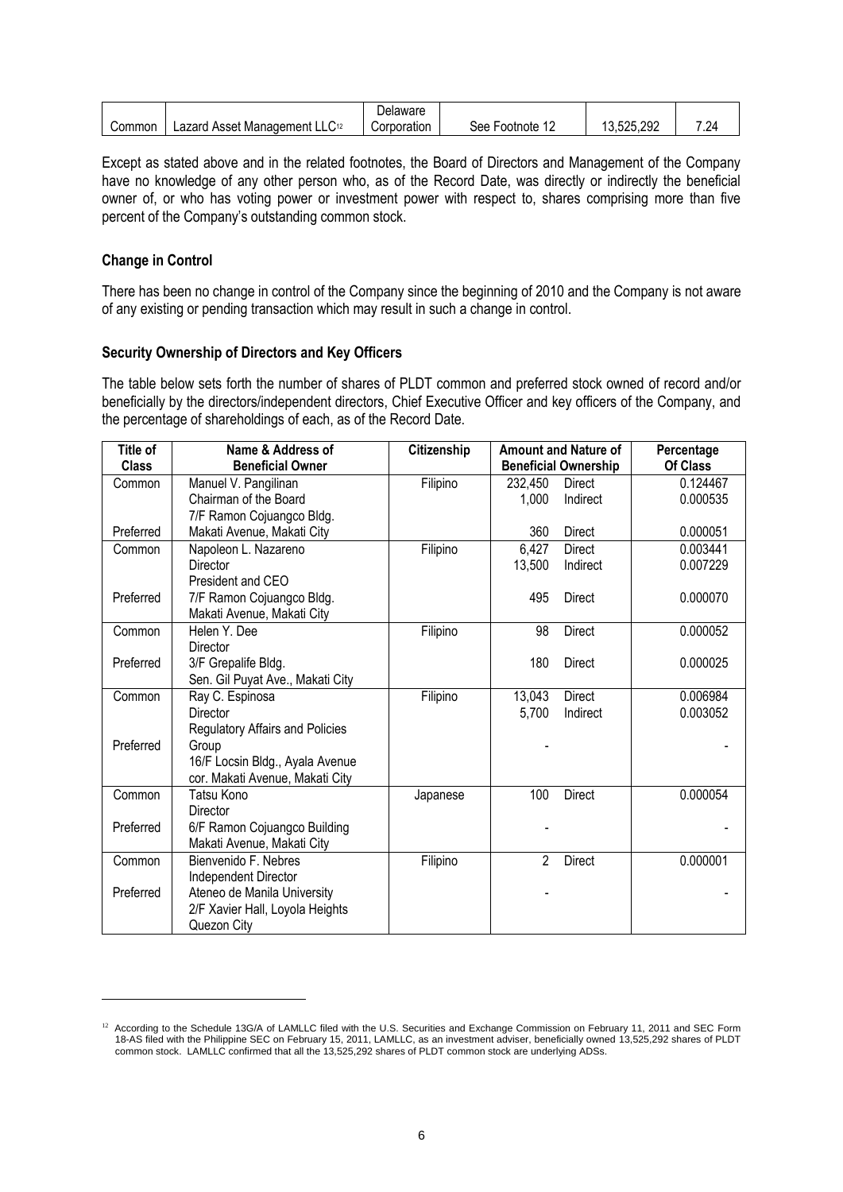| Common | Lazard Asset Management LLC[12] | Delaware Corporation | See Footnote 12 | 13,525,292 | 7.24 |
|---|---|---|---|---|---|

Except as stated above and in the related footnotes, the Board of Directors and Management of the Company have no knowledge of any other person who, as of the Record Date, was directly or indirectly the beneficial owner of, or who has voting power or investment power with respect to, shares comprising more than five percent of the Company's outstanding common stock.

**Change in Control**

There has been no change in control of the Company since the beginning of 2010 and the Company is not aware of any existing or pending transaction which may result in such a change in control.

**Security Ownership of Directors and Key Officers**

The table below sets forth the number of shares of PLDT common and preferred stock owned of record and/or beneficially by the directors/independent directors, Chief Executive Officer and key officers of the Company, and the percentage of shareholdings of each, as of the Record Date.

| Title of Class | Name & Address of Beneficial Owner | Citizenship | Amount and Nature of Beneficial Ownership | | Percentage Of Class |
|---|---|---|---|---|---|
| Common | Manuel V. Pangilinan | Filipino | 232,450 | Direct | 0.124467 |
| | Chairman of the Board | | 1,000 | Indirect | 0.000535 |
| | 7/F Ramon Cojuangco Bldg. | | | | |
| Preferred | Makati Avenue, Makati City | | 360 | Direct | 0.000051 |
| Common | Napoleon L. Nazareno | Filipino | 6,427 | Direct | 0.003441 |
| | Director | | 13,500 | Indirect | 0.007229 |
| | President and CEO | | | | |
| Preferred | 7/F Ramon Cojuangco Bldg. | | 495 | Direct | 0.000070 |
| | Makati Avenue, Makati City | | | | |
| Common | Helen Y. Dee | Filipino | 98 | Direct | 0.000052 |
| | Director | | | | |
| Preferred | 3/F Grepalife Bldg. | | 180 | Direct | 0.000025 |
| | Sen. Gil Puyat Ave., Makati City | | | | |
| Common | Ray C. Espinosa | Filipino | 13,043 | Direct | 0.006984 |
| | Director | | 5,700 | Indirect | 0.003052 |
| | Regulatory Affairs and Policies | | | | |
| Preferred | Group | | - | | - |
| | 16/F Locsin Bldg., Ayala Avenue | | | | |
| | cor. Makati Avenue, Makati City | | | | |
| Common | Tatsu Kono | Japanese | 100 | Direct | 0.000054 |
| | Director | | | | |
| Preferred | 6/F Ramon Cojuangco Building | | - | | - |
| | Makati Avenue, Makati City | | | | |
| Common | Bienvenido F. Nebres | Filipino | 2 | Direct | 0.000001 |
| | Independent Director | | | | |
| Preferred | Ateneo de Manila University | | - | | - |
| | 2/F Xavier Hall, Loyola Heights | | | | |
| | Quezon City | | | | |

[12] According to the Schedule 13G/A of LAMLLC filed with the U.S. Securities and Exchange Commission on February 11, 2011 and SEC Form 18-AS filed with the Philippine SEC on February 15, 2011, LAMLLC, as an investment adviser, beneficially owned 13,525,292 shares of PLDT common stock. LAMLLC confirmed that all the 13,525,292 shares of PLDT common stock are underlying ADSs.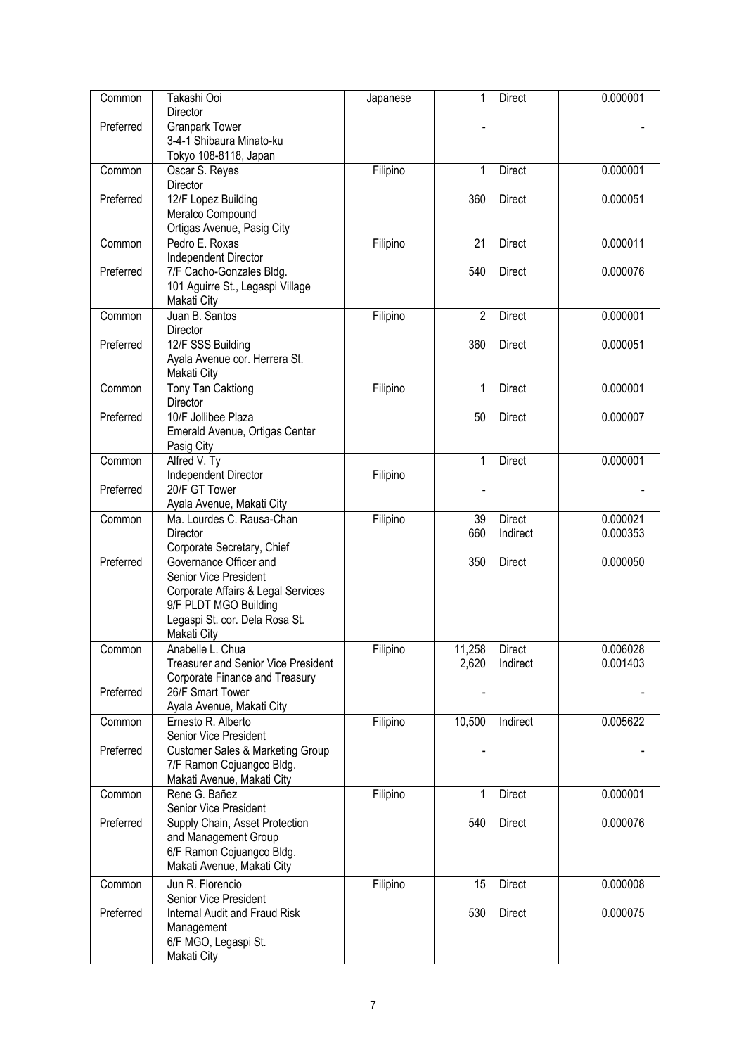| | | | | | |
|---|---|---|---|---|---|
| Common | Takashi Ooi<br>Director | Japanese | 1 | Direct | 0.000001 |
| Preferred | Granpark Tower<br>3-4-1 Shibaura Minato-ku<br>Tokyo 108-8118, Japan | | - | | - |
| Common | Oscar S. Reyes<br>Director | Filipino | 1 | Direct | 0.000001 |
| Preferred | 12/F Lopez Building<br>Meralco Compound<br>Ortigas Avenue, Pasig City | | 360 | Direct | 0.000051 |
| Common | Pedro E. Roxas<br>Independent Director | Filipino | 21 | Direct | 0.000011 |
| Preferred | 7/F Cacho-Gonzales Bldg.<br>101 Aguirre St., Legaspi Village<br>Makati City | | 540 | Direct | 0.000076 |
| Common | Juan B. Santos<br>Director | Filipino | 2 | Direct | 0.000001 |
| Preferred | 12/F SSS Building<br>Ayala Avenue cor. Herrera St.<br>Makati City | | 360 | Direct | 0.000051 |
| Common | Tony Tan Caktiong<br>Director | Filipino | 1 | Direct | 0.000001 |
| Preferred | 10/F Jollibee Plaza<br>Emerald Avenue, Ortigas Center<br>Pasig City | | 50 | Direct | 0.000007 |
| Common | Alfred V. Ty<br>Independent Director | Filipino | 1 | Direct | 0.000001 |
| Preferred | 20/F GT Tower<br>Ayala Avenue, Makati City | | - | | - |
| Common | Ma. Lourdes C. Rausa-Chan<br>Director<br>Corporate Secretary, Chief | Filipino | 39<br>660 | Direct<br>Indirect | 0.000021<br>0.000353 |
| Preferred | Governance Officer and<br>Senior Vice President<br>Corporate Affairs & Legal Services<br>9/F PLDT MGO Building<br>Legaspi St. cor. Dela Rosa St.<br>Makati City | | 350 | Direct | 0.000050 |
| Common | Anabelle L. Chua<br>Treasurer and Senior Vice President<br>Corporate Finance and Treasury | Filipino | 11,258<br>2,620 | Direct<br>Indirect | 0.006028<br>0.001403 |
| Preferred | 26/F Smart Tower<br>Ayala Avenue, Makati City | | - | | - |
| Common | Ernesto R. Alberto<br>Senior Vice President | Filipino | 10,500 | Indirect | 0.005622 |
| Preferred | Customer Sales & Marketing Group<br>7/F Ramon Cojuangco Bldg.<br>Makati Avenue, Makati City | | - | | - |
| Common | Rene G. Bañez<br>Senior Vice President | Filipino | 1 | Direct | 0.000001 |
| Preferred | Supply Chain, Asset Protection<br>and Management Group<br>6/F Ramon Cojuangco Bldg.<br>Makati Avenue, Makati City | | 540 | Direct | 0.000076 |
| Common | Jun R. Florencio<br>Senior Vice President | Filipino | 15 | Direct | 0.000008 |
| Preferred | Internal Audit and Fraud Risk<br>Management<br>6/F MGO, Legaspi St.<br>Makati City | | 530 | Direct | 0.000075 |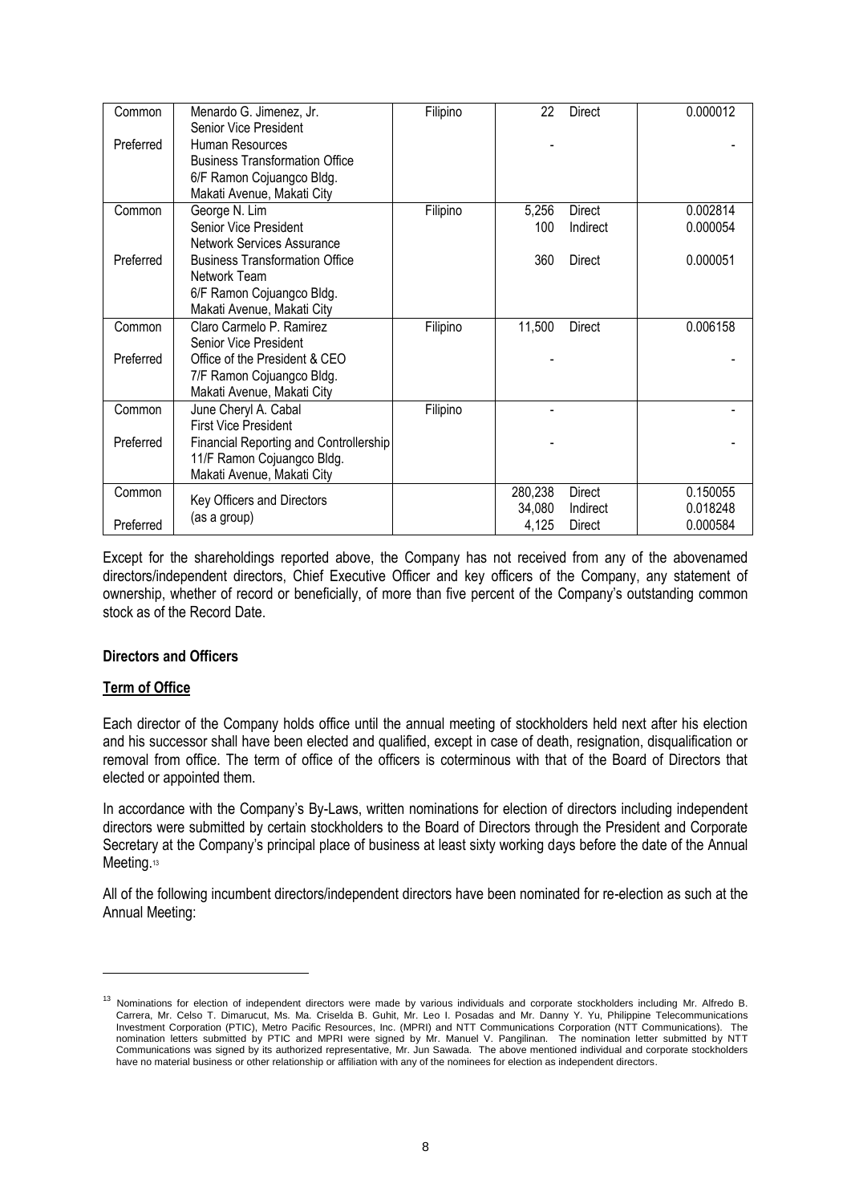| | | | | | |
|---|---|---|---|---|---|
| Common<br><br>Preferred | Menardo G. Jimenez, Jr.<br>Senior Vice President<br>Human Resources<br>Business Transformation Office<br>6/F Ramon Cojuangco Bldg.<br>Makati Avenue, Makati City | Filipino | 22<br><br>- | Direct | 0.000012<br><br>- |
| Common<br><br><br>Preferred | George N. Lim<br>Senior Vice President<br>Network Services Assurance<br>Business Transformation Office<br>Network Team<br>6/F Ramon Cojuangco Bldg.<br>Makati Avenue, Makati City | Filipino | 5,256<br>100<br><br>360 | Direct<br>Indirect<br><br>Direct | 0.002814<br>0.000054<br><br>0.000051 |
| Common<br><br>Preferred | Claro Carmelo P. Ramirez<br>Senior Vice President<br>Office of the President & CEO<br>7/F Ramon Cojuangco Bldg.<br>Makati Avenue, Makati City | Filipino | 11,500<br><br>- | Direct | 0.006158<br><br>- |
| Common<br><br>Preferred | June Cheryl A. Cabal<br>First Vice President<br>Financial Reporting and Controllership<br>11/F Ramon Cojuangco Bldg.<br>Makati Avenue, Makati City | Filipino | -<br><br>- | | -<br><br>- |
| Common<br><br>Preferred | Key Officers and Directors<br>(as a group) | | 280,238<br>34,080<br>4,125 | Direct<br>Indirect<br>Direct | 0.150055<br>0.018248<br>0.000584 |

Except for the shareholdings reported above, the Company has not received from any of the abovenamed directors/independent directors, Chief Executive Officer and key officers of the Company, any statement of ownership, whether of record or beneficially, of more than five percent of the Company's outstanding common stock as of the Record Date.

**Directors and Officers**

**Term of Office**

Each director of the Company holds office until the annual meeting of stockholders held next after his election and his successor shall have been elected and qualified, except in case of death, resignation, disqualification or removal from office. The term of office of the officers is coterminous with that of the Board of Directors that elected or appointed them.

In accordance with the Company's By-Laws, written nominations for election of directors including independent directors were submitted by certain stockholders to the Board of Directors through the President and Corporate Secretary at the Company's principal place of business at least sixty working days before the date of the Annual Meeting.[13]

All of the following incumbent directors/independent directors have been nominated for re-election as such at the Annual Meeting:

[13] Nominations for election of independent directors were made by various individuals and corporate stockholders including Mr. Alfredo B. Carrera, Mr. Celso T. Dimarucut, Ms. Ma. Criselda B. Guhit, Mr. Leo I. Posadas and Mr. Danny Y. Yu, Philippine Telecommunications Investment Corporation (PTIC), Metro Pacific Resources, Inc. (MPRI) and NTT Communications Corporation (NTT Communications). The nomination letters submitted by PTIC and MPRI were signed by Mr. Manuel V. Pangilinan. The nomination letter submitted by NTT Communications was signed by its authorized representative, Mr. Jun Sawada. The above mentioned individual and corporate stockholders have no material business or other relationship or affiliation with any of the nominees for election as independent directors.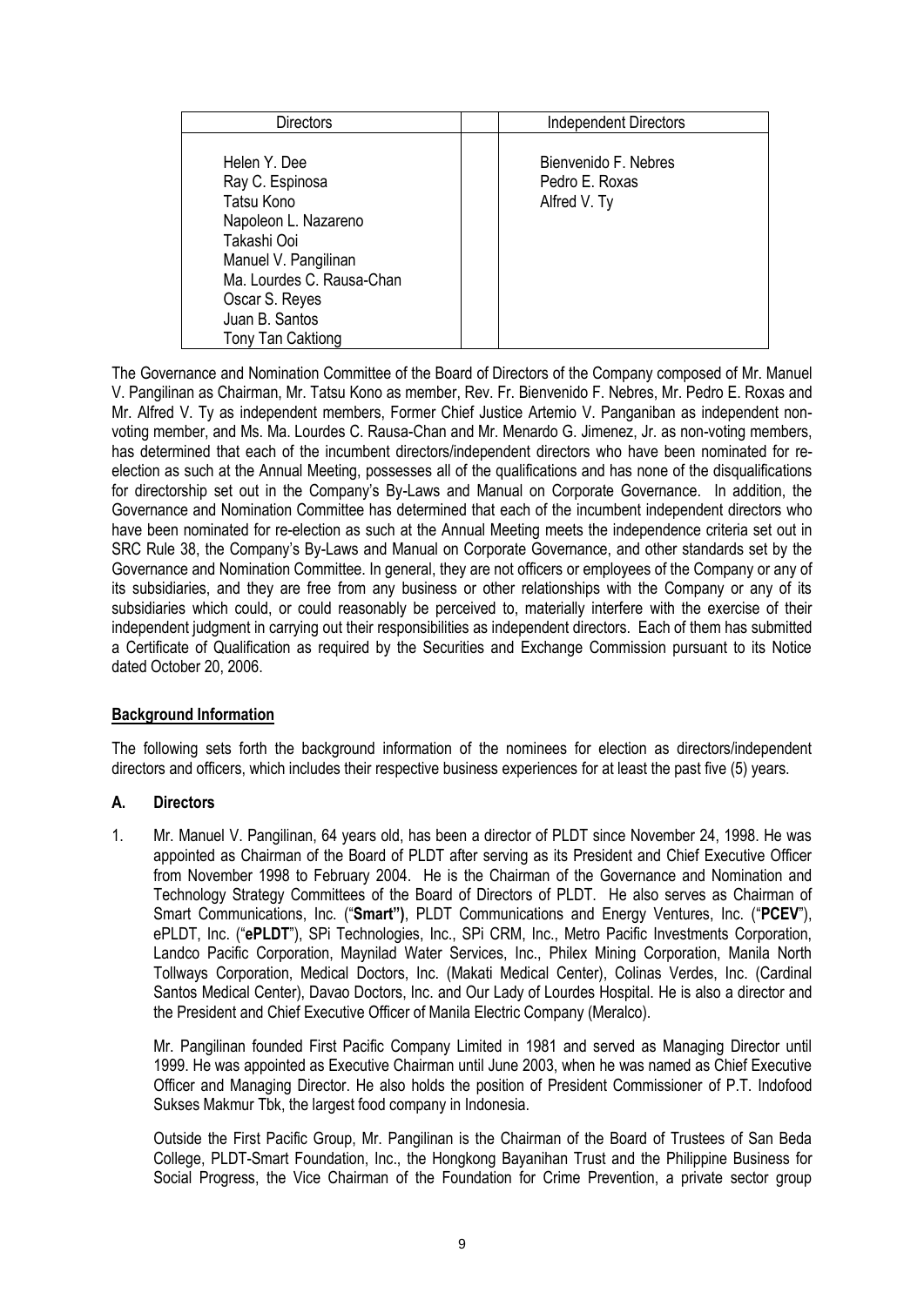| Directors | | Independent Directors |
|---|---|---|
| Helen Y. Dee<br>Ray C. Espinosa<br>Tatsu Kono<br>Napoleon L. Nazareno<br>Takashi Ooi<br>Manuel V. Pangilinan<br>Ma. Lourdes C. Rausa-Chan<br>Oscar S. Reyes<br>Juan B. Santos<br>Tony Tan Caktiong | | Bienvenido F. Nebres<br>Pedro E. Roxas<br>Alfred V. Ty |

The Governance and Nomination Committee of the Board of Directors of the Company composed of Mr. Manuel V. Pangilinan as Chairman, Mr. Tatsu Kono as member, Rev. Fr. Bienvenido F. Nebres, Mr. Pedro E. Roxas and Mr. Alfred V. Ty as independent members, Former Chief Justice Artemio V. Panganiban as independent non-voting member, and Ms. Ma. Lourdes C. Rausa-Chan and Mr. Menardo G. Jimenez, Jr. as non-voting members, has determined that each of the incumbent directors/independent directors who have been nominated for re-election as such at the Annual Meeting, possesses all of the qualifications and has none of the disqualifications for directorship set out in the Company's By-Laws and Manual on Corporate Governance. In addition, the Governance and Nomination Committee has determined that each of the incumbent independent directors who have been nominated for re-election as such at the Annual Meeting meets the independence criteria set out in SRC Rule 38, the Company's By-Laws and Manual on Corporate Governance, and other standards set by the Governance and Nomination Committee. In general, they are not officers or employees of the Company or any of its subsidiaries, and they are free from any business or other relationships with the Company or any of its subsidiaries which could, or could reasonably be perceived to, materially interfere with the exercise of their independent judgment in carrying out their responsibilities as independent directors. Each of them has submitted a Certificate of Qualification as required by the Securities and Exchange Commission pursuant to its Notice dated October 20, 2006.

## Background Information

The following sets forth the background information of the nominees for election as directors/independent directors and officers, which includes their respective business experiences for at least the past five (5) years.

### A. Directors

1. Mr. Manuel V. Pangilinan, 64 years old, has been a director of PLDT since November 24, 1998. He was appointed as Chairman of the Board of PLDT after serving as its President and Chief Executive Officer from November 1998 to February 2004. He is the Chairman of the Governance and Nomination and Technology Strategy Committees of the Board of Directors of PLDT. He also serves as Chairman of Smart Communications, Inc. ("**Smart")**, PLDT Communications and Energy Ventures, Inc. ("**PCEV**"), ePLDT, Inc. ("**ePLDT**"), SPi Technologies, Inc., SPi CRM, Inc., Metro Pacific Investments Corporation, Landco Pacific Corporation, Maynilad Water Services, Inc., Philex Mining Corporation, Manila North Tollways Corporation, Medical Doctors, Inc. (Makati Medical Center), Colinas Verdes, Inc. (Cardinal Santos Medical Center), Davao Doctors, Inc. and Our Lady of Lourdes Hospital. He is also a director and the President and Chief Executive Officer of Manila Electric Company (Meralco).

   Mr. Pangilinan founded First Pacific Company Limited in 1981 and served as Managing Director until 1999. He was appointed as Executive Chairman until June 2003, when he was named as Chief Executive Officer and Managing Director. He also holds the position of President Commissioner of P.T. Indofood Sukses Makmur Tbk, the largest food company in Indonesia.

   Outside the First Pacific Group, Mr. Pangilinan is the Chairman of the Board of Trustees of San Beda College, PLDT-Smart Foundation, Inc., the Hongkong Bayanihan Trust and the Philippine Business for Social Progress, the Vice Chairman of the Foundation for Crime Prevention, a private sector group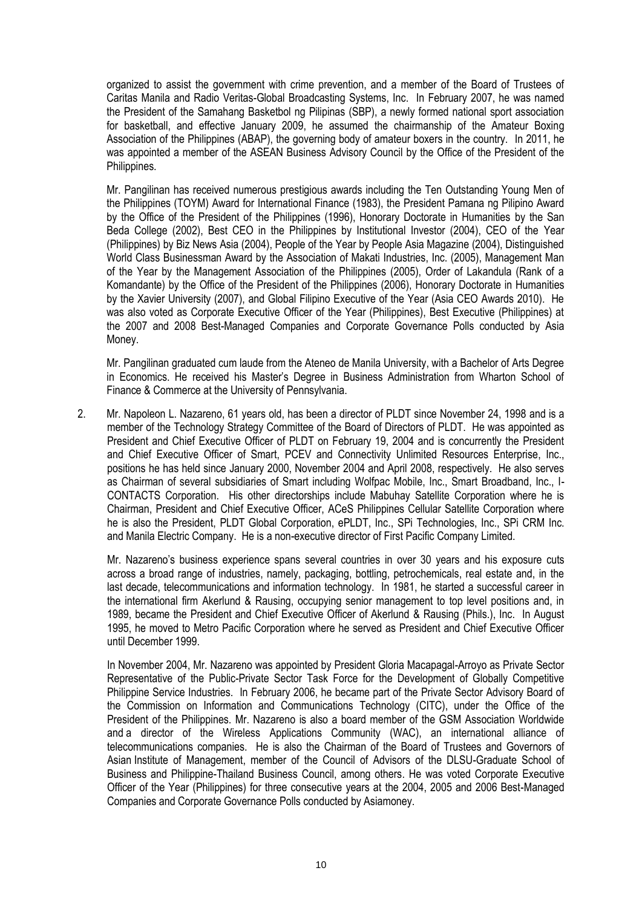organized to assist the government with crime prevention, and a member of the Board of Trustees of Caritas Manila and Radio Veritas-Global Broadcasting Systems, Inc. In February 2007, he was named the President of the Samahang Basketbol ng Pilipinas (SBP), a newly formed national sport association for basketball, and effective January 2009, he assumed the chairmanship of the Amateur Boxing Association of the Philippines (ABAP), the governing body of amateur boxers in the country. In 2011, he was appointed a member of the ASEAN Business Advisory Council by the Office of the President of the Philippines.

Mr. Pangilinan has received numerous prestigious awards including the Ten Outstanding Young Men of the Philippines (TOYM) Award for International Finance (1983), the President Pamana ng Pilipino Award by the Office of the President of the Philippines (1996), Honorary Doctorate in Humanities by the San Beda College (2002), Best CEO in the Philippines by Institutional Investor (2004), CEO of the Year (Philippines) by Biz News Asia (2004), People of the Year by People Asia Magazine (2004), Distinguished World Class Businessman Award by the Association of Makati Industries, Inc. (2005), Management Man of the Year by the Management Association of the Philippines (2005), Order of Lakandula (Rank of a Komandante) by the Office of the President of the Philippines (2006), Honorary Doctorate in Humanities by the Xavier University (2007), and Global Filipino Executive of the Year (Asia CEO Awards 2010). He was also voted as Corporate Executive Officer of the Year (Philippines), Best Executive (Philippines) at the 2007 and 2008 Best-Managed Companies and Corporate Governance Polls conducted by Asia Money.

Mr. Pangilinan graduated cum laude from the Ateneo de Manila University, with a Bachelor of Arts Degree in Economics. He received his Master's Degree in Business Administration from Wharton School of Finance & Commerce at the University of Pennsylvania.

2. Mr. Napoleon L. Nazareno, 61 years old, has been a director of PLDT since November 24, 1998 and is a member of the Technology Strategy Committee of the Board of Directors of PLDT. He was appointed as President and Chief Executive Officer of PLDT on February 19, 2004 and is concurrently the President and Chief Executive Officer of Smart, PCEV and Connectivity Unlimited Resources Enterprise, Inc., positions he has held since January 2000, November 2004 and April 2008, respectively. He also serves as Chairman of several subsidiaries of Smart including Wolfpac Mobile, Inc., Smart Broadband, Inc., I-CONTACTS Corporation. His other directorships include Mabuhay Satellite Corporation where he is Chairman, President and Chief Executive Officer, ACeS Philippines Cellular Satellite Corporation where he is also the President, PLDT Global Corporation, ePLDT, Inc., SPi Technologies, Inc., SPi CRM Inc. and Manila Electric Company. He is a non-executive director of First Pacific Company Limited.

   Mr. Nazareno's business experience spans several countries in over 30 years and his exposure cuts across a broad range of industries, namely, packaging, bottling, petrochemicals, real estate and, in the last decade, telecommunications and information technology. In 1981, he started a successful career in the international firm Akerlund & Rausing, occupying senior management to top level positions and, in 1989, became the President and Chief Executive Officer of Akerlund & Rausing (Phils.), Inc. In August 1995, he moved to Metro Pacific Corporation where he served as President and Chief Executive Officer until December 1999.

   In November 2004, Mr. Nazareno was appointed by President Gloria Macapagal-Arroyo as Private Sector Representative of the Public-Private Sector Task Force for the Development of Globally Competitive Philippine Service Industries. In February 2006, he became part of the Private Sector Advisory Board of the Commission on Information and Communications Technology (CITC), under the Office of the President of the Philippines. Mr. Nazareno is also a board member of the GSM Association Worldwide and a director of the Wireless Applications Community (WAC), an international alliance of telecommunications companies. He is also the Chairman of the Board of Trustees and Governors of Asian Institute of Management, member of the Council of Advisors of the DLSU-Graduate School of Business and Philippine-Thailand Business Council, among others. He was voted Corporate Executive Officer of the Year (Philippines) for three consecutive years at the 2004, 2005 and 2006 Best-Managed Companies and Corporate Governance Polls conducted by Asiamoney.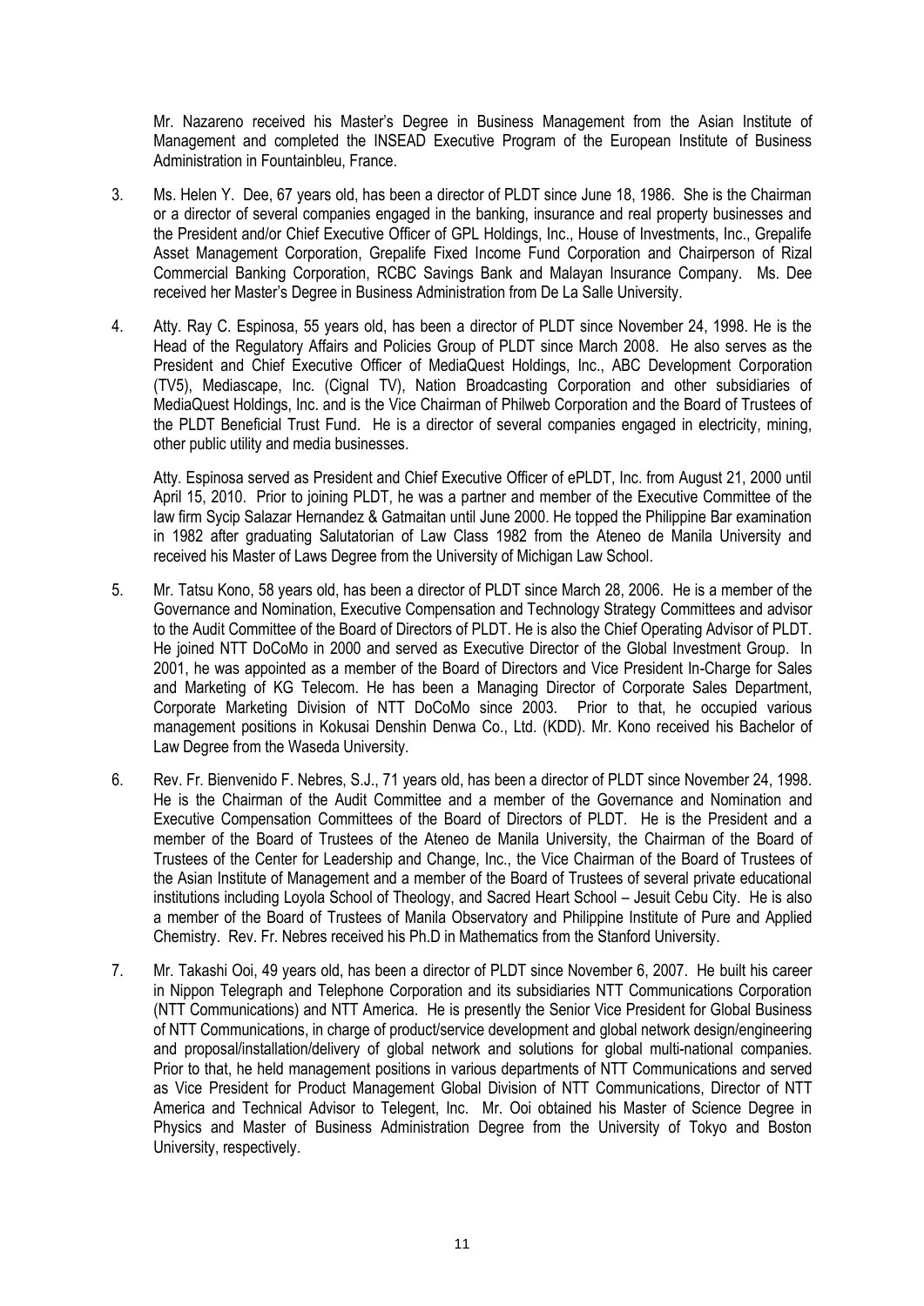Mr. Nazareno received his Master's Degree in Business Management from the Asian Institute of Management and completed the INSEAD Executive Program of the European Institute of Business Administration in Fountainbleu, France.

3. Ms. Helen Y. Dee, 67 years old, has been a director of PLDT since June 18, 1986. She is the Chairman or a director of several companies engaged in the banking, insurance and real property businesses and the President and/or Chief Executive Officer of GPL Holdings, Inc., House of Investments, Inc., Grepalife Asset Management Corporation, Grepalife Fixed Income Fund Corporation and Chairperson of Rizal Commercial Banking Corporation, RCBC Savings Bank and Malayan Insurance Company. Ms. Dee received her Master's Degree in Business Administration from De La Salle University.

4. Atty. Ray C. Espinosa, 55 years old, has been a director of PLDT since November 24, 1998. He is the Head of the Regulatory Affairs and Policies Group of PLDT since March 2008. He also serves as the President and Chief Executive Officer of MediaQuest Holdings, Inc., ABC Development Corporation (TV5), Mediascape, Inc. (Cignal TV), Nation Broadcasting Corporation and other subsidiaries of MediaQuest Holdings, Inc. and is the Vice Chairman of Philweb Corporation and the Board of Trustees of the PLDT Beneficial Trust Fund. He is a director of several companies engaged in electricity, mining, other public utility and media businesses.

   Atty. Espinosa served as President and Chief Executive Officer of ePLDT, Inc. from August 21, 2000 until April 15, 2010. Prior to joining PLDT, he was a partner and member of the Executive Committee of the law firm Sycip Salazar Hernandez & Gatmaitan until June 2000. He topped the Philippine Bar examination in 1982 after graduating Salutatorian of Law Class 1982 from the Ateneo de Manila University and received his Master of Laws Degree from the University of Michigan Law School.

5. Mr. Tatsu Kono, 58 years old, has been a director of PLDT since March 28, 2006. He is a member of the Governance and Nomination, Executive Compensation and Technology Strategy Committees and advisor to the Audit Committee of the Board of Directors of PLDT. He is also the Chief Operating Advisor of PLDT. He joined NTT DoCoMo in 2000 and served as Executive Director of the Global Investment Group. In 2001, he was appointed as a member of the Board of Directors and Vice President In-Charge for Sales and Marketing of KG Telecom. He has been a Managing Director of Corporate Sales Department, Corporate Marketing Division of NTT DoCoMo since 2003. Prior to that, he occupied various management positions in Kokusai Denshin Denwa Co., Ltd. (KDD). Mr. Kono received his Bachelor of Law Degree from the Waseda University.

6. Rev. Fr. Bienvenido F. Nebres, S.J., 71 years old, has been a director of PLDT since November 24, 1998. He is the Chairman of the Audit Committee and a member of the Governance and Nomination and Executive Compensation Committees of the Board of Directors of PLDT. He is the President and a member of the Board of Trustees of the Ateneo de Manila University, the Chairman of the Board of Trustees of the Center for Leadership and Change, Inc., the Vice Chairman of the Board of Trustees of the Asian Institute of Management and a member of the Board of Trustees of several private educational institutions including Loyola School of Theology, and Sacred Heart School – Jesuit Cebu City. He is also a member of the Board of Trustees of Manila Observatory and Philippine Institute of Pure and Applied Chemistry. Rev. Fr. Nebres received his Ph.D in Mathematics from the Stanford University.

7. Mr. Takashi Ooi, 49 years old, has been a director of PLDT since November 6, 2007. He built his career in Nippon Telegraph and Telephone Corporation and its subsidiaries NTT Communications Corporation (NTT Communications) and NTT America. He is presently the Senior Vice President for Global Business of NTT Communications, in charge of product/service development and global network design/engineering and proposal/installation/delivery of global network and solutions for global multi-national companies. Prior to that, he held management positions in various departments of NTT Communications and served as Vice President for Product Management Global Division of NTT Communications, Director of NTT America and Technical Advisor to Telegent, Inc. Mr. Ooi obtained his Master of Science Degree in Physics and Master of Business Administration Degree from the University of Tokyo and Boston University, respectively.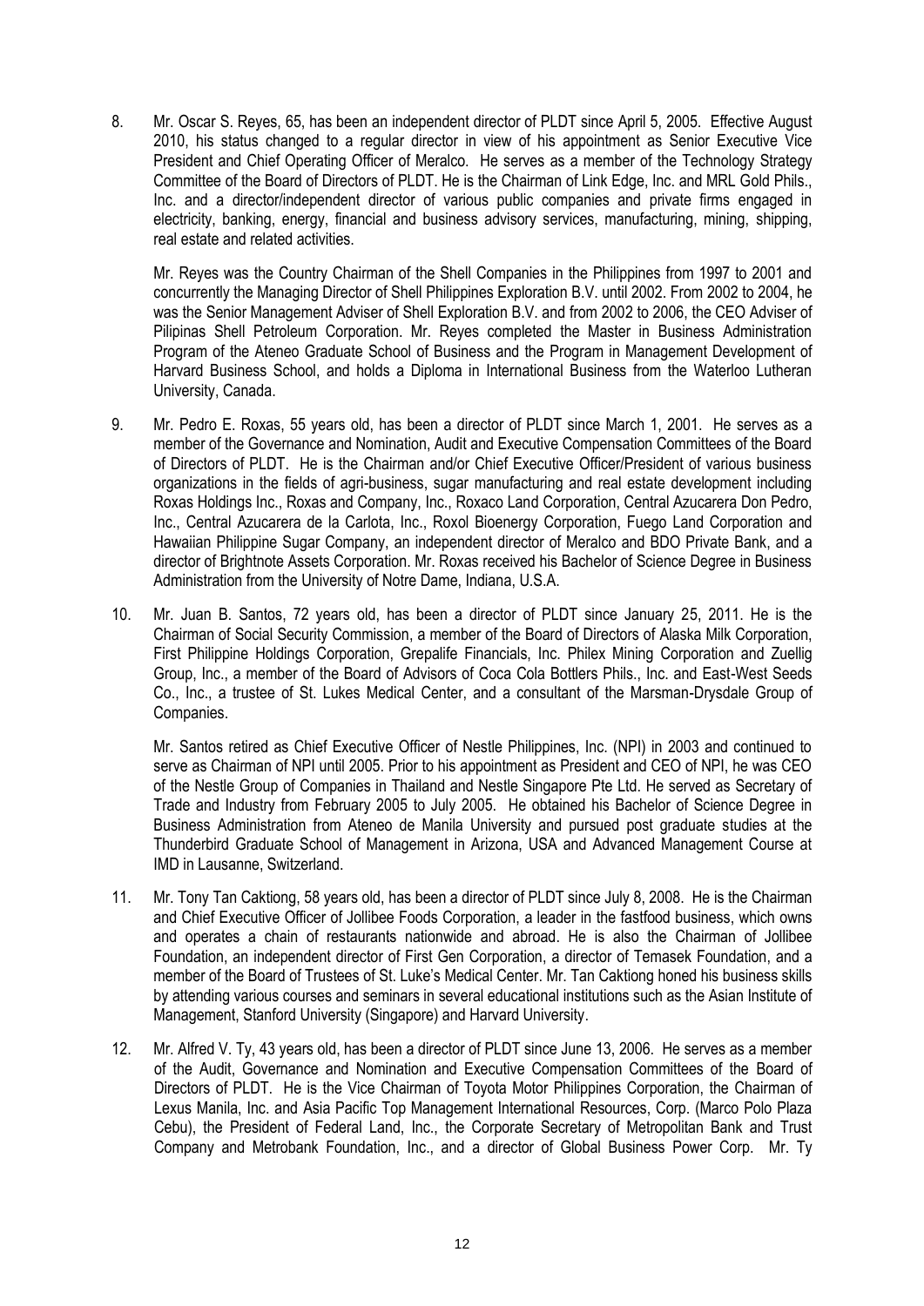8. Mr. Oscar S. Reyes, 65, has been an independent director of PLDT since April 5, 2005. Effective August 2010, his status changed to a regular director in view of his appointment as Senior Executive Vice President and Chief Operating Officer of Meralco. He serves as a member of the Technology Strategy Committee of the Board of Directors of PLDT. He is the Chairman of Link Edge, Inc. and MRL Gold Phils., Inc. and a director/independent director of various public companies and private firms engaged in electricity, banking, energy, financial and business advisory services, manufacturing, mining, shipping, real estate and related activities.

   Mr. Reyes was the Country Chairman of the Shell Companies in the Philippines from 1997 to 2001 and concurrently the Managing Director of Shell Philippines Exploration B.V. until 2002. From 2002 to 2004, he was the Senior Management Adviser of Shell Exploration B.V. and from 2002 to 2006, the CEO Adviser of Pilipinas Shell Petroleum Corporation. Mr. Reyes completed the Master in Business Administration Program of the Ateneo Graduate School of Business and the Program in Management Development of Harvard Business School, and holds a Diploma in International Business from the Waterloo Lutheran University, Canada.

9. Mr. Pedro E. Roxas, 55 years old, has been a director of PLDT since March 1, 2001. He serves as a member of the Governance and Nomination, Audit and Executive Compensation Committees of the Board of Directors of PLDT. He is the Chairman and/or Chief Executive Officer/President of various business organizations in the fields of agri-business, sugar manufacturing and real estate development including Roxas Holdings Inc., Roxas and Company, Inc., Roxaco Land Corporation, Central Azucarera Don Pedro, Inc., Central Azucarera de la Carlota, Inc., Roxol Bioenergy Corporation, Fuego Land Corporation and Hawaiian Philippine Sugar Company, an independent director of Meralco and BDO Private Bank, and a director of Brightnote Assets Corporation. Mr. Roxas received his Bachelor of Science Degree in Business Administration from the University of Notre Dame, Indiana, U.S.A.

10. Mr. Juan B. Santos, 72 years old, has been a director of PLDT since January 25, 2011. He is the Chairman of Social Security Commission, a member of the Board of Directors of Alaska Milk Corporation, First Philippine Holdings Corporation, Grepalife Financials, Inc. Philex Mining Corporation and Zuellig Group, Inc., a member of the Board of Advisors of Coca Cola Bottlers Phils., Inc. and East-West Seeds Co., Inc., a trustee of St. Lukes Medical Center, and a consultant of the Marsman-Drysdale Group of Companies.

    Mr. Santos retired as Chief Executive Officer of Nestle Philippines, Inc. (NPI) in 2003 and continued to serve as Chairman of NPI until 2005. Prior to his appointment as President and CEO of NPI, he was CEO of the Nestle Group of Companies in Thailand and Nestle Singapore Pte Ltd. He served as Secretary of Trade and Industry from February 2005 to July 2005. He obtained his Bachelor of Science Degree in Business Administration from Ateneo de Manila University and pursued post graduate studies at the Thunderbird Graduate School of Management in Arizona, USA and Advanced Management Course at IMD in Lausanne, Switzerland.

11. Mr. Tony Tan Caktiong, 58 years old, has been a director of PLDT since July 8, 2008. He is the Chairman and Chief Executive Officer of Jollibee Foods Corporation, a leader in the fastfood business, which owns and operates a chain of restaurants nationwide and abroad. He is also the Chairman of Jollibee Foundation, an independent director of First Gen Corporation, a director of Temasek Foundation, and a member of the Board of Trustees of St. Luke's Medical Center. Mr. Tan Caktiong honed his business skills by attending various courses and seminars in several educational institutions such as the Asian Institute of Management, Stanford University (Singapore) and Harvard University.

12. Mr. Alfred V. Ty, 43 years old, has been a director of PLDT since June 13, 2006. He serves as a member of the Audit, Governance and Nomination and Executive Compensation Committees of the Board of Directors of PLDT. He is the Vice Chairman of Toyota Motor Philippines Corporation, the Chairman of Lexus Manila, Inc. and Asia Pacific Top Management International Resources, Corp. (Marco Polo Plaza Cebu), the President of Federal Land, Inc., the Corporate Secretary of Metropolitan Bank and Trust Company and Metrobank Foundation, Inc., and a director of Global Business Power Corp. Mr. Ty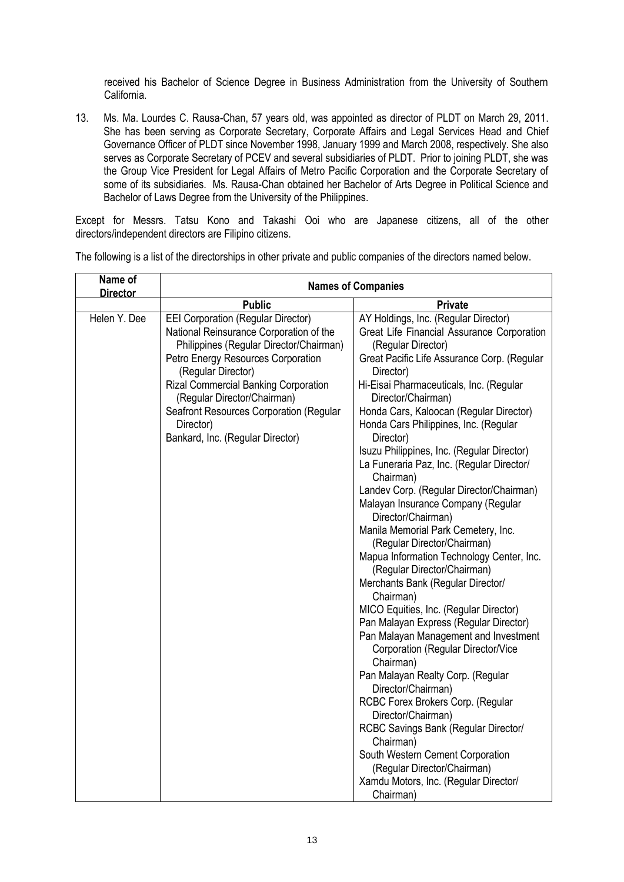received his Bachelor of Science Degree in Business Administration from the University of Southern California.

13. Ms. Ma. Lourdes C. Rausa-Chan, 57 years old, was appointed as director of PLDT on March 29, 2011. She has been serving as Corporate Secretary, Corporate Affairs and Legal Services Head and Chief Governance Officer of PLDT since November 1998, January 1999 and March 2008, respectively. She also serves as Corporate Secretary of PCEV and several subsidiaries of PLDT. Prior to joining PLDT, she was the Group Vice President for Legal Affairs of Metro Pacific Corporation and the Corporate Secretary of some of its subsidiaries. Ms. Rausa-Chan obtained her Bachelor of Arts Degree in Political Science and Bachelor of Laws Degree from the University of the Philippines.

Except for Messrs. Tatsu Kono and Takashi Ooi who are Japanese citizens, all of the other directors/independent directors are Filipino citizens.

The following is a list of the directorships in other private and public companies of the directors named below.

| Name of Director | Names of Companies | |
|---|---|---|
| | **Public** | **Private** |
| Helen Y. Dee | EEI Corporation (Regular Director)<br>National Reinsurance Corporation of the Philippines (Regular Director/Chairman)<br>Petro Energy Resources Corporation (Regular Director)<br>Rizal Commercial Banking Corporation (Regular Director/Chairman)<br>Seafront Resources Corporation (Regular Director)<br>Bankard, Inc. (Regular Director) | AY Holdings, Inc. (Regular Director)<br>Great Life Financial Assurance Corporation (Regular Director)<br>Great Pacific Life Assurance Corp. (Regular Director)<br>Hi-Eisai Pharmaceuticals, Inc. (Regular Director/Chairman)<br>Honda Cars, Kaloocan (Regular Director)<br>Honda Cars Philippines, Inc. (Regular Director)<br>Isuzu Philippines, Inc. (Regular Director)<br>La Funeraria Paz, Inc. (Regular Director/ Chairman)<br>Landev Corp. (Regular Director/Chairman)<br>Malayan Insurance Company (Regular Director/Chairman)<br>Manila Memorial Park Cemetery, Inc. (Regular Director/Chairman)<br>Mapua Information Technology Center, Inc. (Regular Director/Chairman)<br>Merchants Bank (Regular Director/ Chairman)<br>MICO Equities, Inc. (Regular Director)<br>Pan Malayan Express (Regular Director)<br>Pan Malayan Management and Investment Corporation (Regular Director/Vice Chairman)<br>Pan Malayan Realty Corp. (Regular Director/Chairman)<br>RCBC Forex Brokers Corp. (Regular Director/Chairman)<br>RCBC Savings Bank (Regular Director/ Chairman)<br>South Western Cement Corporation (Regular Director/Chairman)<br>Xamdu Motors, Inc. (Regular Director/ Chairman) |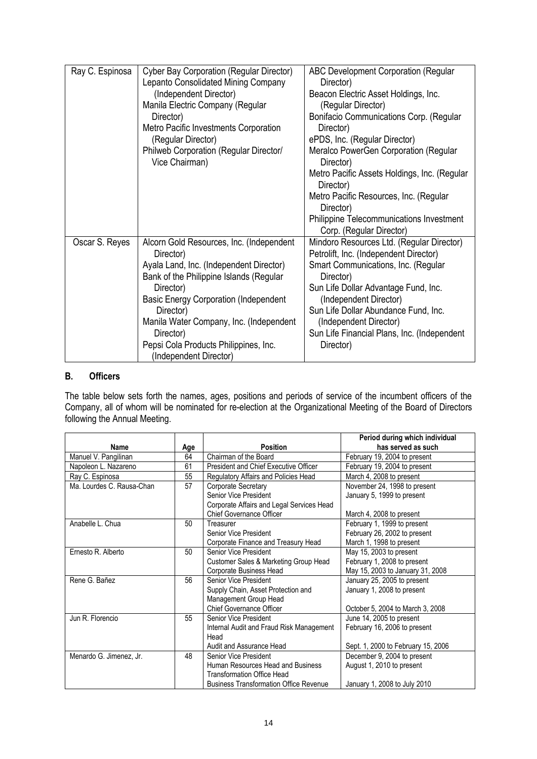| | | |
|---|---|---|
| Ray C. Espinosa | Cyber Bay Corporation (Regular Director)<br>Lepanto Consolidated Mining Company (Independent Director)<br>Manila Electric Company (Regular Director)<br>Metro Pacific Investments Corporation (Regular Director)<br>Philweb Corporation (Regular Director/ Vice Chairman) | ABC Development Corporation (Regular Director)<br>Beacon Electric Asset Holdings, Inc. (Regular Director)<br>Bonifacio Communications Corp. (Regular Director)<br>ePDS, Inc. (Regular Director)<br>Meralco PowerGen Corporation (Regular Director)<br>Metro Pacific Assets Holdings, Inc. (Regular Director)<br>Metro Pacific Resources, Inc. (Regular Director)<br>Philippine Telecommunications Investment Corp. (Regular Director) |
| Oscar S. Reyes | Alcorn Gold Resources, Inc. (Independent Director)<br>Ayala Land, Inc. (Independent Director)<br>Bank of the Philippine Islands (Regular Director)<br>Basic Energy Corporation (Independent Director)<br>Manila Water Company, Inc. (Independent Director)<br>Pepsi Cola Products Philippines, Inc. (Independent Director) | Mindoro Resources Ltd. (Regular Director)<br>Petrolift, Inc. (Independent Director)<br>Smart Communications, Inc. (Regular Director)<br>Sun Life Dollar Advantage Fund, Inc. (Independent Director)<br>Sun Life Dollar Abundance Fund, Inc. (Independent Director)<br>Sun Life Financial Plans, Inc. (Independent Director) |

## B. Officers

The table below sets forth the names, ages, positions and periods of service of the incumbent officers of the Company, all of whom will be nominated for re-election at the Organizational Meeting of the Board of Directors following the Annual Meeting.

| Name | Age | Position | Period during which individual has served as such |
|---|---|---|---|
| Manuel V. Pangilinan | 64 | Chairman of the Board | February 19, 2004 to present |
| Napoleon L. Nazareno | 61 | President and Chief Executive Officer | February 19, 2004 to present |
| Ray C. Espinosa | 55 | Regulatory Affairs and Policies Head | March 4, 2008 to present |
| Ma. Lourdes C. Rausa-Chan | 57 | Corporate Secretary<br>Senior Vice President<br>Corporate Affairs and Legal Services Head<br>Chief Governance Officer | November 24, 1998 to present<br>January 5, 1999 to present<br><br>March 4, 2008 to present |
| Anabelle L. Chua | 50 | Treasurer<br>Senior Vice President<br>Corporate Finance and Treasury Head | February 1, 1999 to present<br>February 26, 2002 to present<br>March 1, 1998 to present |
| Ernesto R. Alberto | 50 | Senior Vice President<br>Customer Sales & Marketing Group Head<br>Corporate Business Head | May 15, 2003 to present<br>February 1, 2008 to present<br>May 15, 2003 to January 31, 2008 |
| Rene G. Bañez | 56 | Senior Vice President<br>Supply Chain, Asset Protection and Management Group Head<br>Chief Governance Officer | January 25, 2005 to present<br>January 1, 2008 to present<br><br>October 5, 2004 to March 3, 2008 |
| Jun R. Florencio | 55 | Senior Vice President<br>Internal Audit and Fraud Risk Management Head<br>Audit and Assurance Head | June 14, 2005 to present<br>February 16, 2006 to present<br><br>Sept. 1, 2000 to February 15, 2006 |
| Menardo G. Jimenez, Jr. | 48 | Senior Vice President<br>Human Resources Head and Business Transformation Office Head<br>Business Transformation Office Revenue | December 9, 2004 to present<br>August 1, 2010 to present<br><br>January 1, 2008 to July 2010 |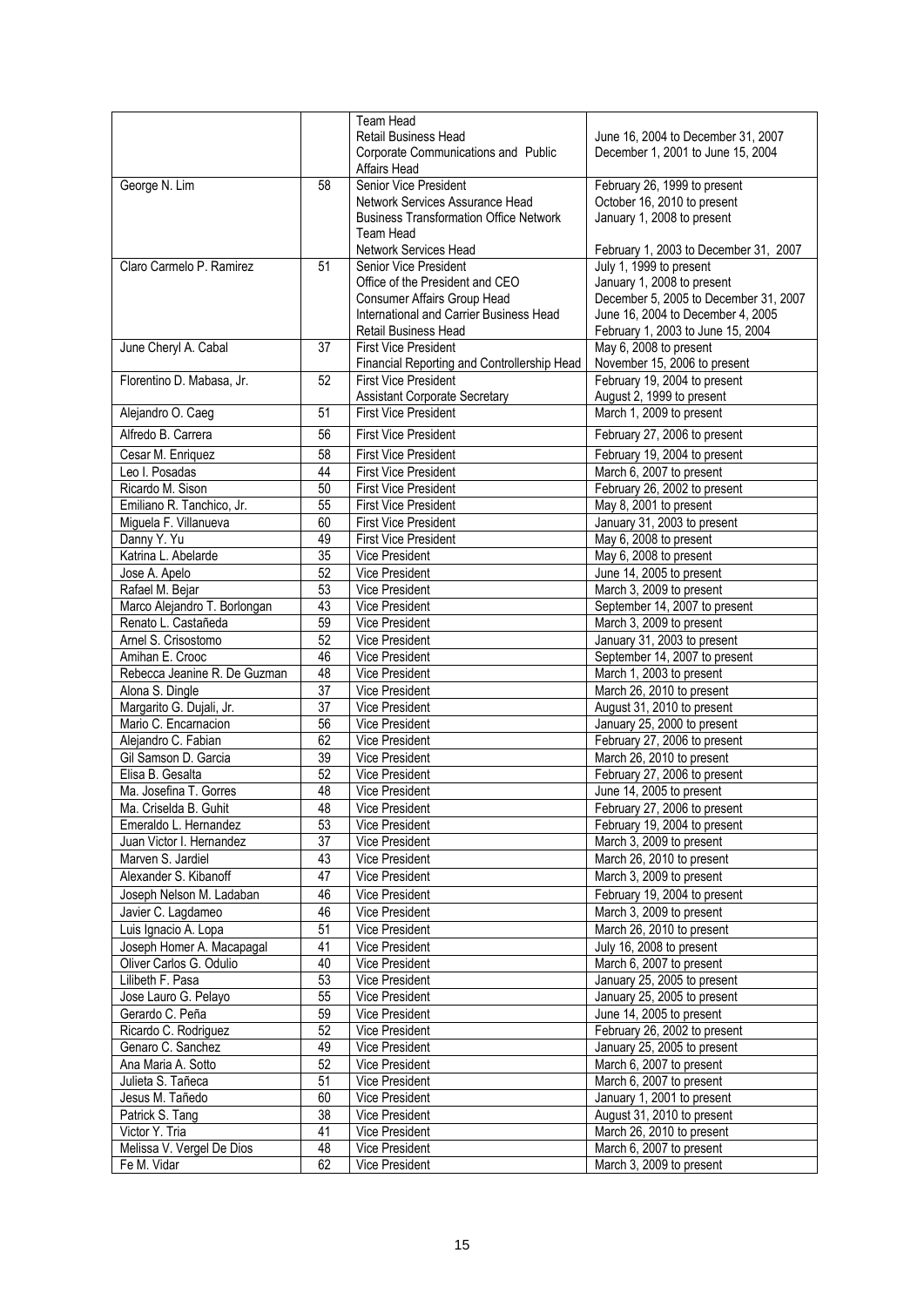| | | | |
|---|---|---|---|
| | | Team Head<br>Retail Business Head<br>Corporate Communications and Public Affairs Head | <br>June 16, 2004 to December 31, 2007<br>December 1, 2001 to June 15, 2004 |
| George N. Lim | 58 | Senior Vice President<br>Network Services Assurance Head<br>Business Transformation Office Network Team Head<br>Network Services Head | February 26, 1999 to present<br>October 16, 2010 to present<br>January 1, 2008 to present<br><br>February 1, 2003 to December 31, 2007 |
| Claro Carmelo P. Ramirez | 51 | Senior Vice President<br>Office of the President and CEO<br>Consumer Affairs Group Head<br>International and Carrier Business Head<br>Retail Business Head | July 1, 1999 to present<br>January 1, 2008 to present<br>December 5, 2005 to December 31, 2007<br>June 16, 2004 to December 4, 2005<br>February 1, 2003 to June 15, 2004 |
| June Cheryl A. Cabal | 37 | First Vice President<br>Financial Reporting and Controllership Head | May 6, 2008 to present<br>November 15, 2006 to present |
| Florentino D. Mabasa, Jr. | 52 | First Vice President<br>Assistant Corporate Secretary | February 19, 2004 to present<br>August 2, 1999 to present |
| Alejandro O. Caeg | 51 | First Vice President | March 1, 2009 to present |
| Alfredo B. Carrera | 56 | First Vice President | February 27, 2006 to present |
| Cesar M. Enriquez | 58 | First Vice President | February 19, 2004 to present |
| Leo I. Posadas | 44 | First Vice President | March 6, 2007 to present |
| Ricardo M. Sison | 50 | First Vice President | February 26, 2002 to present |
| Emiliano R. Tanchico, Jr. | 55 | First Vice President | May 8, 2001 to present |
| Miguela F. Villanueva | 60 | First Vice President | January 31, 2003 to present |
| Danny Y. Yu | 49 | First Vice President | May 6, 2008 to present |
| Katrina L. Abelarde | 35 | Vice President | May 6, 2008 to present |
| Jose A. Apelo | 52 | Vice President | June 14, 2005 to present |
| Rafael M. Bejar | 53 | Vice President | March 3, 2009 to present |
| Marco Alejandro T. Borlongan | 43 | Vice President | September 14, 2007 to present |
| Renato L. Castañeda | 59 | Vice President | March 3, 2009 to present |
| Arnel S. Crisostomo | 52 | Vice President | January 31, 2003 to present |
| Amihan E. Crooc | 46 | Vice President | September 14, 2007 to present |
| Rebecca Jeanine R. De Guzman | 48 | Vice President | March 1, 2003 to present |
| Alona S. Dingle | 37 | Vice President | March 26, 2010 to present |
| Margarito G. Dujali, Jr. | 37 | Vice President | August 31, 2010 to present |
| Mario C. Encarnacion | 56 | Vice President | January 25, 2000 to present |
| Alejandro C. Fabian | 62 | Vice President | February 27, 2006 to present |
| Gil Samson D. Garcia | 39 | Vice President | March 26, 2010 to present |
| Elisa B. Gesalta | 52 | Vice President | February 27, 2006 to present |
| Ma. Josefina T. Gorres | 48 | Vice President | June 14, 2005 to present |
| Ma. Criselda B. Guhit | 48 | Vice President | February 27, 2006 to present |
| Emeraldo L. Hernandez | 53 | Vice President | February 19, 2004 to present |
| Juan Victor I. Hernandez | 37 | Vice President | March 3, 2009 to present |
| Marven S. Jardiel | 43 | Vice President | March 26, 2010 to present |
| Alexander S. Kibanoff | 47 | Vice President | March 3, 2009 to present |
| Joseph Nelson M. Ladaban | 46 | Vice President | February 19, 2004 to present |
| Javier C. Lagdameo | 46 | Vice President | March 3, 2009 to present |
| Luis Ignacio A. Lopa | 51 | Vice President | March 26, 2010 to present |
| Joseph Homer A. Macapagal | 41 | Vice President | July 16, 2008 to present |
| Oliver Carlos G. Odulio | 40 | Vice President | March 6, 2007 to present |
| Lilibeth F. Pasa | 53 | Vice President | January 25, 2005 to present |
| Jose Lauro G. Pelayo | 55 | Vice President | January 25, 2005 to present |
| Gerardo C. Peña | 59 | Vice President | June 14, 2005 to present |
| Ricardo C. Rodriguez | 52 | Vice President | February 26, 2002 to present |
| Genaro C. Sanchez | 49 | Vice President | January 25, 2005 to present |
| Ana Maria A. Sotto | 52 | Vice President | March 6, 2007 to present |
| Julieta S. Tañeca | 51 | Vice President | March 6, 2007 to present |
| Jesus M. Tañedo | 60 | Vice President | January 1, 2001 to present |
| Patrick S. Tang | 38 | Vice President | August 31, 2010 to present |
| Victor Y. Tria | 41 | Vice President | March 26, 2010 to present |
| Melissa V. Vergel De Dios | 48 | Vice President | March 6, 2007 to present |
| Fe M. Vidar | 62 | Vice President | March 3, 2009 to present |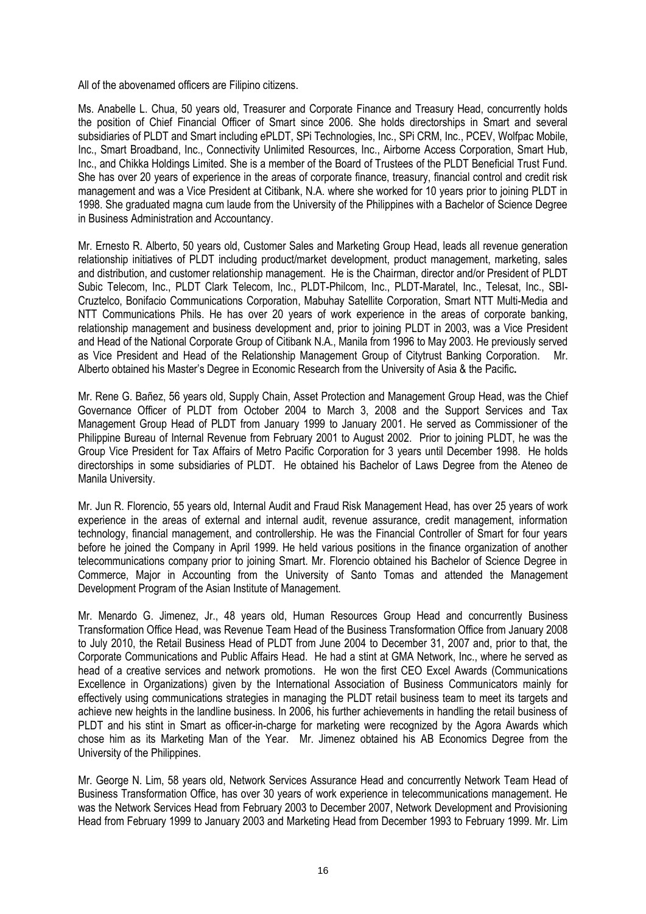All of the abovenamed officers are Filipino citizens.

Ms. Anabelle L. Chua, 50 years old, Treasurer and Corporate Finance and Treasury Head, concurrently holds the position of Chief Financial Officer of Smart since 2006. She holds directorships in Smart and several subsidiaries of PLDT and Smart including ePLDT, SPi Technologies, Inc., SPi CRM, Inc., PCEV, Wolfpac Mobile, Inc., Smart Broadband, Inc., Connectivity Unlimited Resources, Inc., Airborne Access Corporation, Smart Hub, Inc., and Chikka Holdings Limited. She is a member of the Board of Trustees of the PLDT Beneficial Trust Fund. She has over 20 years of experience in the areas of corporate finance, treasury, financial control and credit risk management and was a Vice President at Citibank, N.A. where she worked for 10 years prior to joining PLDT in 1998. She graduated magna cum laude from the University of the Philippines with a Bachelor of Science Degree in Business Administration and Accountancy.

Mr. Ernesto R. Alberto, 50 years old, Customer Sales and Marketing Group Head, leads all revenue generation relationship initiatives of PLDT including product/market development, product management, marketing, sales and distribution, and customer relationship management. He is the Chairman, director and/or President of PLDT Subic Telecom, Inc., PLDT Clark Telecom, Inc., PLDT-Philcom, Inc., PLDT-Maratel, Inc., Telesat, Inc., SBI-Cruztelco, Bonifacio Communications Corporation, Mabuhay Satellite Corporation, Smart NTT Multi-Media and NTT Communications Phils. He has over 20 years of work experience in the areas of corporate banking, relationship management and business development and, prior to joining PLDT in 2003, was a Vice President and Head of the National Corporate Group of Citibank N.A., Manila from 1996 to May 2003. He previously served as Vice President and Head of the Relationship Management Group of Citytrust Banking Corporation. Mr. Alberto obtained his Master's Degree in Economic Research from the University of Asia & the Pacific**.**

Mr. Rene G. Bañez, 56 years old, Supply Chain, Asset Protection and Management Group Head, was the Chief Governance Officer of PLDT from October 2004 to March 3, 2008 and the Support Services and Tax Management Group Head of PLDT from January 1999 to January 2001. He served as Commissioner of the Philippine Bureau of Internal Revenue from February 2001 to August 2002. Prior to joining PLDT, he was the Group Vice President for Tax Affairs of Metro Pacific Corporation for 3 years until December 1998. He holds directorships in some subsidiaries of PLDT. He obtained his Bachelor of Laws Degree from the Ateneo de Manila University.

Mr. Jun R. Florencio, 55 years old, Internal Audit and Fraud Risk Management Head, has over 25 years of work experience in the areas of external and internal audit, revenue assurance, credit management, information technology, financial management, and controllership. He was the Financial Controller of Smart for four years before he joined the Company in April 1999. He held various positions in the finance organization of another telecommunications company prior to joining Smart. Mr. Florencio obtained his Bachelor of Science Degree in Commerce, Major in Accounting from the University of Santo Tomas and attended the Management Development Program of the Asian Institute of Management.

Mr. Menardo G. Jimenez, Jr., 48 years old, Human Resources Group Head and concurrently Business Transformation Office Head, was Revenue Team Head of the Business Transformation Office from January 2008 to July 2010, the Retail Business Head of PLDT from June 2004 to December 31, 2007 and, prior to that, the Corporate Communications and Public Affairs Head. He had a stint at GMA Network, Inc., where he served as head of a creative services and network promotions. He won the first CEO Excel Awards (Communications Excellence in Organizations) given by the International Association of Business Communicators mainly for effectively using communications strategies in managing the PLDT retail business team to meet its targets and achieve new heights in the landline business. In 2006, his further achievements in handling the retail business of PLDT and his stint in Smart as officer-in-charge for marketing were recognized by the Agora Awards which chose him as its Marketing Man of the Year. Mr. Jimenez obtained his AB Economics Degree from the University of the Philippines.

Mr. George N. Lim, 58 years old, Network Services Assurance Head and concurrently Network Team Head of Business Transformation Office, has over 30 years of work experience in telecommunications management. He was the Network Services Head from February 2003 to December 2007, Network Development and Provisioning Head from February 1999 to January 2003 and Marketing Head from December 1993 to February 1999. Mr. Lim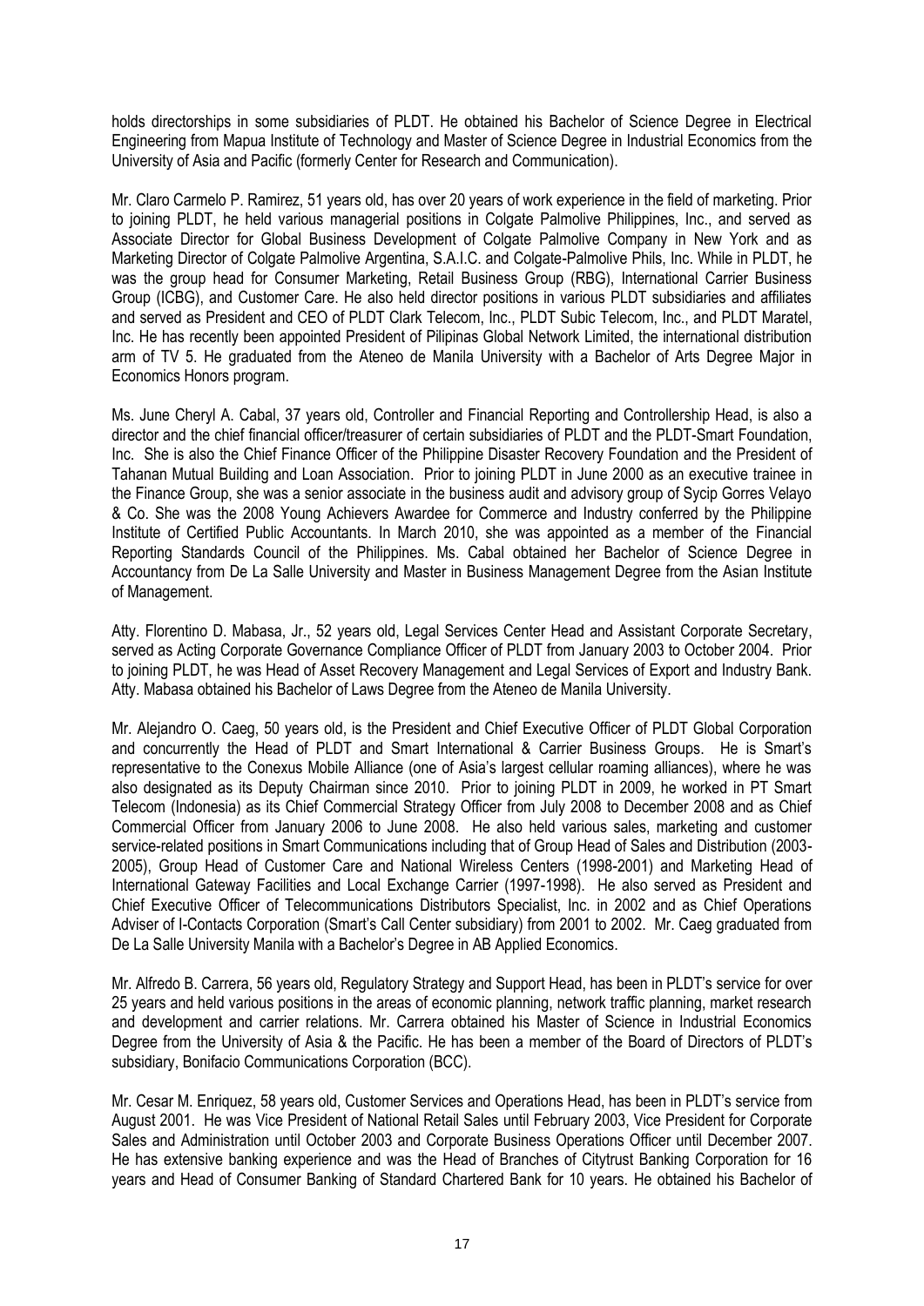holds directorships in some subsidiaries of PLDT. He obtained his Bachelor of Science Degree in Electrical Engineering from Mapua Institute of Technology and Master of Science Degree in Industrial Economics from the University of Asia and Pacific (formerly Center for Research and Communication).

Mr. Claro Carmelo P. Ramirez, 51 years old, has over 20 years of work experience in the field of marketing. Prior to joining PLDT, he held various managerial positions in Colgate Palmolive Philippines, Inc., and served as Associate Director for Global Business Development of Colgate Palmolive Company in New York and as Marketing Director of Colgate Palmolive Argentina, S.A.I.C. and Colgate-Palmolive Phils, Inc. While in PLDT, he was the group head for Consumer Marketing, Retail Business Group (RBG), International Carrier Business Group (ICBG), and Customer Care. He also held director positions in various PLDT subsidiaries and affiliates and served as President and CEO of PLDT Clark Telecom, Inc., PLDT Subic Telecom, Inc., and PLDT Maratel, Inc. He has recently been appointed President of Pilipinas Global Network Limited, the international distribution arm of TV 5. He graduated from the Ateneo de Manila University with a Bachelor of Arts Degree Major in Economics Honors program.

Ms. June Cheryl A. Cabal, 37 years old, Controller and Financial Reporting and Controllership Head, is also a director and the chief financial officer/treasurer of certain subsidiaries of PLDT and the PLDT-Smart Foundation, Inc. She is also the Chief Finance Officer of the Philippine Disaster Recovery Foundation and the President of Tahanan Mutual Building and Loan Association. Prior to joining PLDT in June 2000 as an executive trainee in the Finance Group, she was a senior associate in the business audit and advisory group of Sycip Gorres Velayo & Co. She was the 2008 Young Achievers Awardee for Commerce and Industry conferred by the Philippine Institute of Certified Public Accountants. In March 2010, she was appointed as a member of the Financial Reporting Standards Council of the Philippines. Ms. Cabal obtained her Bachelor of Science Degree in Accountancy from De La Salle University and Master in Business Management Degree from the Asian Institute of Management.

Atty. Florentino D. Mabasa, Jr., 52 years old, Legal Services Center Head and Assistant Corporate Secretary, served as Acting Corporate Governance Compliance Officer of PLDT from January 2003 to October 2004. Prior to joining PLDT, he was Head of Asset Recovery Management and Legal Services of Export and Industry Bank. Atty. Mabasa obtained his Bachelor of Laws Degree from the Ateneo de Manila University.

Mr. Alejandro O. Caeg, 50 years old, is the President and Chief Executive Officer of PLDT Global Corporation and concurrently the Head of PLDT and Smart International & Carrier Business Groups. He is Smart's representative to the Conexus Mobile Alliance (one of Asia's largest cellular roaming alliances), where he was also designated as its Deputy Chairman since 2010. Prior to joining PLDT in 2009, he worked in PT Smart Telecom (Indonesia) as its Chief Commercial Strategy Officer from July 2008 to December 2008 and as Chief Commercial Officer from January 2006 to June 2008. He also held various sales, marketing and customer service-related positions in Smart Communications including that of Group Head of Sales and Distribution (2003-2005), Group Head of Customer Care and National Wireless Centers (1998-2001) and Marketing Head of International Gateway Facilities and Local Exchange Carrier (1997-1998). He also served as President and Chief Executive Officer of Telecommunications Distributors Specialist, Inc. in 2002 and as Chief Operations Adviser of I-Contacts Corporation (Smart's Call Center subsidiary) from 2001 to 2002. Mr. Caeg graduated from De La Salle University Manila with a Bachelor's Degree in AB Applied Economics.

Mr. Alfredo B. Carrera, 56 years old, Regulatory Strategy and Support Head, has been in PLDT's service for over 25 years and held various positions in the areas of economic planning, network traffic planning, market research and development and carrier relations. Mr. Carrera obtained his Master of Science in Industrial Economics Degree from the University of Asia & the Pacific. He has been a member of the Board of Directors of PLDT's subsidiary, Bonifacio Communications Corporation (BCC).

Mr. Cesar M. Enriquez, 58 years old, Customer Services and Operations Head, has been in PLDT's service from August 2001. He was Vice President of National Retail Sales until February 2003, Vice President for Corporate Sales and Administration until October 2003 and Corporate Business Operations Officer until December 2007. He has extensive banking experience and was the Head of Branches of Citytrust Banking Corporation for 16 years and Head of Consumer Banking of Standard Chartered Bank for 10 years. He obtained his Bachelor of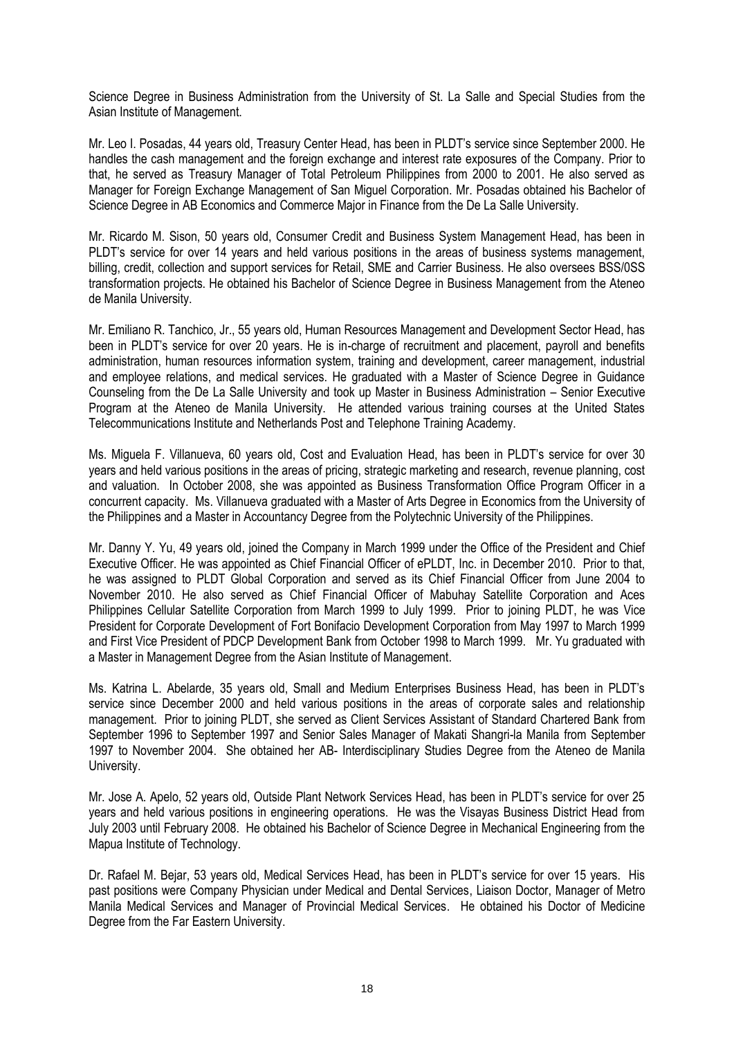Science Degree in Business Administration from the University of St. La Salle and Special Studies from the Asian Institute of Management.

Mr. Leo I. Posadas, 44 years old, Treasury Center Head, has been in PLDT's service since September 2000. He handles the cash management and the foreign exchange and interest rate exposures of the Company. Prior to that, he served as Treasury Manager of Total Petroleum Philippines from 2000 to 2001. He also served as Manager for Foreign Exchange Management of San Miguel Corporation. Mr. Posadas obtained his Bachelor of Science Degree in AB Economics and Commerce Major in Finance from the De La Salle University.

Mr. Ricardo M. Sison, 50 years old, Consumer Credit and Business System Management Head, has been in PLDT's service for over 14 years and held various positions in the areas of business systems management, billing, credit, collection and support services for Retail, SME and Carrier Business. He also oversees BSS/0SS transformation projects. He obtained his Bachelor of Science Degree in Business Management from the Ateneo de Manila University.

Mr. Emiliano R. Tanchico, Jr., 55 years old, Human Resources Management and Development Sector Head, has been in PLDT's service for over 20 years. He is in-charge of recruitment and placement, payroll and benefits administration, human resources information system, training and development, career management, industrial and employee relations, and medical services. He graduated with a Master of Science Degree in Guidance Counseling from the De La Salle University and took up Master in Business Administration – Senior Executive Program at the Ateneo de Manila University. He attended various training courses at the United States Telecommunications Institute and Netherlands Post and Telephone Training Academy.

Ms. Miguela F. Villanueva, 60 years old, Cost and Evaluation Head, has been in PLDT's service for over 30 years and held various positions in the areas of pricing, strategic marketing and research, revenue planning, cost and valuation. In October 2008, she was appointed as Business Transformation Office Program Officer in a concurrent capacity. Ms. Villanueva graduated with a Master of Arts Degree in Economics from the University of the Philippines and a Master in Accountancy Degree from the Polytechnic University of the Philippines.

Mr. Danny Y. Yu, 49 years old, joined the Company in March 1999 under the Office of the President and Chief Executive Officer. He was appointed as Chief Financial Officer of ePLDT, Inc. in December 2010. Prior to that, he was assigned to PLDT Global Corporation and served as its Chief Financial Officer from June 2004 to November 2010. He also served as Chief Financial Officer of Mabuhay Satellite Corporation and Aces Philippines Cellular Satellite Corporation from March 1999 to July 1999. Prior to joining PLDT, he was Vice President for Corporate Development of Fort Bonifacio Development Corporation from May 1997 to March 1999 and First Vice President of PDCP Development Bank from October 1998 to March 1999. Mr. Yu graduated with a Master in Management Degree from the Asian Institute of Management.

Ms. Katrina L. Abelarde, 35 years old, Small and Medium Enterprises Business Head, has been in PLDT's service since December 2000 and held various positions in the areas of corporate sales and relationship management. Prior to joining PLDT, she served as Client Services Assistant of Standard Chartered Bank from September 1996 to September 1997 and Senior Sales Manager of Makati Shangri-la Manila from September 1997 to November 2004. She obtained her AB- Interdisciplinary Studies Degree from the Ateneo de Manila University.

Mr. Jose A. Apelo, 52 years old, Outside Plant Network Services Head, has been in PLDT's service for over 25 years and held various positions in engineering operations. He was the Visayas Business District Head from July 2003 until February 2008. He obtained his Bachelor of Science Degree in Mechanical Engineering from the Mapua Institute of Technology.

Dr. Rafael M. Bejar, 53 years old, Medical Services Head, has been in PLDT's service for over 15 years. His past positions were Company Physician under Medical and Dental Services, Liaison Doctor, Manager of Metro Manila Medical Services and Manager of Provincial Medical Services. He obtained his Doctor of Medicine Degree from the Far Eastern University.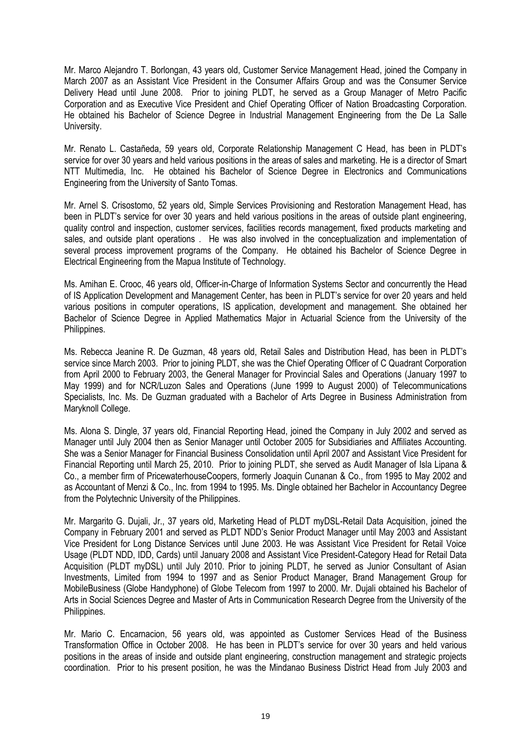Mr. Marco Alejandro T. Borlongan, 43 years old, Customer Service Management Head, joined the Company in March 2007 as an Assistant Vice President in the Consumer Affairs Group and was the Consumer Service Delivery Head until June 2008. Prior to joining PLDT, he served as a Group Manager of Metro Pacific Corporation and as Executive Vice President and Chief Operating Officer of Nation Broadcasting Corporation. He obtained his Bachelor of Science Degree in Industrial Management Engineering from the De La Salle University.

Mr. Renato L. Castañeda, 59 years old, Corporate Relationship Management C Head, has been in PLDT's service for over 30 years and held various positions in the areas of sales and marketing. He is a director of Smart NTT Multimedia, Inc. He obtained his Bachelor of Science Degree in Electronics and Communications Engineering from the University of Santo Tomas.

Mr. Arnel S. Crisostomo, 52 years old, Simple Services Provisioning and Restoration Management Head, has been in PLDT's service for over 30 years and held various positions in the areas of outside plant engineering, quality control and inspection, customer services, facilities records management, fixed products marketing and sales, and outside plant operations . He was also involved in the conceptualization and implementation of several process improvement programs of the Company. He obtained his Bachelor of Science Degree in Electrical Engineering from the Mapua Institute of Technology.

Ms. Amihan E. Crooc, 46 years old, Officer-in-Charge of Information Systems Sector and concurrently the Head of IS Application Development and Management Center, has been in PLDT's service for over 20 years and held various positions in computer operations, IS application, development and management. She obtained her Bachelor of Science Degree in Applied Mathematics Major in Actuarial Science from the University of the Philippines.

Ms. Rebecca Jeanine R. De Guzman, 48 years old, Retail Sales and Distribution Head, has been in PLDT's service since March 2003. Prior to joining PLDT, she was the Chief Operating Officer of C Quadrant Corporation from April 2000 to February 2003, the General Manager for Provincial Sales and Operations (January 1997 to May 1999) and for NCR/Luzon Sales and Operations (June 1999 to August 2000) of Telecommunications Specialists, Inc. Ms. De Guzman graduated with a Bachelor of Arts Degree in Business Administration from Maryknoll College.

Ms. Alona S. Dingle, 37 years old, Financial Reporting Head, joined the Company in July 2002 and served as Manager until July 2004 then as Senior Manager until October 2005 for Subsidiaries and Affiliates Accounting. She was a Senior Manager for Financial Business Consolidation until April 2007 and Assistant Vice President for Financial Reporting until March 25, 2010. Prior to joining PLDT, she served as Audit Manager of Isla Lipana & Co., a member firm of PricewaterhouseCoopers, formerly Joaquin Cunanan & Co., from 1995 to May 2002 and as Accountant of Menzi & Co., Inc. from 1994 to 1995. Ms. Dingle obtained her Bachelor in Accountancy Degree from the Polytechnic University of the Philippines.

Mr. Margarito G. Dujali, Jr., 37 years old, Marketing Head of PLDT myDSL-Retail Data Acquisition, joined the Company in February 2001 and served as PLDT NDD's Senior Product Manager until May 2003 and Assistant Vice President for Long Distance Services until June 2003. He was Assistant Vice President for Retail Voice Usage (PLDT NDD, IDD, Cards) until January 2008 and Assistant Vice President-Category Head for Retail Data Acquisition (PLDT myDSL) until July 2010. Prior to joining PLDT, he served as Junior Consultant of Asian Investments, Limited from 1994 to 1997 and as Senior Product Manager, Brand Management Group for MobileBusiness (Globe Handyphone) of Globe Telecom from 1997 to 2000. Mr. Dujali obtained his Bachelor of Arts in Social Sciences Degree and Master of Arts in Communication Research Degree from the University of the Philippines.

Mr. Mario C. Encarnacion, 56 years old, was appointed as Customer Services Head of the Business Transformation Office in October 2008. He has been in PLDT's service for over 30 years and held various positions in the areas of inside and outside plant engineering, construction management and strategic projects coordination. Prior to his present position, he was the Mindanao Business District Head from July 2003 and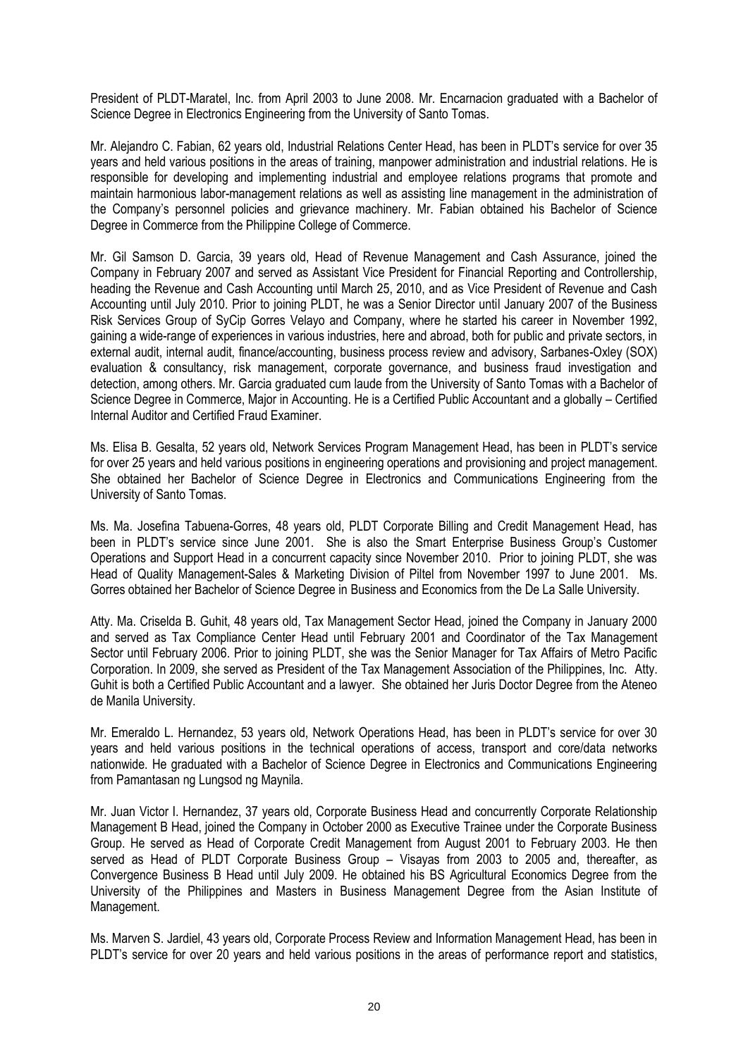President of PLDT-Maratel, Inc. from April 2003 to June 2008. Mr. Encarnacion graduated with a Bachelor of Science Degree in Electronics Engineering from the University of Santo Tomas.

Mr. Alejandro C. Fabian, 62 years old, Industrial Relations Center Head, has been in PLDT's service for over 35 years and held various positions in the areas of training, manpower administration and industrial relations. He is responsible for developing and implementing industrial and employee relations programs that promote and maintain harmonious labor-management relations as well as assisting line management in the administration of the Company's personnel policies and grievance machinery. Mr. Fabian obtained his Bachelor of Science Degree in Commerce from the Philippine College of Commerce.

Mr. Gil Samson D. Garcia, 39 years old, Head of Revenue Management and Cash Assurance, joined the Company in February 2007 and served as Assistant Vice President for Financial Reporting and Controllership, heading the Revenue and Cash Accounting until March 25, 2010, and as Vice President of Revenue and Cash Accounting until July 2010. Prior to joining PLDT, he was a Senior Director until January 2007 of the Business Risk Services Group of SyCip Gorres Velayo and Company, where he started his career in November 1992, gaining a wide-range of experiences in various industries, here and abroad, both for public and private sectors, in external audit, internal audit, finance/accounting, business process review and advisory, Sarbanes-Oxley (SOX) evaluation & consultancy, risk management, corporate governance, and business fraud investigation and detection, among others. Mr. Garcia graduated cum laude from the University of Santo Tomas with a Bachelor of Science Degree in Commerce, Major in Accounting. He is a Certified Public Accountant and a globally – Certified Internal Auditor and Certified Fraud Examiner.

Ms. Elisa B. Gesalta, 52 years old, Network Services Program Management Head, has been in PLDT's service for over 25 years and held various positions in engineering operations and provisioning and project management. She obtained her Bachelor of Science Degree in Electronics and Communications Engineering from the University of Santo Tomas.

Ms. Ma. Josefina Tabuena-Gorres, 48 years old, PLDT Corporate Billing and Credit Management Head, has been in PLDT's service since June 2001. She is also the Smart Enterprise Business Group's Customer Operations and Support Head in a concurrent capacity since November 2010. Prior to joining PLDT, she was Head of Quality Management-Sales & Marketing Division of Piltel from November 1997 to June 2001. Ms. Gorres obtained her Bachelor of Science Degree in Business and Economics from the De La Salle University.

Atty. Ma. Criselda B. Guhit, 48 years old, Tax Management Sector Head, joined the Company in January 2000 and served as Tax Compliance Center Head until February 2001 and Coordinator of the Tax Management Sector until February 2006. Prior to joining PLDT, she was the Senior Manager for Tax Affairs of Metro Pacific Corporation. In 2009, she served as President of the Tax Management Association of the Philippines, Inc. Atty. Guhit is both a Certified Public Accountant and a lawyer. She obtained her Juris Doctor Degree from the Ateneo de Manila University.

Mr. Emeraldo L. Hernandez, 53 years old, Network Operations Head, has been in PLDT's service for over 30 years and held various positions in the technical operations of access, transport and core/data networks nationwide. He graduated with a Bachelor of Science Degree in Electronics and Communications Engineering from Pamantasan ng Lungsod ng Maynila.

Mr. Juan Victor I. Hernandez, 37 years old, Corporate Business Head and concurrently Corporate Relationship Management B Head, joined the Company in October 2000 as Executive Trainee under the Corporate Business Group. He served as Head of Corporate Credit Management from August 2001 to February 2003. He then served as Head of PLDT Corporate Business Group – Visayas from 2003 to 2005 and, thereafter, as Convergence Business B Head until July 2009. He obtained his BS Agricultural Economics Degree from the University of the Philippines and Masters in Business Management Degree from the Asian Institute of Management.

Ms. Marven S. Jardiel, 43 years old, Corporate Process Review and Information Management Head, has been in PLDT's service for over 20 years and held various positions in the areas of performance report and statistics,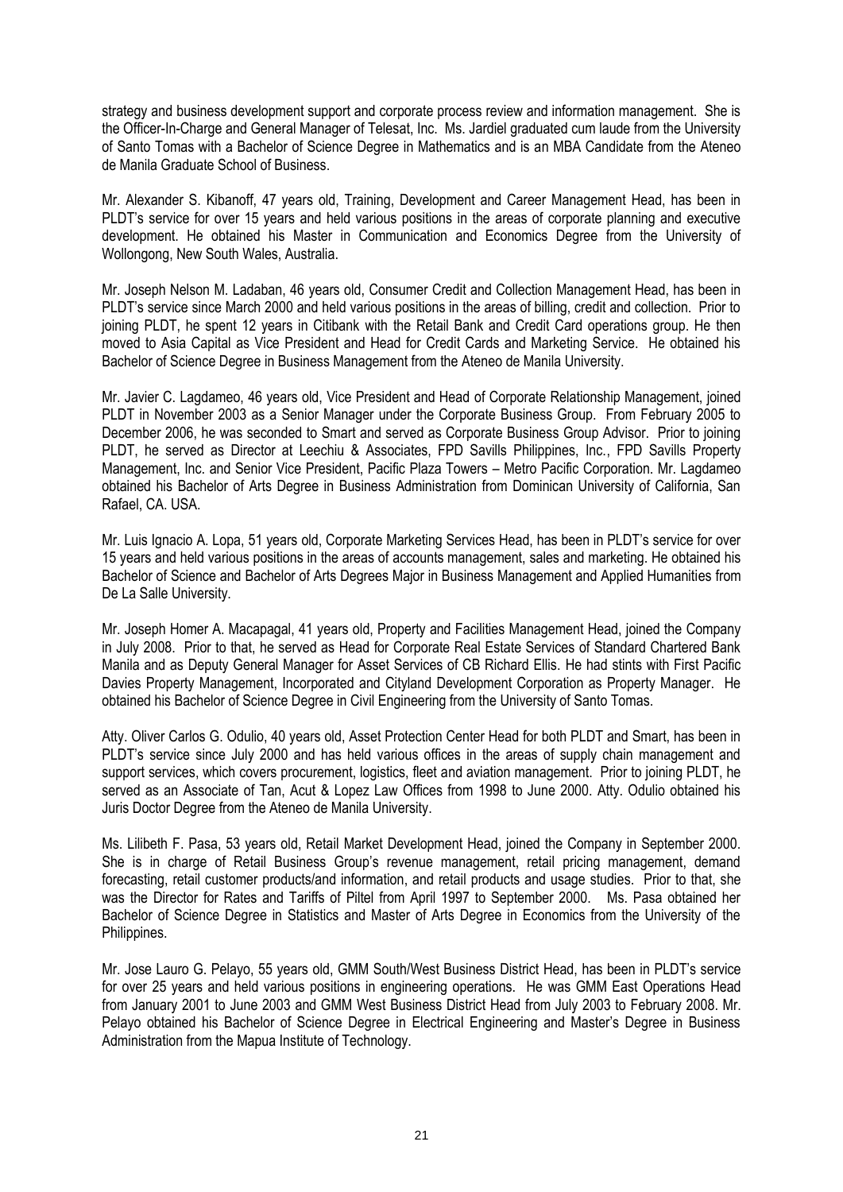strategy and business development support and corporate process review and information management. She is the Officer-In-Charge and General Manager of Telesat, Inc. Ms. Jardiel graduated cum laude from the University of Santo Tomas with a Bachelor of Science Degree in Mathematics and is an MBA Candidate from the Ateneo de Manila Graduate School of Business.

Mr. Alexander S. Kibanoff, 47 years old, Training, Development and Career Management Head, has been in PLDT's service for over 15 years and held various positions in the areas of corporate planning and executive development. He obtained his Master in Communication and Economics Degree from the University of Wollongong, New South Wales, Australia.

Mr. Joseph Nelson M. Ladaban, 46 years old, Consumer Credit and Collection Management Head, has been in PLDT's service since March 2000 and held various positions in the areas of billing, credit and collection. Prior to joining PLDT, he spent 12 years in Citibank with the Retail Bank and Credit Card operations group. He then moved to Asia Capital as Vice President and Head for Credit Cards and Marketing Service. He obtained his Bachelor of Science Degree in Business Management from the Ateneo de Manila University.

Mr. Javier C. Lagdameo, 46 years old, Vice President and Head of Corporate Relationship Management, joined PLDT in November 2003 as a Senior Manager under the Corporate Business Group. From February 2005 to December 2006, he was seconded to Smart and served as Corporate Business Group Advisor. Prior to joining PLDT, he served as Director at Leechiu & Associates, FPD Savills Philippines, Inc., FPD Savills Property Management, Inc. and Senior Vice President, Pacific Plaza Towers – Metro Pacific Corporation. Mr. Lagdameo obtained his Bachelor of Arts Degree in Business Administration from Dominican University of California, San Rafael, CA. USA.

Mr. Luis Ignacio A. Lopa, 51 years old, Corporate Marketing Services Head, has been in PLDT's service for over 15 years and held various positions in the areas of accounts management, sales and marketing. He obtained his Bachelor of Science and Bachelor of Arts Degrees Major in Business Management and Applied Humanities from De La Salle University.

Mr. Joseph Homer A. Macapagal, 41 years old, Property and Facilities Management Head, joined the Company in July 2008. Prior to that, he served as Head for Corporate Real Estate Services of Standard Chartered Bank Manila and as Deputy General Manager for Asset Services of CB Richard Ellis. He had stints with First Pacific Davies Property Management, Incorporated and Cityland Development Corporation as Property Manager. He obtained his Bachelor of Science Degree in Civil Engineering from the University of Santo Tomas.

Atty. Oliver Carlos G. Odulio, 40 years old, Asset Protection Center Head for both PLDT and Smart, has been in PLDT's service since July 2000 and has held various offices in the areas of supply chain management and support services, which covers procurement, logistics, fleet and aviation management. Prior to joining PLDT, he served as an Associate of Tan, Acut & Lopez Law Offices from 1998 to June 2000. Atty. Odulio obtained his Juris Doctor Degree from the Ateneo de Manila University.

Ms. Lilibeth F. Pasa, 53 years old, Retail Market Development Head, joined the Company in September 2000. She is in charge of Retail Business Group's revenue management, retail pricing management, demand forecasting, retail customer products/and information, and retail products and usage studies. Prior to that, she was the Director for Rates and Tariffs of Piltel from April 1997 to September 2000. Ms. Pasa obtained her Bachelor of Science Degree in Statistics and Master of Arts Degree in Economics from the University of the Philippines.

Mr. Jose Lauro G. Pelayo, 55 years old, GMM South/West Business District Head, has been in PLDT's service for over 25 years and held various positions in engineering operations. He was GMM East Operations Head from January 2001 to June 2003 and GMM West Business District Head from July 2003 to February 2008. Mr. Pelayo obtained his Bachelor of Science Degree in Electrical Engineering and Master's Degree in Business Administration from the Mapua Institute of Technology.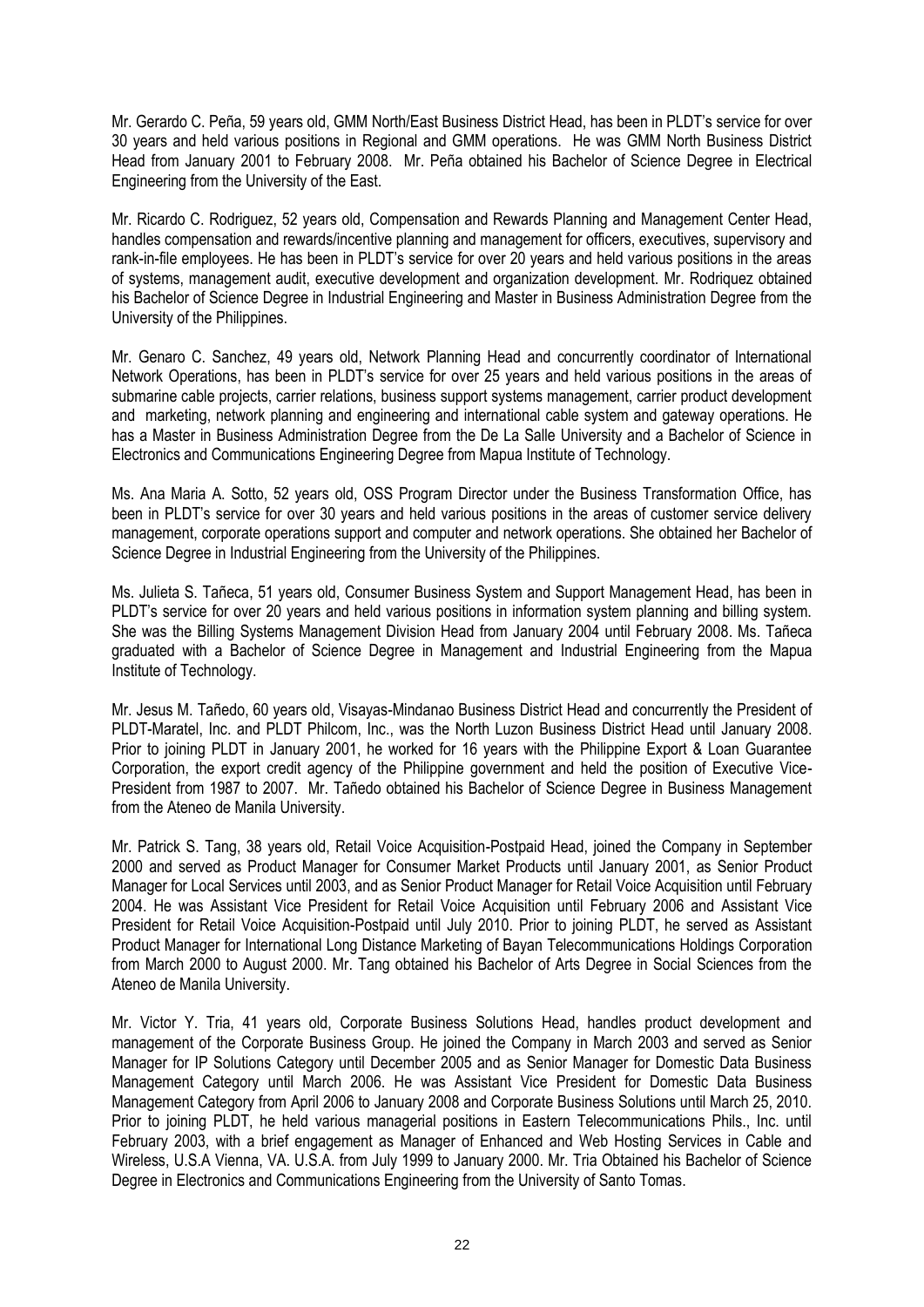Mr. Gerardo C. Peña, 59 years old, GMM North/East Business District Head, has been in PLDT's service for over 30 years and held various positions in Regional and GMM operations. He was GMM North Business District Head from January 2001 to February 2008. Mr. Peña obtained his Bachelor of Science Degree in Electrical Engineering from the University of the East.

Mr. Ricardo C. Rodriguez, 52 years old, Compensation and Rewards Planning and Management Center Head, handles compensation and rewards/incentive planning and management for officers, executives, supervisory and rank-in-file employees. He has been in PLDT's service for over 20 years and held various positions in the areas of systems, management audit, executive development and organization development. Mr. Rodriquez obtained his Bachelor of Science Degree in Industrial Engineering and Master in Business Administration Degree from the University of the Philippines.

Mr. Genaro C. Sanchez, 49 years old, Network Planning Head and concurrently coordinator of International Network Operations, has been in PLDT's service for over 25 years and held various positions in the areas of submarine cable projects, carrier relations, business support systems management, carrier product development and marketing, network planning and engineering and international cable system and gateway operations. He has a Master in Business Administration Degree from the De La Salle University and a Bachelor of Science in Electronics and Communications Engineering Degree from Mapua Institute of Technology.

Ms. Ana Maria A. Sotto, 52 years old, OSS Program Director under the Business Transformation Office, has been in PLDT's service for over 30 years and held various positions in the areas of customer service delivery management, corporate operations support and computer and network operations. She obtained her Bachelor of Science Degree in Industrial Engineering from the University of the Philippines.

Ms. Julieta S. Tañeca, 51 years old, Consumer Business System and Support Management Head, has been in PLDT's service for over 20 years and held various positions in information system planning and billing system. She was the Billing Systems Management Division Head from January 2004 until February 2008. Ms. Tañeca graduated with a Bachelor of Science Degree in Management and Industrial Engineering from the Mapua Institute of Technology.

Mr. Jesus M. Tañedo, 60 years old, Visayas-Mindanao Business District Head and concurrently the President of PLDT-Maratel, Inc. and PLDT Philcom, Inc., was the North Luzon Business District Head until January 2008. Prior to joining PLDT in January 2001, he worked for 16 years with the Philippine Export & Loan Guarantee Corporation, the export credit agency of the Philippine government and held the position of Executive Vice-President from 1987 to 2007. Mr. Tañedo obtained his Bachelor of Science Degree in Business Management from the Ateneo de Manila University.

Mr. Patrick S. Tang, 38 years old, Retail Voice Acquisition-Postpaid Head, joined the Company in September 2000 and served as Product Manager for Consumer Market Products until January 2001, as Senior Product Manager for Local Services until 2003, and as Senior Product Manager for Retail Voice Acquisition until February 2004. He was Assistant Vice President for Retail Voice Acquisition until February 2006 and Assistant Vice President for Retail Voice Acquisition-Postpaid until July 2010. Prior to joining PLDT, he served as Assistant Product Manager for International Long Distance Marketing of Bayan Telecommunications Holdings Corporation from March 2000 to August 2000. Mr. Tang obtained his Bachelor of Arts Degree in Social Sciences from the Ateneo de Manila University.

Mr. Victor Y. Tria, 41 years old, Corporate Business Solutions Head, handles product development and management of the Corporate Business Group. He joined the Company in March 2003 and served as Senior Manager for IP Solutions Category until December 2005 and as Senior Manager for Domestic Data Business Management Category until March 2006. He was Assistant Vice President for Domestic Data Business Management Category from April 2006 to January 2008 and Corporate Business Solutions until March 25, 2010. Prior to joining PLDT, he held various managerial positions in Eastern Telecommunications Phils., Inc. until February 2003, with a brief engagement as Manager of Enhanced and Web Hosting Services in Cable and Wireless, U.S.A Vienna, VA. U.S.A. from July 1999 to January 2000. Mr. Tria Obtained his Bachelor of Science Degree in Electronics and Communications Engineering from the University of Santo Tomas.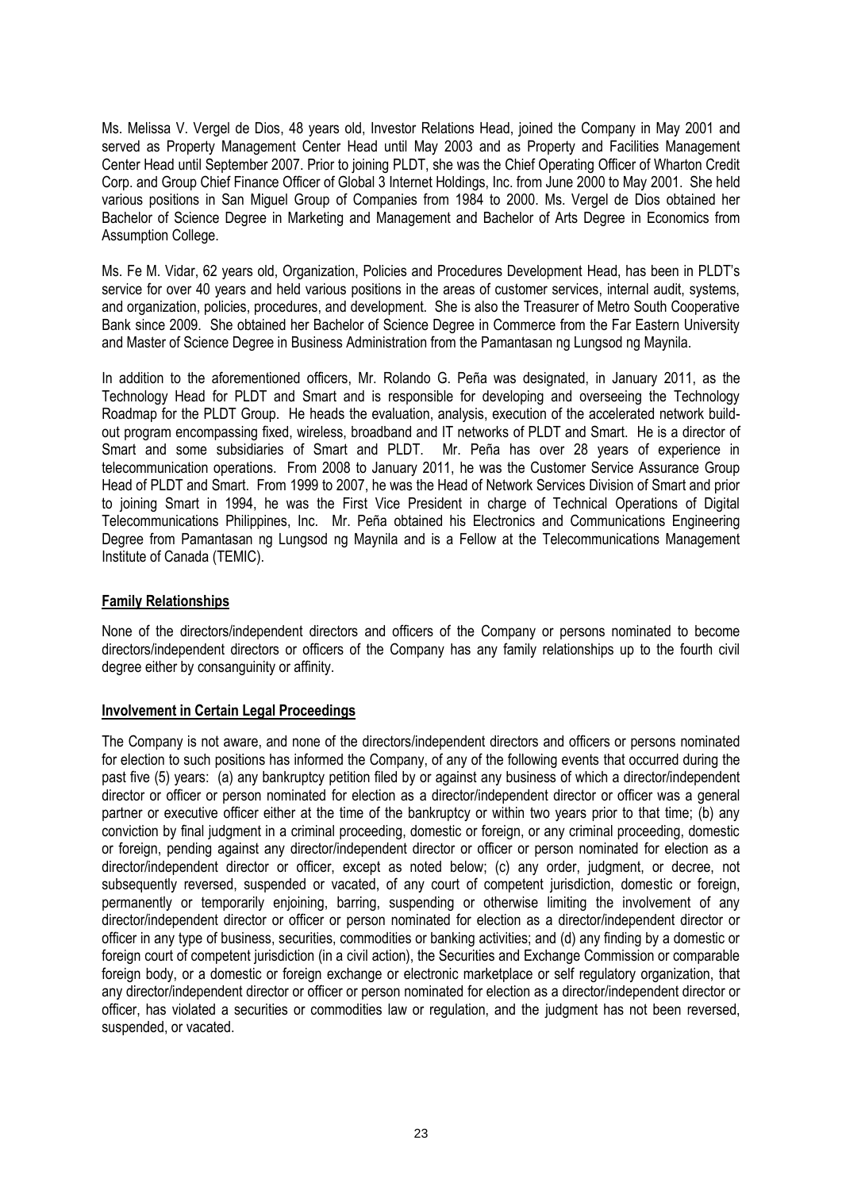Ms. Melissa V. Vergel de Dios, 48 years old, Investor Relations Head, joined the Company in May 2001 and served as Property Management Center Head until May 2003 and as Property and Facilities Management Center Head until September 2007. Prior to joining PLDT, she was the Chief Operating Officer of Wharton Credit Corp. and Group Chief Finance Officer of Global 3 Internet Holdings, Inc. from June 2000 to May 2001. She held various positions in San Miguel Group of Companies from 1984 to 2000. Ms. Vergel de Dios obtained her Bachelor of Science Degree in Marketing and Management and Bachelor of Arts Degree in Economics from Assumption College.

Ms. Fe M. Vidar, 62 years old, Organization, Policies and Procedures Development Head, has been in PLDT's service for over 40 years and held various positions in the areas of customer services, internal audit, systems, and organization, policies, procedures, and development. She is also the Treasurer of Metro South Cooperative Bank since 2009. She obtained her Bachelor of Science Degree in Commerce from the Far Eastern University and Master of Science Degree in Business Administration from the Pamantasan ng Lungsod ng Maynila.

In addition to the aforementioned officers, Mr. Rolando G. Peña was designated, in January 2011, as the Technology Head for PLDT and Smart and is responsible for developing and overseeing the Technology Roadmap for the PLDT Group. He heads the evaluation, analysis, execution of the accelerated network build-out program encompassing fixed, wireless, broadband and IT networks of PLDT and Smart. He is a director of Smart and some subsidiaries of Smart and PLDT. Mr. Peña has over 28 years of experience in telecommunication operations. From 2008 to January 2011, he was the Customer Service Assurance Group Head of PLDT and Smart. From 1999 to 2007, he was the Head of Network Services Division of Smart and prior to joining Smart in 1994, he was the First Vice President in charge of Technical Operations of Digital Telecommunications Philippines, Inc. Mr. Peña obtained his Electronics and Communications Engineering Degree from Pamantasan ng Lungsod ng Maynila and is a Fellow at the Telecommunications Management Institute of Canada (TEMIC).

**Family Relationships**

None of the directors/independent directors and officers of the Company or persons nominated to become directors/independent directors or officers of the Company has any family relationships up to the fourth civil degree either by consanguinity or affinity.

**Involvement in Certain Legal Proceedings**

The Company is not aware, and none of the directors/independent directors and officers or persons nominated for election to such positions has informed the Company, of any of the following events that occurred during the past five (5) years: (a) any bankruptcy petition filed by or against any business of which a director/independent director or officer or person nominated for election as a director/independent director or officer was a general partner or executive officer either at the time of the bankruptcy or within two years prior to that time; (b) any conviction by final judgment in a criminal proceeding, domestic or foreign, or any criminal proceeding, domestic or foreign, pending against any director/independent director or officer or person nominated for election as a director/independent director or officer, except as noted below; (c) any order, judgment, or decree, not subsequently reversed, suspended or vacated, of any court of competent jurisdiction, domestic or foreign, permanently or temporarily enjoining, barring, suspending or otherwise limiting the involvement of any director/independent director or officer or person nominated for election as a director/independent director or officer in any type of business, securities, commodities or banking activities; and (d) any finding by a domestic or foreign court of competent jurisdiction (in a civil action), the Securities and Exchange Commission or comparable foreign body, or a domestic or foreign exchange or electronic marketplace or self regulatory organization, that any director/independent director or officer or person nominated for election as a director/independent director or officer, has violated a securities or commodities law or regulation, and the judgment has not been reversed, suspended, or vacated.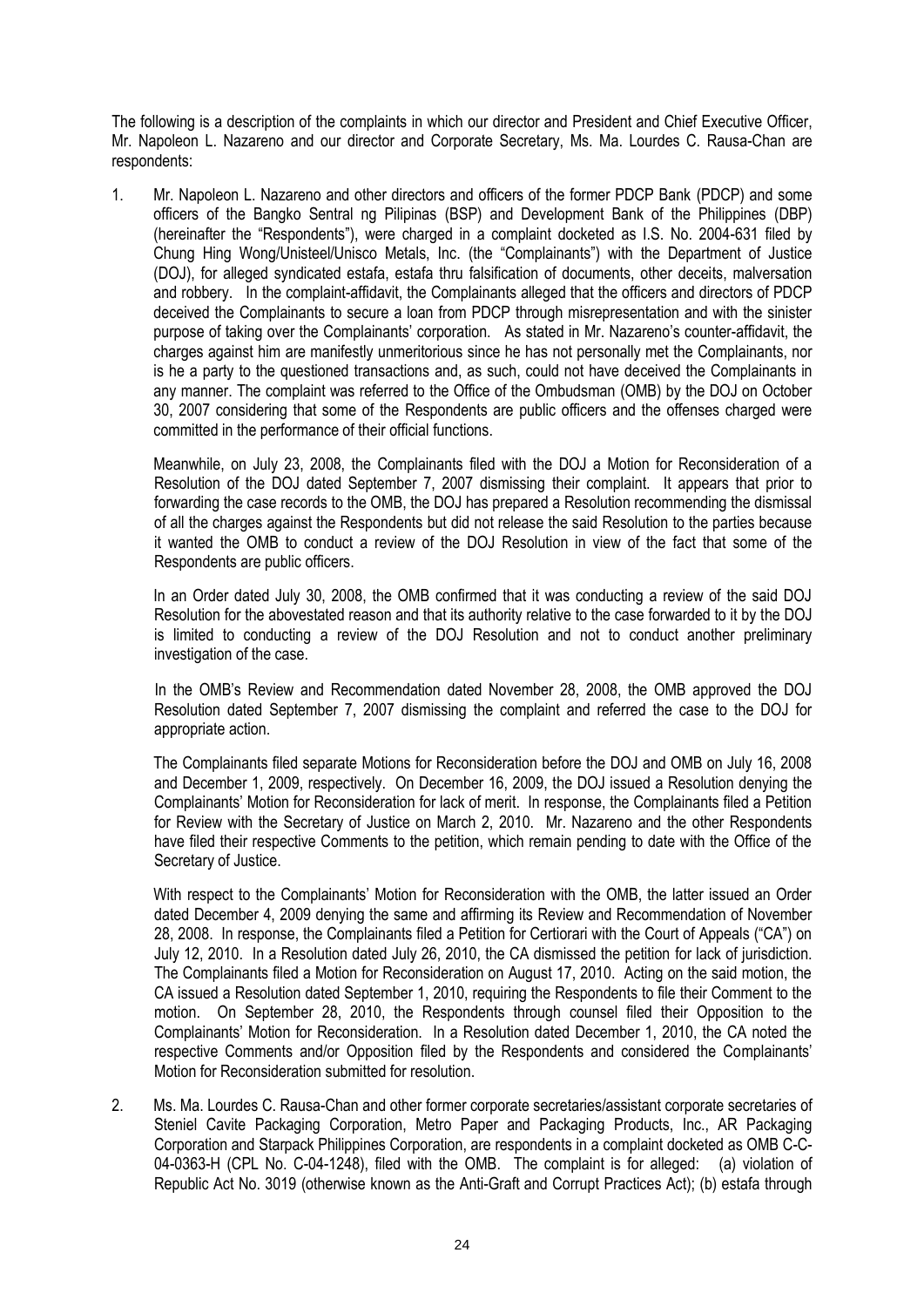The following is a description of the complaints in which our director and President and Chief Executive Officer, Mr. Napoleon L. Nazareno and our director and Corporate Secretary, Ms. Ma. Lourdes C. Rausa-Chan are respondents:

1. Mr. Napoleon L. Nazareno and other directors and officers of the former PDCP Bank (PDCP) and some officers of the Bangko Sentral ng Pilipinas (BSP) and Development Bank of the Philippines (DBP) (hereinafter the "Respondents"), were charged in a complaint docketed as I.S. No. 2004-631 filed by Chung Hing Wong/Unisteel/Unisco Metals, Inc. (the "Complainants") with the Department of Justice (DOJ), for alleged syndicated estafa, estafa thru falsification of documents, other deceits, malversation and robbery. In the complaint-affidavit, the Complainants alleged that the officers and directors of PDCP deceived the Complainants to secure a loan from PDCP through misrepresentation and with the sinister purpose of taking over the Complainants' corporation. As stated in Mr. Nazareno's counter-affidavit, the charges against him are manifestly unmeritorious since he has not personally met the Complainants, nor is he a party to the questioned transactions and, as such, could not have deceived the Complainants in any manner. The complaint was referred to the Office of the Ombudsman (OMB) by the DOJ on October 30, 2007 considering that some of the Respondents are public officers and the offenses charged were committed in the performance of their official functions.

   Meanwhile, on July 23, 2008, the Complainants filed with the DOJ a Motion for Reconsideration of a Resolution of the DOJ dated September 7, 2007 dismissing their complaint. It appears that prior to forwarding the case records to the OMB, the DOJ has prepared a Resolution recommending the dismissal of all the charges against the Respondents but did not release the said Resolution to the parties because it wanted the OMB to conduct a review of the DOJ Resolution in view of the fact that some of the Respondents are public officers.

   In an Order dated July 30, 2008, the OMB confirmed that it was conducting a review of the said DOJ Resolution for the abovestated reason and that its authority relative to the case forwarded to it by the DOJ is limited to conducting a review of the DOJ Resolution and not to conduct another preliminary investigation of the case.

   In the OMB's Review and Recommendation dated November 28, 2008, the OMB approved the DOJ Resolution dated September 7, 2007 dismissing the complaint and referred the case to the DOJ for appropriate action.

   The Complainants filed separate Motions for Reconsideration before the DOJ and OMB on July 16, 2008 and December 1, 2009, respectively. On December 16, 2009, the DOJ issued a Resolution denying the Complainants' Motion for Reconsideration for lack of merit. In response, the Complainants filed a Petition for Review with the Secretary of Justice on March 2, 2010. Mr. Nazareno and the other Respondents have filed their respective Comments to the petition, which remain pending to date with the Office of the Secretary of Justice.

   With respect to the Complainants' Motion for Reconsideration with the OMB, the latter issued an Order dated December 4, 2009 denying the same and affirming its Review and Recommendation of November 28, 2008. In response, the Complainants filed a Petition for Certiorari with the Court of Appeals ("CA") on July 12, 2010. In a Resolution dated July 26, 2010, the CA dismissed the petition for lack of jurisdiction. The Complainants filed a Motion for Reconsideration on August 17, 2010. Acting on the said motion, the CA issued a Resolution dated September 1, 2010, requiring the Respondents to file their Comment to the motion. On September 28, 2010, the Respondents through counsel filed their Opposition to the Complainants' Motion for Reconsideration. In a Resolution dated December 1, 2010, the CA noted the respective Comments and/or Opposition filed by the Respondents and considered the Complainants' Motion for Reconsideration submitted for resolution.

2. Ms. Ma. Lourdes C. Rausa-Chan and other former corporate secretaries/assistant corporate secretaries of Steniel Cavite Packaging Corporation, Metro Paper and Packaging Products, Inc., AR Packaging Corporation and Starpack Philippines Corporation, are respondents in a complaint docketed as OMB C-C-04-0363-H (CPL No. C-04-1248), filed with the OMB. The complaint is for alleged: (a) violation of Republic Act No. 3019 (otherwise known as the Anti-Graft and Corrupt Practices Act); (b) estafa through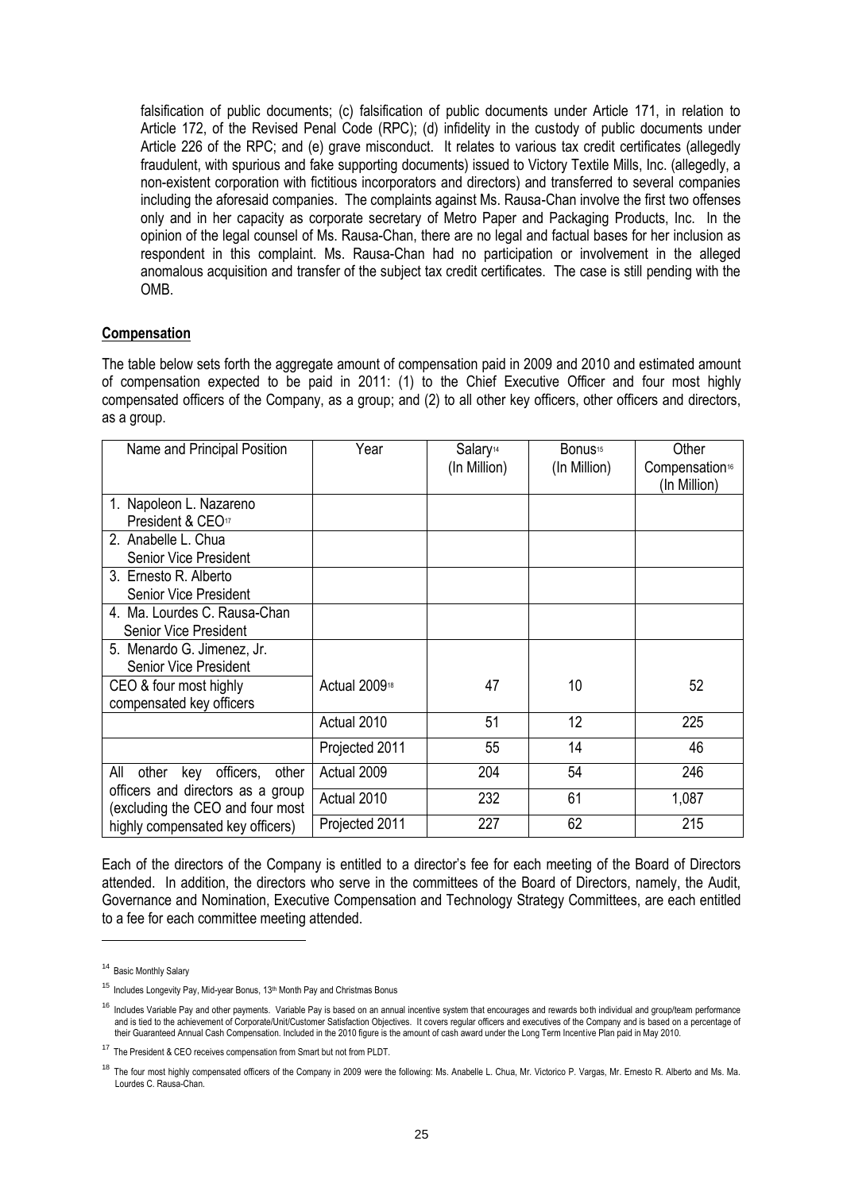falsification of public documents; (c) falsification of public documents under Article 171, in relation to Article 172, of the Revised Penal Code (RPC); (d) infidelity in the custody of public documents under Article 226 of the RPC; and (e) grave misconduct. It relates to various tax credit certificates (allegedly fraudulent, with spurious and fake supporting documents) issued to Victory Textile Mills, Inc. (allegedly, a non-existent corporation with fictitious incorporators and directors) and transferred to several companies including the aforesaid companies. The complaints against Ms. Rausa-Chan involve the first two offenses only and in her capacity as corporate secretary of Metro Paper and Packaging Products, Inc. In the opinion of the legal counsel of Ms. Rausa-Chan, there are no legal and factual bases for her inclusion as respondent in this complaint. Ms. Rausa-Chan had no participation or involvement in the alleged anomalous acquisition and transfer of the subject tax credit certificates. The case is still pending with the OMB.

**Compensation**

The table below sets forth the aggregate amount of compensation paid in 2009 and 2010 and estimated amount of compensation expected to be paid in 2011: (1) to the Chief Executive Officer and four most highly compensated officers of the Company, as a group; and (2) to all other key officers, other officers and directors, as a group.

| Name and Principal Position | Year | Salary[14] (In Million) | Bonus[15] (In Million) | Other Compensation[16] (In Million) |
|---|---|---|---|---|
| 1. Napoleon L. Nazareno President & CEO[17] | | | | |
| 2. Anabelle L. Chua Senior Vice President | | | | |
| 3. Ernesto R. Alberto Senior Vice President | | | | |
| 4. Ma. Lourdes C. Rausa-Chan Senior Vice President | | | | |
| 5. Menardo G. Jimenez, Jr. Senior Vice President | | | | |
| CEO & four most highly compensated key officers | Actual 2009[18] | 47 | 10 | 52 |
| | Actual 2010 | 51 | 12 | 225 |
| | Projected 2011 | 55 | 14 | 46 |
| All other key officers, other officers and directors as a group (excluding the CEO and four most highly compensated key officers) | Actual 2009 | 204 | 54 | 246 |
| | Actual 2010 | 232 | 61 | 1,087 |
| | Projected 2011 | 227 | 62 | 215 |

Each of the directors of the Company is entitled to a director's fee for each meeting of the Board of Directors attended. In addition, the directors who serve in the committees of the Board of Directors, namely, the Audit, Governance and Nomination, Executive Compensation and Technology Strategy Committees, are each entitled to a fee for each committee meeting attended.

[14] Basic Monthly Salary

[15] Includes Longevity Pay, Mid-year Bonus, 13th Month Pay and Christmas Bonus

[16] Includes Variable Pay and other payments. Variable Pay is based on an annual incentive system that encourages and rewards both individual and group/team performance and is tied to the achievement of Corporate/Unit/Customer Satisfaction Objectives. It covers regular officers and executives of the Company and is based on a percentage of their Guaranteed Annual Cash Compensation. Included in the 2010 figure is the amount of cash award under the Long Term Incentive Plan paid in May 2010.

[17] The President & CEO receives compensation from Smart but not from PLDT.

[18] The four most highly compensated officers of the Company in 2009 were the following: Ms. Anabelle L. Chua, Mr. Victorico P. Vargas, Mr. Ernesto R. Alberto and Ms. Ma. Lourdes C. Rausa-Chan.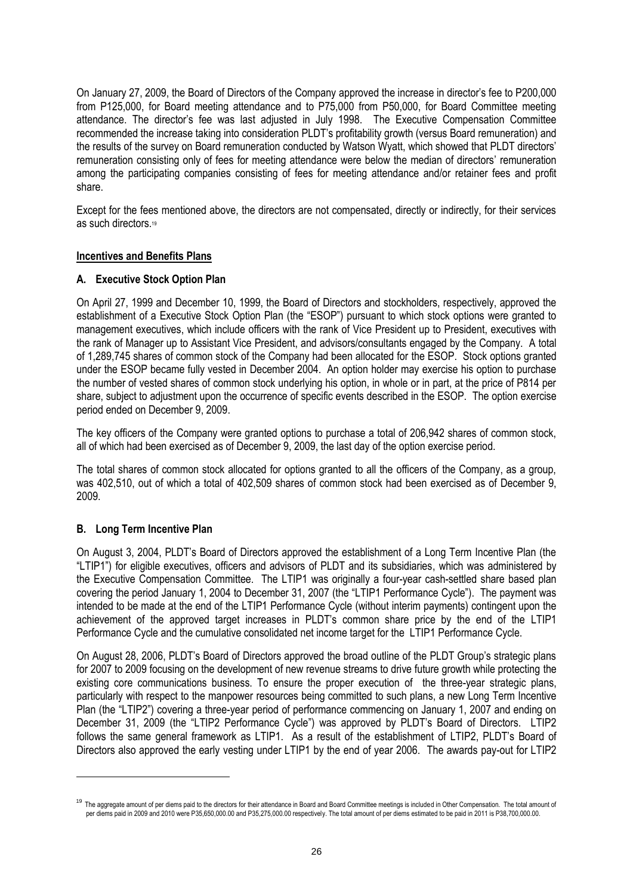On January 27, 2009, the Board of Directors of the Company approved the increase in director's fee to P200,000 from P125,000, for Board meeting attendance and to P75,000 from P50,000, for Board Committee meeting attendance. The director's fee was last adjusted in July 1998. The Executive Compensation Committee recommended the increase taking into consideration PLDT's profitability growth (versus Board remuneration) and the results of the survey on Board remuneration conducted by Watson Wyatt, which showed that PLDT directors' remuneration consisting only of fees for meeting attendance were below the median of directors' remuneration among the participating companies consisting of fees for meeting attendance and/or retainer fees and profit share.

Except for the fees mentioned above, the directors are not compensated, directly or indirectly, for their services as such directors.[19]

**Incentives and Benefits Plans**

**A. Executive Stock Option Plan**

On April 27, 1999 and December 10, 1999, the Board of Directors and stockholders, respectively, approved the establishment of a Executive Stock Option Plan (the "ESOP") pursuant to which stock options were granted to management executives, which include officers with the rank of Vice President up to President, executives with the rank of Manager up to Assistant Vice President, and advisors/consultants engaged by the Company. A total of 1,289,745 shares of common stock of the Company had been allocated for the ESOP. Stock options granted under the ESOP became fully vested in December 2004. An option holder may exercise his option to purchase the number of vested shares of common stock underlying his option, in whole or in part, at the price of P814 per share, subject to adjustment upon the occurrence of specific events described in the ESOP. The option exercise period ended on December 9, 2009.

The key officers of the Company were granted options to purchase a total of 206,942 shares of common stock, all of which had been exercised as of December 9, 2009, the last day of the option exercise period.

The total shares of common stock allocated for options granted to all the officers of the Company, as a group, was 402,510, out of which a total of 402,509 shares of common stock had been exercised as of December 9, 2009.

**B. Long Term Incentive Plan**

On August 3, 2004, PLDT's Board of Directors approved the establishment of a Long Term Incentive Plan (the "LTIP1") for eligible executives, officers and advisors of PLDT and its subsidiaries, which was administered by the Executive Compensation Committee. The LTIP1 was originally a four-year cash-settled share based plan covering the period January 1, 2004 to December 31, 2007 (the "LTIP1 Performance Cycle"). The payment was intended to be made at the end of the LTIP1 Performance Cycle (without interim payments) contingent upon the achievement of the approved target increases in PLDT's common share price by the end of the LTIP1 Performance Cycle and the cumulative consolidated net income target for the LTIP1 Performance Cycle.

On August 28, 2006, PLDT's Board of Directors approved the broad outline of the PLDT Group's strategic plans for 2007 to 2009 focusing on the development of new revenue streams to drive future growth while protecting the existing core communications business. To ensure the proper execution of the three-year strategic plans, particularly with respect to the manpower resources being committed to such plans, a new Long Term Incentive Plan (the "LTIP2") covering a three-year period of performance commencing on January 1, 2007 and ending on December 31, 2009 (the "LTIP2 Performance Cycle") was approved by PLDT's Board of Directors. LTIP2 follows the same general framework as LTIP1. As a result of the establishment of LTIP2, PLDT's Board of Directors also approved the early vesting under LTIP1 by the end of year 2006. The awards pay-out for LTIP2

---

[19] The aggregate amount of per diems paid to the directors for their attendance in Board and Board Committee meetings is included in Other Compensation. The total amount of per diems paid in 2009 and 2010 were P35,650,000.00 and P35,275,000.00 respectively. The total amount of per diems estimated to be paid in 2011 is P38,700,000.00.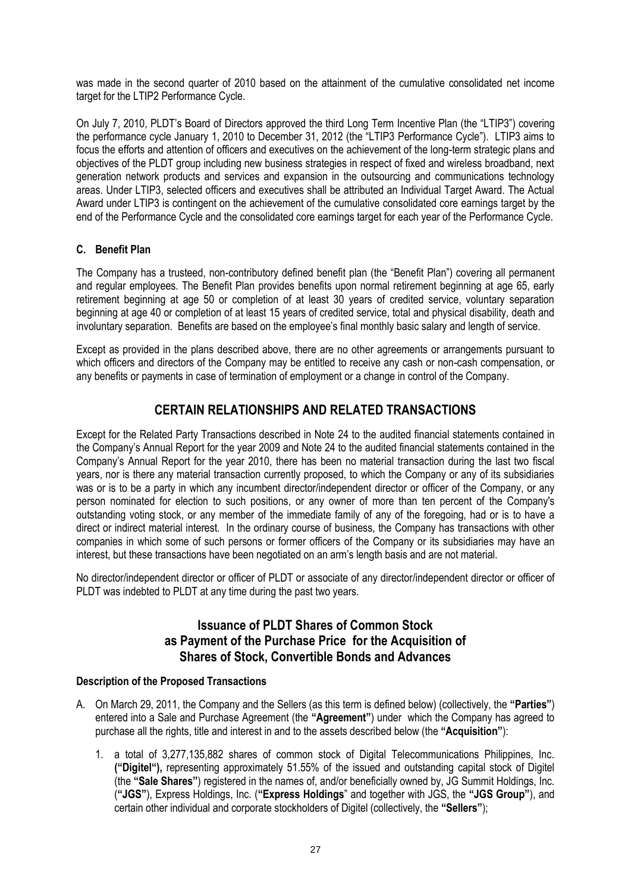was made in the second quarter of 2010 based on the attainment of the cumulative consolidated net income target for the LTIP2 Performance Cycle.

On July 7, 2010, PLDT's Board of Directors approved the third Long Term Incentive Plan (the "LTIP3") covering the performance cycle January 1, 2010 to December 31, 2012 (the "LTIP3 Performance Cycle"). LTIP3 aims to focus the efforts and attention of officers and executives on the achievement of the long-term strategic plans and objectives of the PLDT group including new business strategies in respect of fixed and wireless broadband, next generation network products and services and expansion in the outsourcing and communications technology areas. Under LTIP3, selected officers and executives shall be attributed an Individual Target Award. The Actual Award under LTIP3 is contingent on the achievement of the cumulative consolidated core earnings target by the end of the Performance Cycle and the consolidated core earnings target for each year of the Performance Cycle.

### C. Benefit Plan

The Company has a trusteed, non-contributory defined benefit plan (the "Benefit Plan") covering all permanent and regular employees. The Benefit Plan provides benefits upon normal retirement beginning at age 65, early retirement beginning at age 50 or completion of at least 30 years of credited service, voluntary separation beginning at age 40 or completion of at least 15 years of credited service, total and physical disability, death and involuntary separation. Benefits are based on the employee's final monthly basic salary and length of service.

Except as provided in the plans described above, there are no other agreements or arrangements pursuant to which officers and directors of the Company may be entitled to receive any cash or non-cash compensation, or any benefits or payments in case of termination of employment or a change in control of the Company.

## CERTAIN RELATIONSHIPS AND RELATED TRANSACTIONS

Except for the Related Party Transactions described in Note 24 to the audited financial statements contained in the Company's Annual Report for the year 2009 and Note 24 to the audited financial statements contained in the Company's Annual Report for the year 2010, there has been no material transaction during the last two fiscal years, nor is there any material transaction currently proposed, to which the Company or any of its subsidiaries was or is to be a party in which any incumbent director/independent director or officer of the Company, or any person nominated for election to such positions, or any owner of more than ten percent of the Company's outstanding voting stock, or any member of the immediate family of any of the foregoing, had or is to have a direct or indirect material interest. In the ordinary course of business, the Company has transactions with other companies in which some of such persons or former officers of the Company or its subsidiaries may have an interest, but these transactions have been negotiated on an arm's length basis and are not material.

No director/independent director or officer of PLDT or associate of any director/independent director or officer of PLDT was indebted to PLDT at any time during the past two years.

## Issuance of PLDT Shares of Common Stock as Payment of the Purchase Price for the Acquisition of Shares of Stock, Convertible Bonds and Advances

### Description of the Proposed Transactions

A. On March 29, 2011, the Company and the Sellers (as this term is defined below) (collectively, the **"Parties"**) entered into a Sale and Purchase Agreement (the **"Agreement"**) under which the Company has agreed to purchase all the rights, title and interest in and to the assets described below (the **"Acquisition"**):

   1. a total of 3,277,135,882 shares of common stock of Digital Telecommunications Philippines, Inc. **("Digitel"),** representing approximately 51.55% of the issued and outstanding capital stock of Digitel (the **"Sale Shares"**) registered in the names of, and/or beneficially owned by, JG Summit Holdings, Inc. (**"JGS"**), Express Holdings, Inc. (**"Express Holdings**" and together with JGS, the **"JGS Group"**), and certain other individual and corporate stockholders of Digitel (collectively, the **"Sellers"**);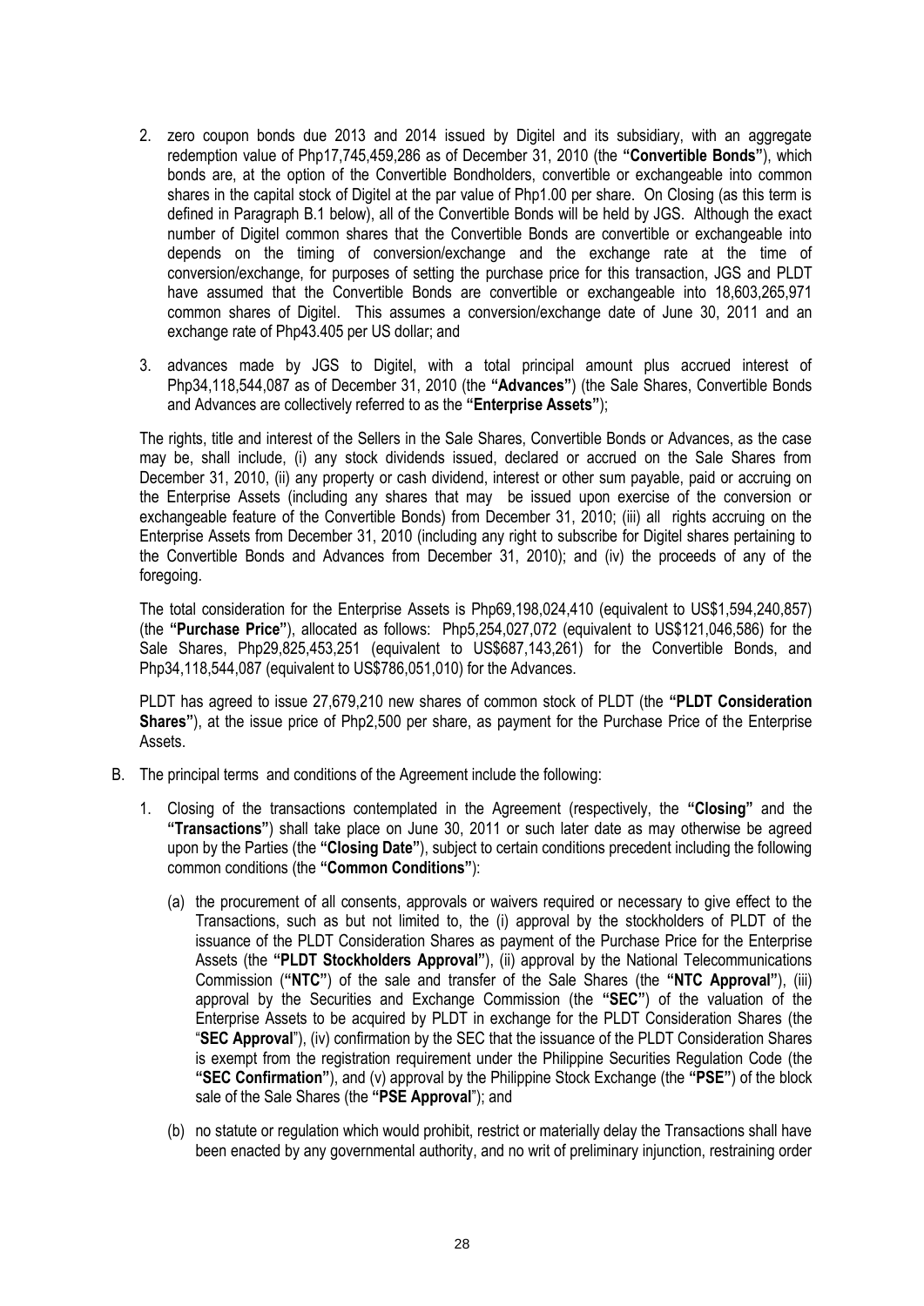2. zero coupon bonds due 2013 and 2014 issued by Digitel and its subsidiary, with an aggregate redemption value of Php17,745,459,286 as of December 31, 2010 (the **"Convertible Bonds"**), which bonds are, at the option of the Convertible Bondholders, convertible or exchangeable into common shares in the capital stock of Digitel at the par value of Php1.00 per share. On Closing (as this term is defined in Paragraph B.1 below), all of the Convertible Bonds will be held by JGS. Although the exact number of Digitel common shares that the Convertible Bonds are convertible or exchangeable into depends on the timing of conversion/exchange and the exchange rate at the time of conversion/exchange, for purposes of setting the purchase price for this transaction, JGS and PLDT have assumed that the Convertible Bonds are convertible or exchangeable into 18,603,265,971 common shares of Digitel. This assumes a conversion/exchange date of June 30, 2011 and an exchange rate of Php43.405 per US dollar; and

3. advances made by JGS to Digitel, with a total principal amount plus accrued interest of Php34,118,544,087 as of December 31, 2010 (the **"Advances"**) (the Sale Shares, Convertible Bonds and Advances are collectively referred to as the **"Enterprise Assets"**);

The rights, title and interest of the Sellers in the Sale Shares, Convertible Bonds or Advances, as the case may be, shall include, (i) any stock dividends issued, declared or accrued on the Sale Shares from December 31, 2010, (ii) any property or cash dividend, interest or other sum payable, paid or accruing on the Enterprise Assets (including any shares that may be issued upon exercise of the conversion or exchangeable feature of the Convertible Bonds) from December 31, 2010; (iii) all rights accruing on the Enterprise Assets from December 31, 2010 (including any right to subscribe for Digitel shares pertaining to the Convertible Bonds and Advances from December 31, 2010); and (iv) the proceeds of any of the foregoing.

The total consideration for the Enterprise Assets is Php69,198,024,410 (equivalent to US$1,594,240,857) (the **"Purchase Price"**), allocated as follows: Php5,254,027,072 (equivalent to US$121,046,586) for the Sale Shares, Php29,825,453,251 (equivalent to US$687,143,261) for the Convertible Bonds, and Php34,118,544,087 (equivalent to US$786,051,010) for the Advances.

PLDT has agreed to issue 27,679,210 new shares of common stock of PLDT (the **"PLDT Consideration Shares"**), at the issue price of Php2,500 per share, as payment for the Purchase Price of the Enterprise Assets.

B. The principal terms and conditions of the Agreement include the following:

   1. Closing of the transactions contemplated in the Agreement (respectively, the **"Closing"** and the **"Transactions"**) shall take place on June 30, 2011 or such later date as may otherwise be agreed upon by the Parties (the **"Closing Date"**), subject to certain conditions precedent including the following common conditions (the **"Common Conditions"**):

      (a) the procurement of all consents, approvals or waivers required or necessary to give effect to the Transactions, such as but not limited to, the (i) approval by the stockholders of PLDT of the issuance of the PLDT Consideration Shares as payment of the Purchase Price for the Enterprise Assets (the **"PLDT Stockholders Approval"**), (ii) approval by the National Telecommunications Commission (**"NTC"**) of the sale and transfer of the Sale Shares (the **"NTC Approval"**), (iii) approval by the Securities and Exchange Commission (the **"SEC"**) of the valuation of the Enterprise Assets to be acquired by PLDT in exchange for the PLDT Consideration Shares (the "**SEC Approval**"), (iv) confirmation by the SEC that the issuance of the PLDT Consideration Shares is exempt from the registration requirement under the Philippine Securities Regulation Code (the **"SEC Confirmation"**), and (v) approval by the Philippine Stock Exchange (the **"PSE"**) of the block sale of the Sale Shares (the **"PSE Approval"**); and

      (b) no statute or regulation which would prohibit, restrict or materially delay the Transactions shall have been enacted by any governmental authority, and no writ of preliminary injunction, restraining order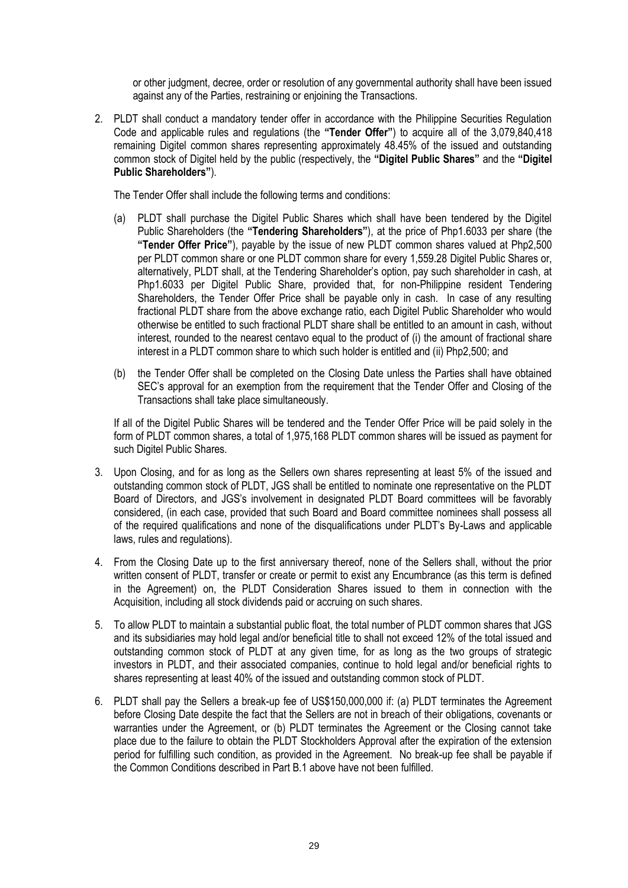or other judgment, decree, order or resolution of any governmental authority shall have been issued against any of the Parties, restraining or enjoining the Transactions.

2. PLDT shall conduct a mandatory tender offer in accordance with the Philippine Securities Regulation Code and applicable rules and regulations (the **"Tender Offer"**) to acquire all of the 3,079,840,418 remaining Digitel common shares representing approximately 48.45% of the issued and outstanding common stock of Digitel held by the public (respectively, the **"Digitel Public Shares"** and the **"Digitel Public Shareholders"**).

   The Tender Offer shall include the following terms and conditions:

   (a) PLDT shall purchase the Digitel Public Shares which shall have been tendered by the Digitel Public Shareholders (the **"Tendering Shareholders"**), at the price of Php1.6033 per share (the **"Tender Offer Price"**), payable by the issue of new PLDT common shares valued at Php2,500 per PLDT common share or one PLDT common share for every 1,559.28 Digitel Public Shares or, alternatively, PLDT shall, at the Tendering Shareholder's option, pay such shareholder in cash, at Php1.6033 per Digitel Public Share, provided that, for non-Philippine resident Tendering Shareholders, the Tender Offer Price shall be payable only in cash. In case of any resulting fractional PLDT share from the above exchange ratio, each Digitel Public Shareholder who would otherwise be entitled to such fractional PLDT share shall be entitled to an amount in cash, without interest, rounded to the nearest centavo equal to the product of (i) the amount of fractional share interest in a PLDT common share to which such holder is entitled and (ii) Php2,500; and

   (b) the Tender Offer shall be completed on the Closing Date unless the Parties shall have obtained SEC's approval for an exemption from the requirement that the Tender Offer and Closing of the Transactions shall take place simultaneously.

   If all of the Digitel Public Shares will be tendered and the Tender Offer Price will be paid solely in the form of PLDT common shares, a total of 1,975,168 PLDT common shares will be issued as payment for such Digitel Public Shares.

3. Upon Closing, and for as long as the Sellers own shares representing at least 5% of the issued and outstanding common stock of PLDT, JGS shall be entitled to nominate one representative on the PLDT Board of Directors, and JGS's involvement in designated PLDT Board committees will be favorably considered, (in each case, provided that such Board and Board committee nominees shall possess all of the required qualifications and none of the disqualifications under PLDT's By-Laws and applicable laws, rules and regulations).

4. From the Closing Date up to the first anniversary thereof, none of the Sellers shall, without the prior written consent of PLDT, transfer or create or permit to exist any Encumbrance (as this term is defined in the Agreement) on, the PLDT Consideration Shares issued to them in connection with the Acquisition, including all stock dividends paid or accruing on such shares.

5. To allow PLDT to maintain a substantial public float, the total number of PLDT common shares that JGS and its subsidiaries may hold legal and/or beneficial title to shall not exceed 12% of the total issued and outstanding common stock of PLDT at any given time, for as long as the two groups of strategic investors in PLDT, and their associated companies, continue to hold legal and/or beneficial rights to shares representing at least 40% of the issued and outstanding common stock of PLDT.

6. PLDT shall pay the Sellers a break-up fee of US$150,000,000 if: (a) PLDT terminates the Agreement before Closing Date despite the fact that the Sellers are not in breach of their obligations, covenants or warranties under the Agreement, or (b) PLDT terminates the Agreement or the Closing cannot take place due to the failure to obtain the PLDT Stockholders Approval after the expiration of the extension period for fulfilling such condition, as provided in the Agreement. No break-up fee shall be payable if the Common Conditions described in Part B.1 above have not been fulfilled.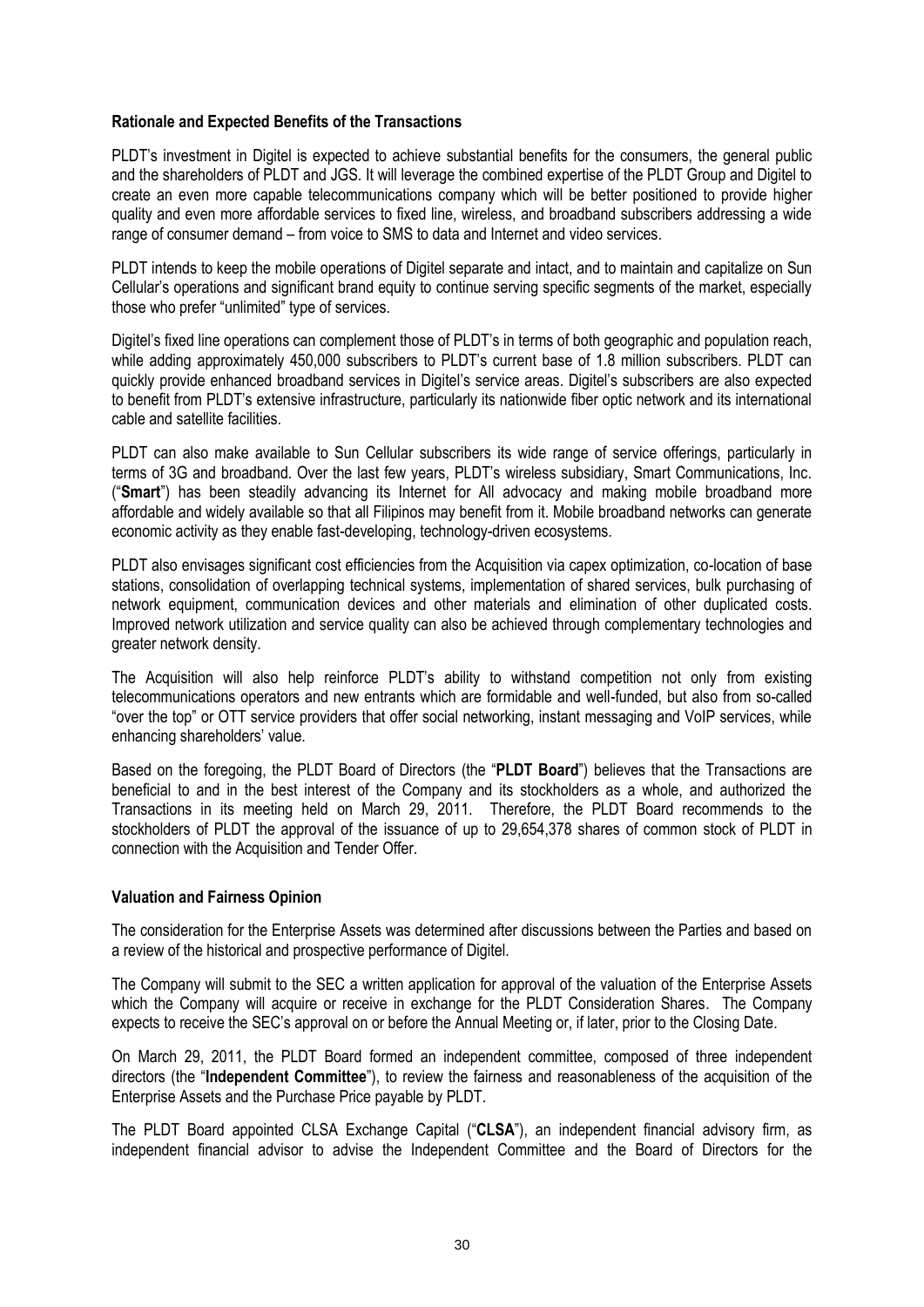### Rationale and Expected Benefits of the Transactions

PLDT's investment in Digitel is expected to achieve substantial benefits for the consumers, the general public and the shareholders of PLDT and JGS. It will leverage the combined expertise of the PLDT Group and Digitel to create an even more capable telecommunications company which will be better positioned to provide higher quality and even more affordable services to fixed line, wireless, and broadband subscribers addressing a wide range of consumer demand – from voice to SMS to data and Internet and video services.

PLDT intends to keep the mobile operations of Digitel separate and intact, and to maintain and capitalize on Sun Cellular's operations and significant brand equity to continue serving specific segments of the market, especially those who prefer "unlimited" type of services.

Digitel's fixed line operations can complement those of PLDT's in terms of both geographic and population reach, while adding approximately 450,000 subscribers to PLDT's current base of 1.8 million subscribers. PLDT can quickly provide enhanced broadband services in Digitel's service areas. Digitel's subscribers are also expected to benefit from PLDT's extensive infrastructure, particularly its nationwide fiber optic network and its international cable and satellite facilities.

PLDT can also make available to Sun Cellular subscribers its wide range of service offerings, particularly in terms of 3G and broadband. Over the last few years, PLDT's wireless subsidiary, Smart Communications, Inc. ("**Smart**") has been steadily advancing its Internet for All advocacy and making mobile broadband more affordable and widely available so that all Filipinos may benefit from it. Mobile broadband networks can generate economic activity as they enable fast-developing, technology-driven ecosystems.

PLDT also envisages significant cost efficiencies from the Acquisition via capex optimization, co-location of base stations, consolidation of overlapping technical systems, implementation of shared services, bulk purchasing of network equipment, communication devices and other materials and elimination of other duplicated costs. Improved network utilization and service quality can also be achieved through complementary technologies and greater network density.

The Acquisition will also help reinforce PLDT's ability to withstand competition not only from existing telecommunications operators and new entrants which are formidable and well-funded, but also from so-called "over the top" or OTT service providers that offer social networking, instant messaging and VoIP services, while enhancing shareholders' value.

Based on the foregoing, the PLDT Board of Directors (the "**PLDT Board**") believes that the Transactions are beneficial to and in the best interest of the Company and its stockholders as a whole, and authorized the Transactions in its meeting held on March 29, 2011. Therefore, the PLDT Board recommends to the stockholders of PLDT the approval of the issuance of up to 29,654,378 shares of common stock of PLDT in connection with the Acquisition and Tender Offer.

### Valuation and Fairness Opinion

The consideration for the Enterprise Assets was determined after discussions between the Parties and based on a review of the historical and prospective performance of Digitel.

The Company will submit to the SEC a written application for approval of the valuation of the Enterprise Assets which the Company will acquire or receive in exchange for the PLDT Consideration Shares. The Company expects to receive the SEC's approval on or before the Annual Meeting or, if later, prior to the Closing Date.

On March 29, 2011, the PLDT Board formed an independent committee, composed of three independent directors (the "**Independent Committee**"), to review the fairness and reasonableness of the acquisition of the Enterprise Assets and the Purchase Price payable by PLDT.

The PLDT Board appointed CLSA Exchange Capital ("**CLSA**"), an independent financial advisory firm, as independent financial advisor to advise the Independent Committee and the Board of Directors for the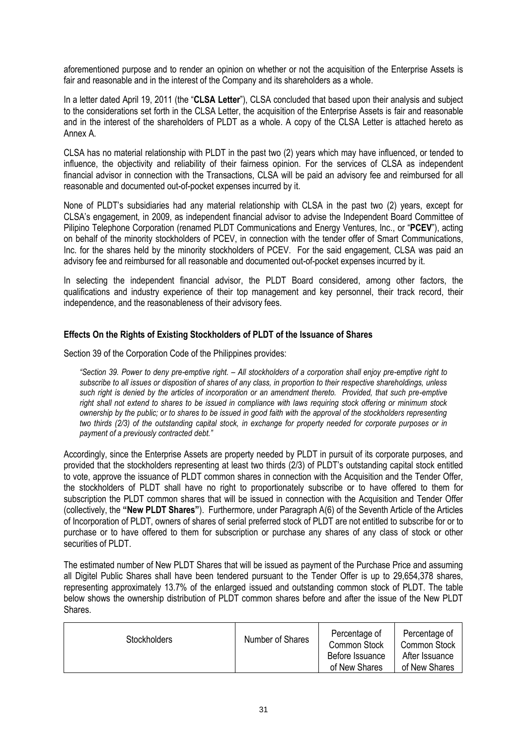aforementioned purpose and to render an opinion on whether or not the acquisition of the Enterprise Assets is fair and reasonable and in the interest of the Company and its shareholders as a whole.

In a letter dated April 19, 2011 (the "**CLSA Letter**"), CLSA concluded that based upon their analysis and subject to the considerations set forth in the CLSA Letter, the acquisition of the Enterprise Assets is fair and reasonable and in the interest of the shareholders of PLDT as a whole. A copy of the CLSA Letter is attached hereto as Annex A.

CLSA has no material relationship with PLDT in the past two (2) years which may have influenced, or tended to influence, the objectivity and reliability of their fairness opinion. For the services of CLSA as independent financial advisor in connection with the Transactions, CLSA will be paid an advisory fee and reimbursed for all reasonable and documented out-of-pocket expenses incurred by it.

None of PLDT's subsidiaries had any material relationship with CLSA in the past two (2) years, except for CLSA's engagement, in 2009, as independent financial advisor to advise the Independent Board Committee of Pilipino Telephone Corporation (renamed PLDT Communications and Energy Ventures, Inc., or "**PCEV**"), acting on behalf of the minority stockholders of PCEV, in connection with the tender offer of Smart Communications, Inc. for the shares held by the minority stockholders of PCEV. For the said engagement, CLSA was paid an advisory fee and reimbursed for all reasonable and documented out-of-pocket expenses incurred by it.

In selecting the independent financial advisor, the PLDT Board considered, among other factors, the qualifications and industry experience of their top management and key personnel, their track record, their independence, and the reasonableness of their advisory fees.

**Effects On the Rights of Existing Stockholders of PLDT of the Issuance of Shares**

Section 39 of the Corporation Code of the Philippines provides:

> *"Section 39. Power to deny pre-emptive right. – All stockholders of a corporation shall enjoy pre-emptive right to subscribe to all issues or disposition of shares of any class, in proportion to their respective shareholdings, unless such right is denied by the articles of incorporation or an amendment thereto. Provided, that such pre-emptive right shall not extend to shares to be issued in compliance with laws requiring stock offering or minimum stock ownership by the public; or to shares to be issued in good faith with the approval of the stockholders representing two thirds (2/3) of the outstanding capital stock, in exchange for property needed for corporate purposes or in payment of a previously contracted debt."*

Accordingly, since the Enterprise Assets are property needed by PLDT in pursuit of its corporate purposes, and provided that the stockholders representing at least two thirds (2/3) of PLDT's outstanding capital stock entitled to vote, approve the issuance of PLDT common shares in connection with the Acquisition and the Tender Offer, the stockholders of PLDT shall have no right to proportionately subscribe or to have offered to them for subscription the PLDT common shares that will be issued in connection with the Acquisition and Tender Offer (collectively, the **"New PLDT Shares"**). Furthermore, under Paragraph A(6) of the Seventh Article of the Articles of Incorporation of PLDT, owners of shares of serial preferred stock of PLDT are not entitled to subscribe for or to purchase or to have offered to them for subscription or purchase any shares of any class of stock or other securities of PLDT.

The estimated number of New PLDT Shares that will be issued as payment of the Purchase Price and assuming all Digitel Public Shares shall have been tendered pursuant to the Tender Offer is up to 29,654,378 shares, representing approximately 13.7% of the enlarged issued and outstanding common stock of PLDT. The table below shows the ownership distribution of PLDT common shares before and after the issue of the New PLDT Shares.

| Stockholders | Number of Shares | Percentage of Common Stock Before Issuance of New Shares | Percentage of Common Stock After Issuance of New Shares |
|---|---|---|---|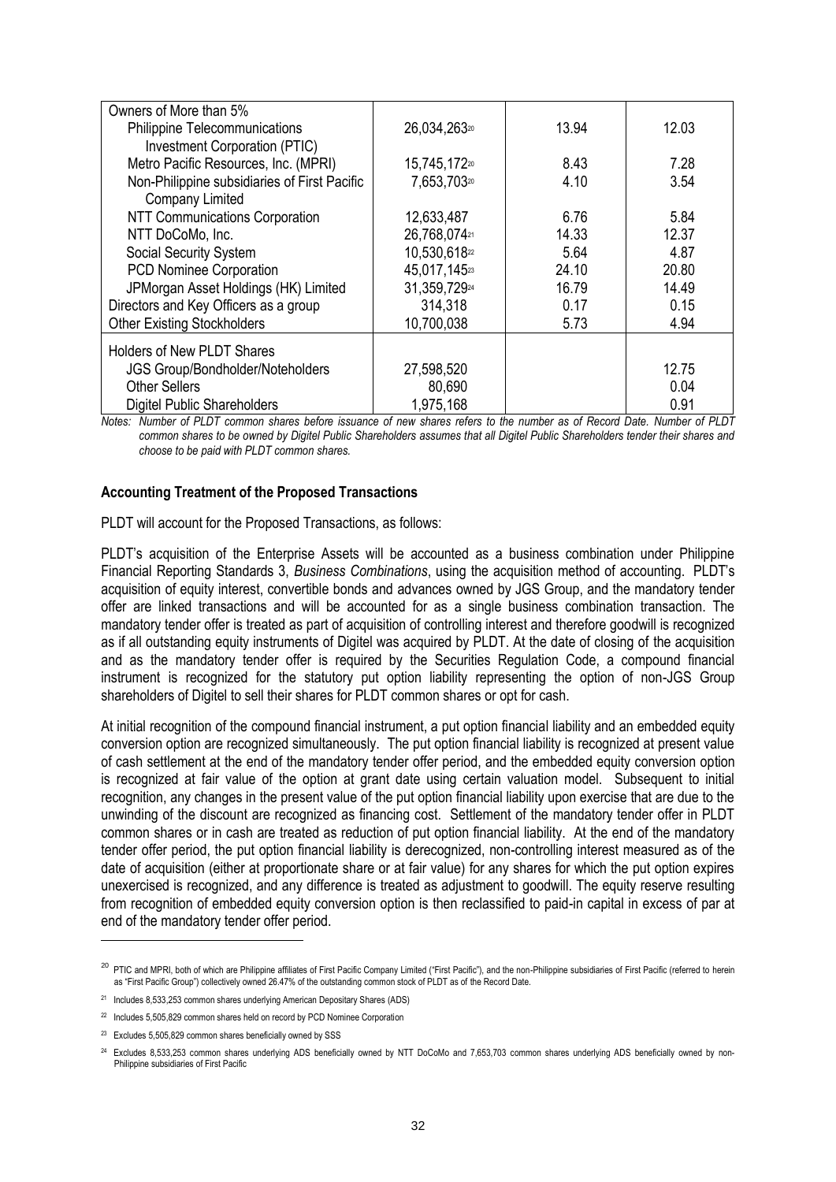| | | | |
|---|---|---|---|
| Owners of More than 5% | | | |
| Philippine Telecommunications Investment Corporation (PTIC) | 26,034,263[20] | 13.94 | 12.03 |
| Metro Pacific Resources, Inc. (MPRI) | 15,745,172[20] | 8.43 | 7.28 |
| Non-Philippine subsidiaries of First Pacific Company Limited | 7,653,703[20] | 4.10 | 3.54 |
| NTT Communications Corporation | 12,633,487 | 6.76 | 5.84 |
| NTT DoCoMo, Inc. | 26,768,074[21] | 14.33 | 12.37 |
| Social Security System | 10,530,618[22] | 5.64 | 4.87 |
| PCD Nominee Corporation | 45,017,145[23] | 24.10 | 20.80 |
| JPMorgan Asset Holdings (HK) Limited | 31,359,729[24] | 16.79 | 14.49 |
| Directors and Key Officers as a group | 314,318 | 0.17 | 0.15 |
| Other Existing Stockholders | 10,700,038 | 5.73 | 4.94 |
| Holders of New PLDT Shares | | | |
| JGS Group/Bondholder/Noteholders | 27,598,520 | | 12.75 |
| Other Sellers | 80,690 | | 0.04 |
| Digitel Public Shareholders | 1,975,168 | | 0.91 |

*Notes: Number of PLDT common shares before issuance of new shares refers to the number as of Record Date. Number of PLDT common shares to be owned by Digitel Public Shareholders assumes that all Digitel Public Shareholders tender their shares and choose to be paid with PLDT common shares.*

**Accounting Treatment of the Proposed Transactions**

PLDT will account for the Proposed Transactions, as follows:

PLDT's acquisition of the Enterprise Assets will be accounted as a business combination under Philippine Financial Reporting Standards 3, *Business Combinations*, using the acquisition method of accounting. PLDT's acquisition of equity interest, convertible bonds and advances owned by JGS Group, and the mandatory tender offer are linked transactions and will be accounted for as a single business combination transaction. The mandatory tender offer is treated as part of acquisition of controlling interest and therefore goodwill is recognized as if all outstanding equity instruments of Digitel was acquired by PLDT. At the date of closing of the acquisition and as the mandatory tender offer is required by the Securities Regulation Code, a compound financial instrument is recognized for the statutory put option liability representing the option of non-JGS Group shareholders of Digitel to sell their shares for PLDT common shares or opt for cash.

At initial recognition of the compound financial instrument, a put option financial liability and an embedded equity conversion option are recognized simultaneously. The put option financial liability is recognized at present value of cash settlement at the end of the mandatory tender offer period, and the embedded equity conversion option is recognized at fair value of the option at grant date using certain valuation model. Subsequent to initial recognition, any changes in the present value of the put option financial liability upon exercise that are due to the unwinding of the discount are recognized as financing cost. Settlement of the mandatory tender offer in PLDT common shares or in cash are treated as reduction of put option financial liability. At the end of the mandatory tender offer period, the put option financial liability is derecognized, non-controlling interest measured as of the date of acquisition (either at proportionate share or at fair value) for any shares for which the put option expires unexercised is recognized, and any difference is treated as adjustment to goodwill. The equity reserve resulting from recognition of embedded equity conversion option is then reclassified to paid-in capital in excess of par at end of the mandatory tender offer period.

[20] PTIC and MPRI, both of which are Philippine affiliates of First Pacific Company Limited ("First Pacific"), and the non-Philippine subsidiaries of First Pacific (referred to herein as "First Pacific Group") collectively owned 26.47% of the outstanding common stock of PLDT as of the Record Date.

[21] Includes 8,533,253 common shares underlying American Depositary Shares (ADS)

[22] Includes 5,505,829 common shares held on record by PCD Nominee Corporation

[23] Excludes 5,505,829 common shares beneficially owned by SSS

[24] Excludes 8,533,253 common shares underlying ADS beneficially owned by NTT DoCoMo and 7,653,703 common shares underlying ADS beneficially owned by non-Philippine subsidiaries of First Pacific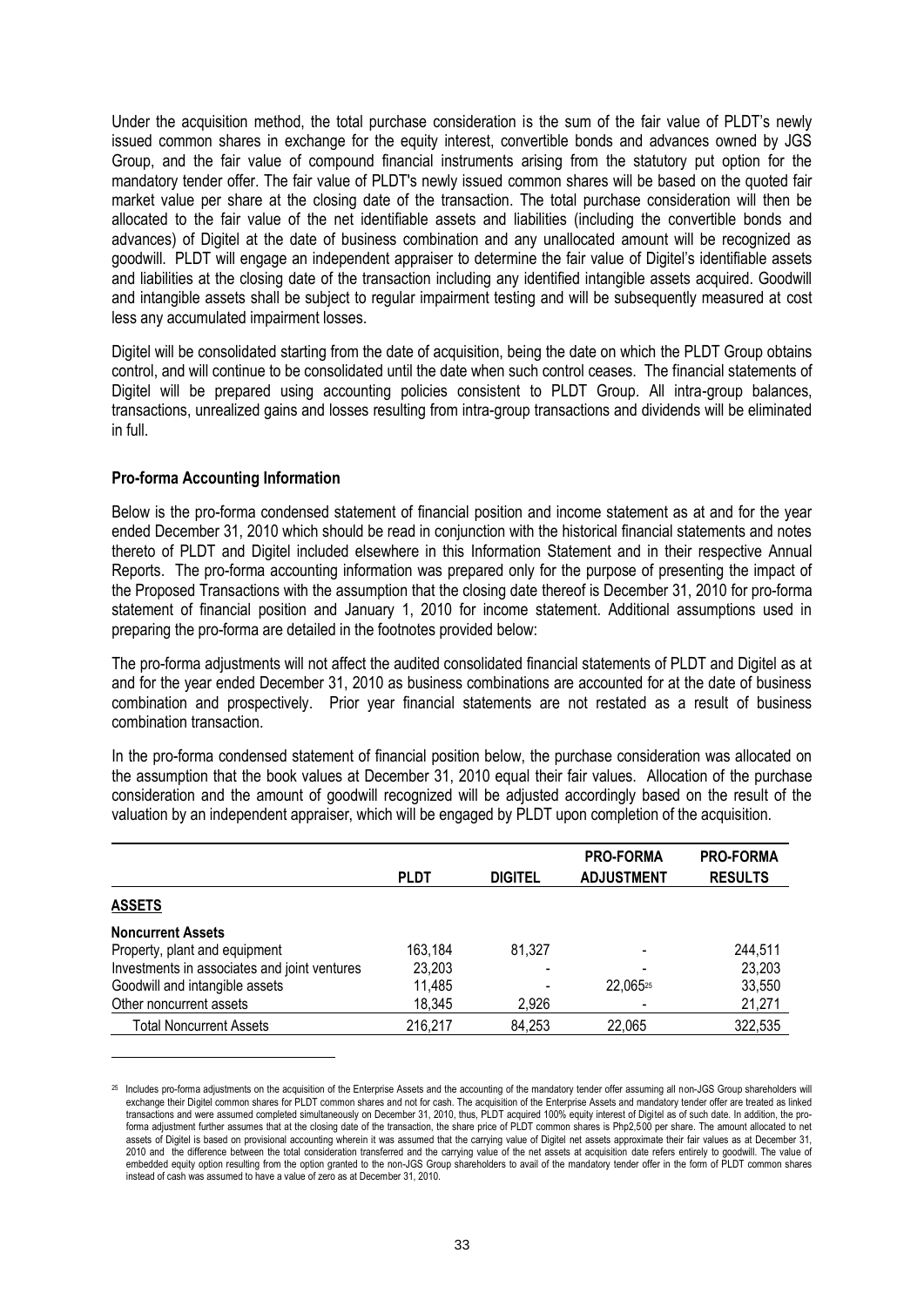Under the acquisition method, the total purchase consideration is the sum of the fair value of PLDT's newly issued common shares in exchange for the equity interest, convertible bonds and advances owned by JGS Group, and the fair value of compound financial instruments arising from the statutory put option for the mandatory tender offer. The fair value of PLDT's newly issued common shares will be based on the quoted fair market value per share at the closing date of the transaction. The total purchase consideration will then be allocated to the fair value of the net identifiable assets and liabilities (including the convertible bonds and advances) of Digitel at the date of business combination and any unallocated amount will be recognized as goodwill. PLDT will engage an independent appraiser to determine the fair value of Digitel's identifiable assets and liabilities at the closing date of the transaction including any identified intangible assets acquired. Goodwill and intangible assets shall be subject to regular impairment testing and will be subsequently measured at cost less any accumulated impairment losses.

Digitel will be consolidated starting from the date of acquisition, being the date on which the PLDT Group obtains control, and will continue to be consolidated until the date when such control ceases. The financial statements of Digitel will be prepared using accounting policies consistent to PLDT Group. All intra-group balances, transactions, unrealized gains and losses resulting from intra-group transactions and dividends will be eliminated in full.

**Pro-forma Accounting Information**

Below is the pro-forma condensed statement of financial position and income statement as at and for the year ended December 31, 2010 which should be read in conjunction with the historical financial statements and notes thereto of PLDT and Digitel included elsewhere in this Information Statement and in their respective Annual Reports. The pro-forma accounting information was prepared only for the purpose of presenting the impact of the Proposed Transactions with the assumption that the closing date thereof is December 31, 2010 for pro-forma statement of financial position and January 1, 2010 for income statement. Additional assumptions used in preparing the pro-forma are detailed in the footnotes provided below:

The pro-forma adjustments will not affect the audited consolidated financial statements of PLDT and Digitel as at and for the year ended December 31, 2010 as business combinations are accounted for at the date of business combination and prospectively. Prior year financial statements are not restated as a result of business combination transaction.

In the pro-forma condensed statement of financial position below, the purchase consideration was allocated on the assumption that the book values at December 31, 2010 equal their fair values. Allocation of the purchase consideration and the amount of goodwill recognized will be adjusted accordingly based on the result of the valuation by an independent appraiser, which will be engaged by PLDT upon completion of the acquisition.

| | PLDT | DIGITEL | PRO-FORMA ADJUSTMENT | PRO-FORMA RESULTS |
|---|---|---|---|---|
| **ASSETS** | | | | |
| **Noncurrent Assets** | | | | |
| Property, plant and equipment | 163,184 | 81,327 | - | 244,511 |
| Investments in associates and joint ventures | 23,203 | - | - | 23,203 |
| Goodwill and intangible assets | 11,485 | - | 22,065[25] | 33,550 |
| Other noncurrent assets | 18,345 | 2,926 | - | 21,271 |
| Total Noncurrent Assets | 216,217 | 84,253 | 22,065 | 322,535 |

[25] Includes pro-forma adjustments on the acquisition of the Enterprise Assets and the accounting of the mandatory tender offer assuming all non-JGS Group shareholders will exchange their Digitel common shares for PLDT common shares and not for cash. The acquisition of the Enterprise Assets and mandatory tender offer are treated as linked transactions and were assumed completed simultaneously on December 31, 2010, thus, PLDT acquired 100% equity interest of Digitel as of such date. In addition, the pro-forma adjustment further assumes that at the closing date of the transaction, the share price of PLDT common shares is Php2,500 per share. The amount allocated to net assets of Digitel is based on provisional accounting wherein it was assumed that the carrying value of Digitel net assets approximate their fair values as at December 31, 2010 and the difference between the total consideration transferred and the carrying value of the net assets at acquisition date refers entirely to goodwill. The value of embedded equity option resulting from the option granted to the non-JGS Group shareholders to avail of the mandatory tender offer in the form of PLDT common shares instead of cash was assumed to have a value of zero as at December 31, 2010.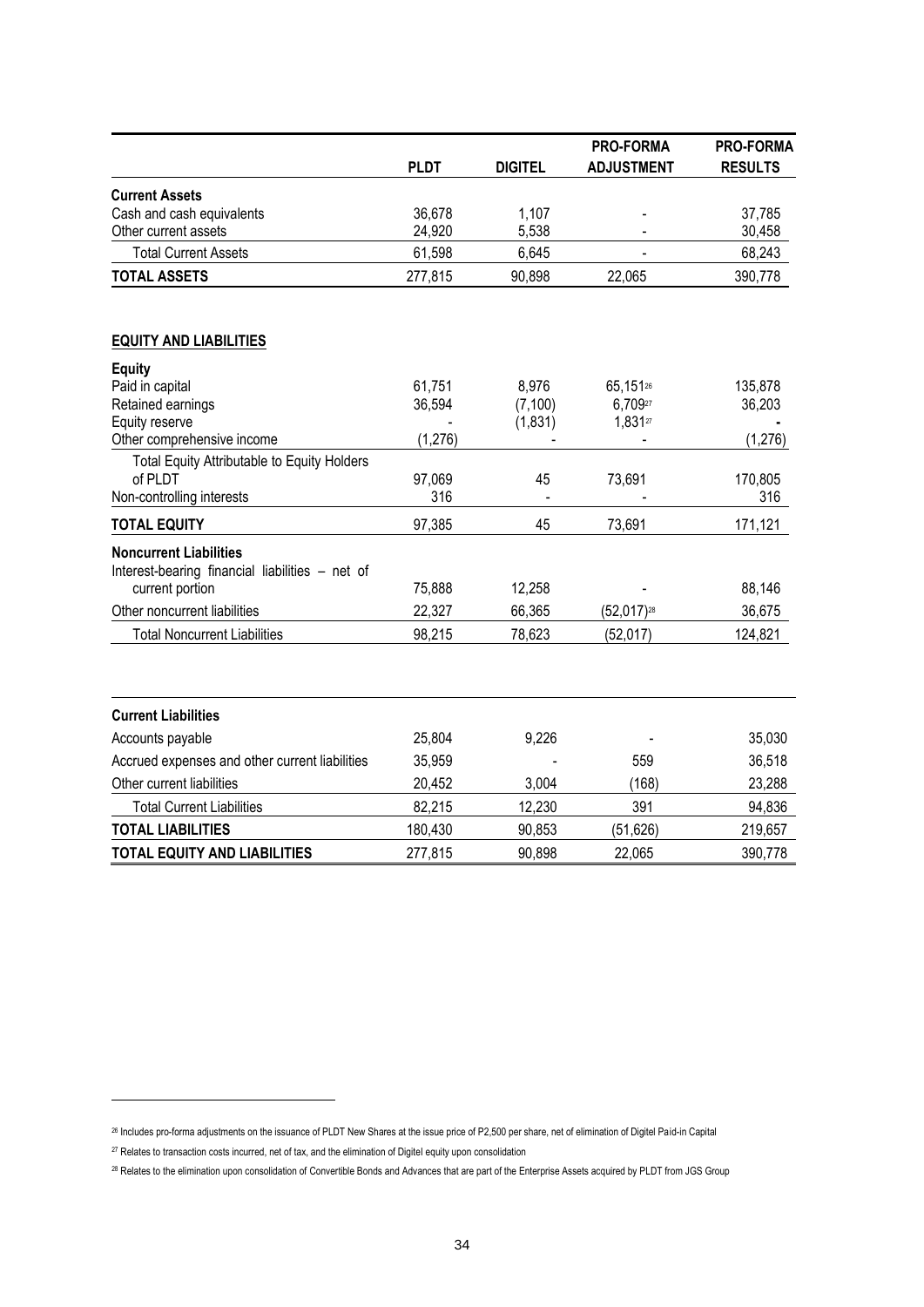| | PLDT | DIGITEL | PRO-FORMA ADJUSTMENT | PRO-FORMA RESULTS |
|---|---|---|---|---|
| **Current Assets** | | | | |
| Cash and cash equivalents | 36,678 | 1,107 | - | 37,785 |
| Other current assets | 24,920 | 5,538 | - | 30,458 |
| Total Current Assets | 61,598 | 6,645 | - | 68,243 |
| **TOTAL ASSETS** | 277,815 | 90,898 | 22,065 | 390,778 |
| | | | | |
| **EQUITY AND LIABILITIES** | | | | |
| **Equity** | | | | |
| Paid in capital | 61,751 | 8,976 | 65,151[26] | 135,878 |
| Retained earnings | 36,594 | (7,100) | 6,709[27] | 36,203 |
| Equity reserve | - | (1,831) | 1,831[27] | - |
| Other comprehensive income | (1,276) | - | - | (1,276) |
| Total Equity Attributable to Equity Holders of PLDT | 97,069 | 45 | 73,691 | 170,805 |
| Non-controlling interests | 316 | - | - | 316 |
| **TOTAL EQUITY** | 97,385 | 45 | 73,691 | 171,121 |
| **Noncurrent Liabilities** | | | | |
| Interest-bearing financial liabilities – net of current portion | 75,888 | 12,258 | - | 88,146 |
| Other noncurrent liabilities | 22,327 | 66,365 | (52,017)[28] | 36,675 |
| Total Noncurrent Liabilities | 98,215 | 78,623 | (52,017) | 124,821 |
| | | | | |
| **Current Liabilities** | | | | |
| Accounts payable | 25,804 | 9,226 | - | 35,030 |
| Accrued expenses and other current liabilities | 35,959 | - | 559 | 36,518 |
| Other current liabilities | 20,452 | 3,004 | (168) | 23,288 |
| Total Current Liabilities | 82,215 | 12,230 | 391 | 94,836 |
| **TOTAL LIABILITIES** | 180,430 | 90,853 | (51,626) | 219,657 |
| **TOTAL EQUITY AND LIABILITIES** | 277,815 | 90,898 | 22,065 | 390,778 |

[26] Includes pro-forma adjustments on the issuance of PLDT New Shares at the issue price of P2,500 per share, net of elimination of Digitel Paid-in Capital

[27] Relates to transaction costs incurred, net of tax, and the elimination of Digitel equity upon consolidation

[28] Relates to the elimination upon consolidation of Convertible Bonds and Advances that are part of the Enterprise Assets acquired by PLDT from JGS Group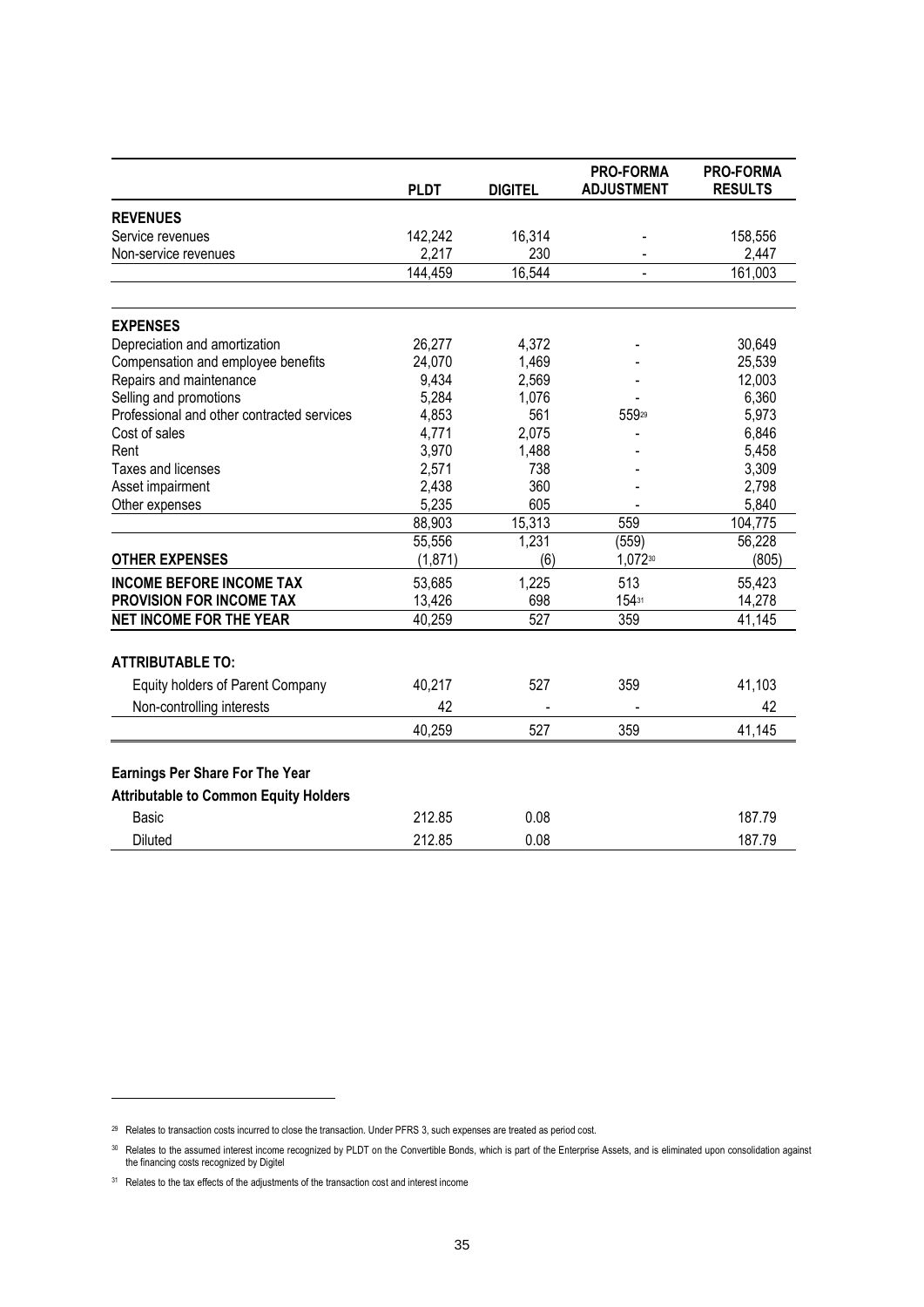| | PLDT | DIGITEL | PRO-FORMA ADJUSTMENT | PRO-FORMA RESULTS |
|---|---|---|---|---|
| **REVENUES** | | | | |
| Service revenues | 142,242 | 16,314 | - | 158,556 |
| Non-service revenues | 2,217 | 230 | - | 2,447 |
| | 144,459 | 16,544 | - | 161,003 |
| **EXPENSES** | | | | |
| Depreciation and amortization | 26,277 | 4,372 | - | 30,649 |
| Compensation and employee benefits | 24,070 | 1,469 | - | 25,539 |
| Repairs and maintenance | 9,434 | 2,569 | - | 12,003 |
| Selling and promotions | 5,284 | 1,076 | - | 6,360 |
| Professional and other contracted services | 4,853 | 561 | 559[29] | 5,973 |
| Cost of sales | 4,771 | 2,075 | - | 6,846 |
| Rent | 3,970 | 1,488 | - | 5,458 |
| Taxes and licenses | 2,571 | 738 | - | 3,309 |
| Asset impairment | 2,438 | 360 | - | 2,798 |
| Other expenses | 5,235 | 605 | - | 5,840 |
| | 88,903 | 15,313 | 559 | 104,775 |
| | 55,556 | 1,231 | (559) | 56,228 |
| **OTHER EXPENSES** | (1,871) | (6) | 1,072[30] | (805) |
| **INCOME BEFORE INCOME TAX** | 53,685 | 1,225 | 513 | 55,423 |
| **PROVISION FOR INCOME TAX** | 13,426 | 698 | 154[31] | 14,278 |
| **NET INCOME FOR THE YEAR** | 40,259 | 527 | 359 | 41,145 |
| **ATTRIBUTABLE TO:** | | | | |
| Equity holders of Parent Company | 40,217 | 527 | 359 | 41,103 |
| Non-controlling interests | 42 | - | - | 42 |
| | 40,259 | 527 | 359 | 41,145 |
| **Earnings Per Share For The Year** | | | | |
| **Attributable to Common Equity Holders** | | | | |
| Basic | 212.85 | 0.08 | | 187.79 |
| Diluted | 212.85 | 0.08 | | 187.79 |

[29] Relates to transaction costs incurred to close the transaction. Under PFRS 3, such expenses are treated as period cost.

[30] Relates to the assumed interest income recognized by PLDT on the Convertible Bonds, which is part of the Enterprise Assets, and is eliminated upon consolidation against the financing costs recognized by Digitel

[31] Relates to the tax effects of the adjustments of the transaction cost and interest income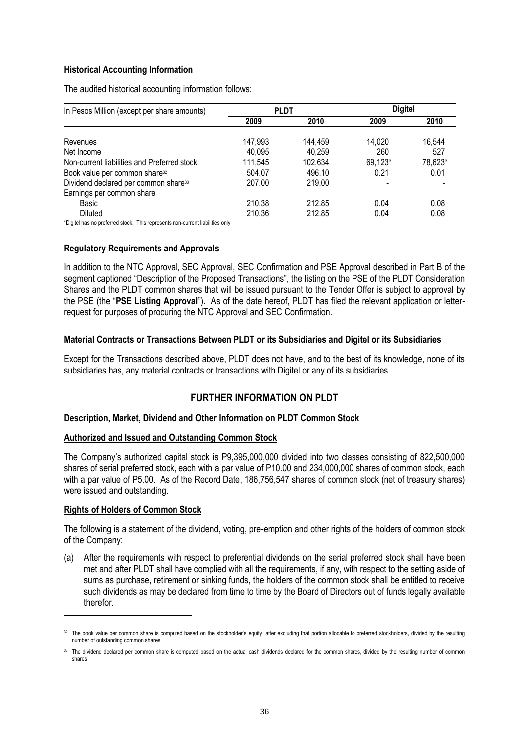### Historical Accounting Information

The audited historical accounting information follows:

| In Pesos Million (except per share amounts) | PLDT | | Digitel | |
|---|---|---|---|---|
| | 2009 | 2010 | 2009 | 2010 |
| Revenues | 147,993 | 144,459 | 14,020 | 16,544 |
| Net Income | 40,095 | 40,259 | 260 | 527 |
| Non-current liabilities and Preferred stock | 111,545 | 102,634 | 69,123* | 78,623* |
| Book value per common share[32] | 504.07 | 496.10 | 0.21 | 0.01 |
| Dividend declared per common share[33] | 207.00 | 219.00 | - | - |
| Earnings per common share | | | | |
| Basic | 210.38 | 212.85 | 0.04 | 0.08 |
| Diluted | 210.36 | 212.85 | 0.04 | 0.08 |

*Digitel has no preferred stock. This represents non-current liabilities only

### Regulatory Requirements and Approvals

In addition to the NTC Approval, SEC Approval, SEC Confirmation and PSE Approval described in Part B of the segment captioned "Description of the Proposed Transactions", the listing on the PSE of the PLDT Consideration Shares and the PLDT common shares that will be issued pursuant to the Tender Offer is subject to approval by the PSE (the "**PSE Listing Approval**"). As of the date hereof, PLDT has filed the relevant application or letter-request for purposes of procuring the NTC Approval and SEC Confirmation.

### Material Contracts or Transactions Between PLDT or its Subsidiaries and Digitel or its Subsidiaries

Except for the Transactions described above, PLDT does not have, and to the best of its knowledge, none of its subsidiaries has, any material contracts or transactions with Digitel or any of its subsidiaries.

## FURTHER INFORMATION ON PLDT

### Description, Market, Dividend and Other Information on PLDT Common Stock

#### Authorized and Issued and Outstanding Common Stock

The Company's authorized capital stock is P9,395,000,000 divided into two classes consisting of 822,500,000 shares of serial preferred stock, each with a par value of P10.00 and 234,000,000 shares of common stock, each with a par value of P5.00. As of the Record Date, 186,756,547 shares of common stock (net of treasury shares) were issued and outstanding.

#### Rights of Holders of Common Stock

The following is a statement of the dividend, voting, pre-emption and other rights of the holders of common stock of the Company:

(a) After the requirements with respect to preferential dividends on the serial preferred stock shall have been met and after PLDT shall have complied with all the requirements, if any, with respect to the setting aside of sums as purchase, retirement or sinking funds, the holders of the common stock shall be entitled to receive such dividends as may be declared from time to time by the Board of Directors out of funds legally available therefor.

---

[32] The book value per common share is computed based on the stockholder's equity, after excluding that portion allocable to preferred stockholders, divided by the resulting number of outstanding common shares

[33] The dividend declared per common share is computed based on the actual cash dividends declared for the common shares, divided by the resulting number of common shares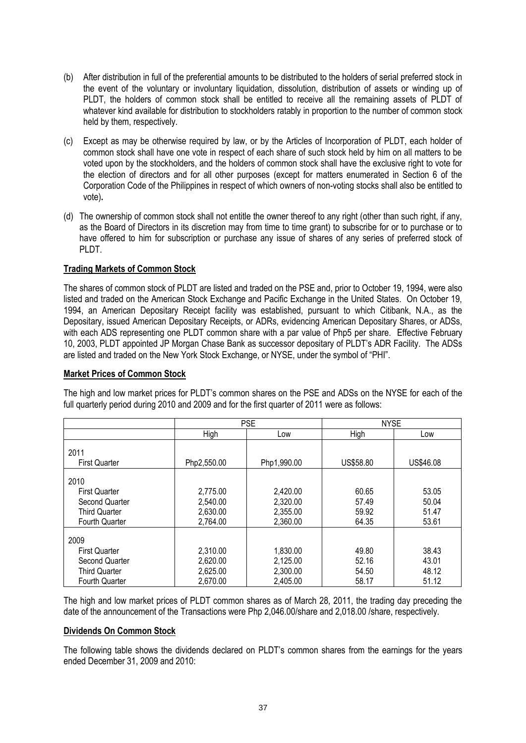(b) After distribution in full of the preferential amounts to be distributed to the holders of serial preferred stock in the event of the voluntary or involuntary liquidation, dissolution, distribution of assets or winding up of PLDT, the holders of common stock shall be entitled to receive all the remaining assets of PLDT of whatever kind available for distribution to stockholders ratably in proportion to the number of common stock held by them, respectively.

(c) Except as may be otherwise required by law, or by the Articles of Incorporation of PLDT, each holder of common stock shall have one vote in respect of each share of such stock held by him on all matters to be voted upon by the stockholders, and the holders of common stock shall have the exclusive right to vote for the election of directors and for all other purposes (except for matters enumerated in Section 6 of the Corporation Code of the Philippines in respect of which owners of non-voting stocks shall also be entitled to vote)**.**

(d) The ownership of common stock shall not entitle the owner thereof to any right (other than such right, if any, as the Board of Directors in its discretion may from time to time grant) to subscribe for or to purchase or to have offered to him for subscription or purchase any issue of shares of any series of preferred stock of PLDT.

**Trading Markets of Common Stock**

The shares of common stock of PLDT are listed and traded on the PSE and, prior to October 19, 1994, were also listed and traded on the American Stock Exchange and Pacific Exchange in the United States. On October 19, 1994, an American Depositary Receipt facility was established, pursuant to which Citibank, N.A., as the Depositary, issued American Depositary Receipts, or ADRs, evidencing American Depositary Shares, or ADSs, with each ADS representing one PLDT common share with a par value of Php5 per share. Effective February 10, 2003, PLDT appointed JP Morgan Chase Bank as successor depositary of PLDT's ADR Facility. The ADSs are listed and traded on the New York Stock Exchange, or NYSE, under the symbol of "PHI".

**Market Prices of Common Stock**

The high and low market prices for PLDT's common shares on the PSE and ADSs on the NYSE for each of the full quarterly period during 2010 and 2009 and for the first quarter of 2011 were as follows:

| | PSE | | NYSE | |
|---|---|---|---|---|
| | High | Low | High | Low |
| 2011 | | | | |
| First Quarter | Php2,550.00 | Php1,990.00 | US$58.80 | US$46.08 |
| 2010 | | | | |
| First Quarter | 2,775.00 | 2,420.00 | 60.65 | 53.05 |
| Second Quarter | 2,540.00 | 2,320.00 | 57.49 | 50.04 |
| Third Quarter | 2,630.00 | 2,355.00 | 59.92 | 51.47 |
| Fourth Quarter | 2,764.00 | 2,360.00 | 64.35 | 53.61 |
| 2009 | | | | |
| First Quarter | 2,310.00 | 1,830.00 | 49.80 | 38.43 |
| Second Quarter | 2,620.00 | 2,125.00 | 52.16 | 43.01 |
| Third Quarter | 2,625.00 | 2,300.00 | 54.50 | 48.12 |
| Fourth Quarter | 2,670.00 | 2,405.00 | 58.17 | 51.12 |

The high and low market prices of PLDT common shares as of March 28, 2011, the trading day preceding the date of the announcement of the Transactions were Php 2,046.00/share and 2,018.00 /share, respectively.

**Dividends On Common Stock**

The following table shows the dividends declared on PLDT's common shares from the earnings for the years ended December 31, 2009 and 2010: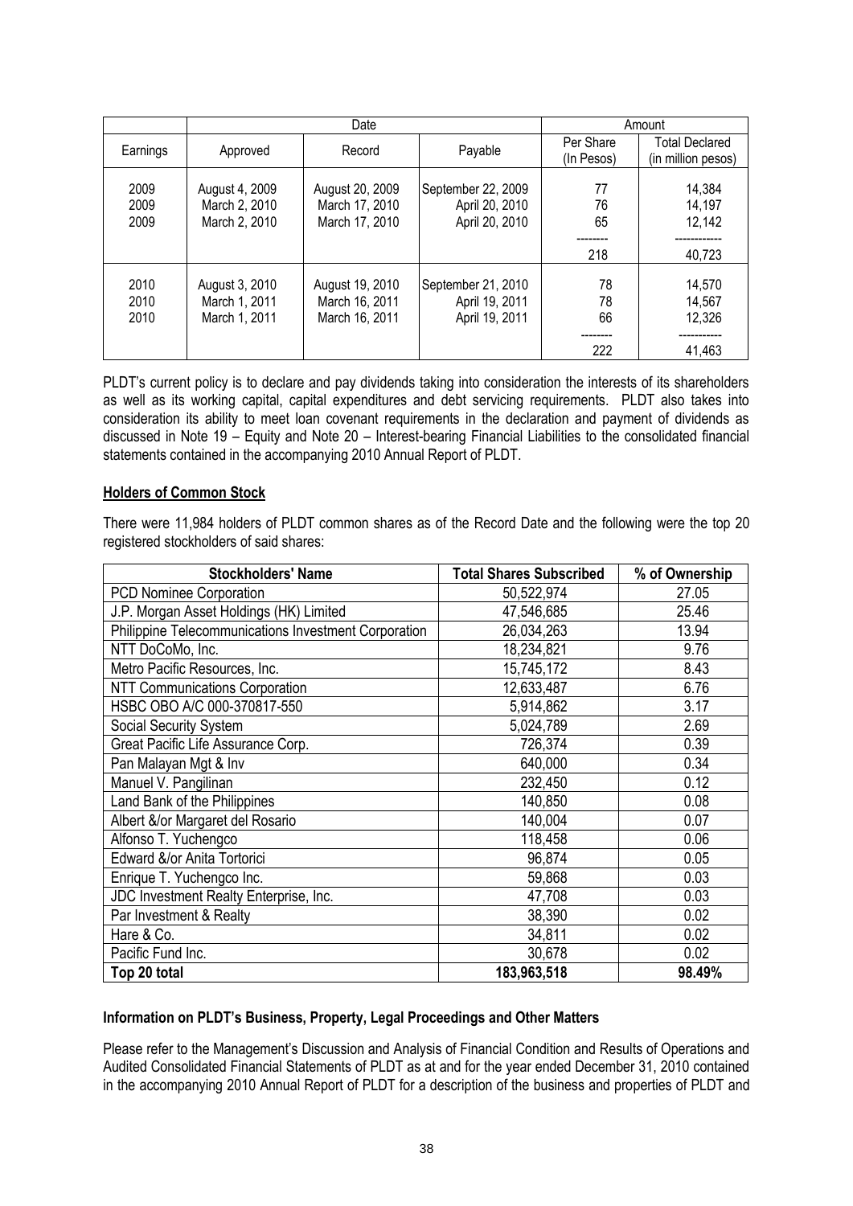| | Date | | | Amount | |
|---|---|---|---|---|---|
| Earnings | Approved | Record | Payable | Per Share (In Pesos) | Total Declared (in million pesos) |
| 2009 | August 4, 2009 | August 20, 2009 | September 22, 2009 | 77 | 14,384 |
| 2009 | March 2, 2010 | March 17, 2010 | April 20, 2010 | 76 | 14,197 |
| 2009 | March 2, 2010 | March 17, 2010 | April 20, 2010 | 65 | 12,142 |
| | | | | 218 | 40,723 |
| 2010 | August 3, 2010 | August 19, 2010 | September 21, 2010 | 78 | 14,570 |
| 2010 | March 1, 2011 | March 16, 2011 | April 19, 2011 | 78 | 14,567 |
| 2010 | March 1, 2011 | March 16, 2011 | April 19, 2011 | 66 | 12,326 |
| | | | | 222 | 41,463 |

PLDT's current policy is to declare and pay dividends taking into consideration the interests of its shareholders as well as its working capital, capital expenditures and debt servicing requirements. PLDT also takes into consideration its ability to meet loan covenant requirements in the declaration and payment of dividends as discussed in Note 19 – Equity and Note 20 – Interest-bearing Financial Liabilities to the consolidated financial statements contained in the accompanying 2010 Annual Report of PLDT.

**Holders of Common Stock**

There were 11,984 holders of PLDT common shares as of the Record Date and the following were the top 20 registered stockholders of said shares:

| Stockholders' Name | Total Shares Subscribed | % of Ownership |
|---|---|---|
| PCD Nominee Corporation | 50,522,974 | 27.05 |
| J.P. Morgan Asset Holdings (HK) Limited | 47,546,685 | 25.46 |
| Philippine Telecommunications Investment Corporation | 26,034,263 | 13.94 |
| NTT DoCoMo, Inc. | 18,234,821 | 9.76 |
| Metro Pacific Resources, Inc. | 15,745,172 | 8.43 |
| NTT Communications Corporation | 12,633,487 | 6.76 |
| HSBC OBO A/C 000-370817-550 | 5,914,862 | 3.17 |
| Social Security System | 5,024,789 | 2.69 |
| Great Pacific Life Assurance Corp. | 726,374 | 0.39 |
| Pan Malayan Mgt & Inv | 640,000 | 0.34 |
| Manuel V. Pangilinan | 232,450 | 0.12 |
| Land Bank of the Philippines | 140,850 | 0.08 |
| Albert &/or Margaret del Rosario | 140,004 | 0.07 |
| Alfonso T. Yuchengco | 118,458 | 0.06 |
| Edward &/or Anita Tortorici | 96,874 | 0.05 |
| Enrique T. Yuchengco Inc. | 59,868 | 0.03 |
| JDC Investment Realty Enterprise, Inc. | 47,708 | 0.03 |
| Par Investment & Realty | 38,390 | 0.02 |
| Hare & Co. | 34,811 | 0.02 |
| Pacific Fund Inc. | 30,678 | 0.02 |
| **Top 20 total** | **183,963,518** | **98.49%** |

**Information on PLDT's Business, Property, Legal Proceedings and Other Matters**

Please refer to the Management's Discussion and Analysis of Financial Condition and Results of Operations and Audited Consolidated Financial Statements of PLDT as at and for the year ended December 31, 2010 contained in the accompanying 2010 Annual Report of PLDT for a description of the business and properties of PLDT and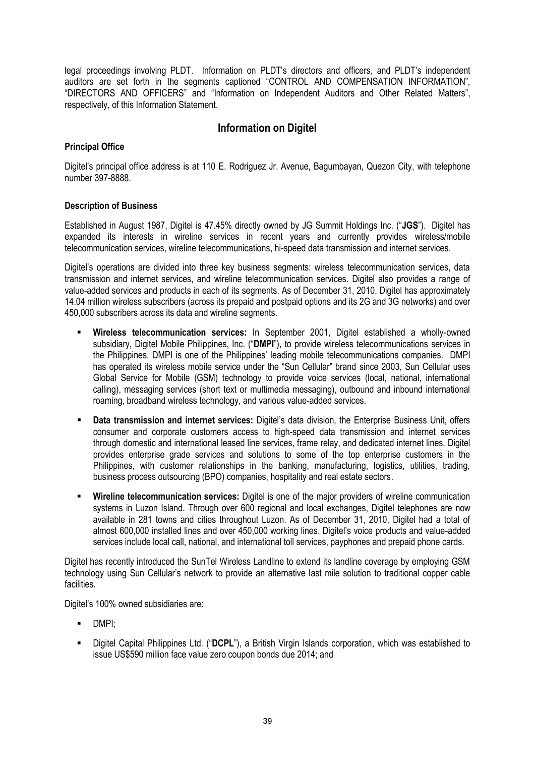legal proceedings involving PLDT. Information on PLDT's directors and officers, and PLDT's independent auditors are set forth in the segments captioned "CONTROL AND COMPENSATION INFORMATION", "DIRECTORS AND OFFICERS" and "Information on Independent Auditors and Other Related Matters", respectively, of this Information Statement.

## Information on Digitel

### Principal Office

Digitel's principal office address is at 110 E. Rodriguez Jr. Avenue, Bagumbayan, Quezon City, with telephone number 397-8888.

### Description of Business

Established in August 1987, Digitel is 47.45% directly owned by JG Summit Holdings Inc. ("**JGS**"). Digitel has expanded its interests in wireline services in recent years and currently provides wireless/mobile telecommunication services, wireline telecommunications, hi-speed data transmission and internet services.

Digitel's operations are divided into three key business segments: wireless telecommunication services, data transmission and internet services, and wireline telecommunication services. Digitel also provides a range of value-added services and products in each of its segments. As of December 31, 2010, Digitel has approximately 14.04 million wireless subscribers (across its prepaid and postpaid options and its 2G and 3G networks) and over 450,000 subscribers across its data and wireline segments.

- **Wireless telecommunication services:** In September 2001, Digitel established a wholly-owned subsidiary, Digitel Mobile Philippines, Inc. ("**DMPI**"), to provide wireless telecommunications services in the Philippines. DMPI is one of the Philippines' leading mobile telecommunications companies. DMPI has operated its wireless mobile service under the "Sun Cellular" brand since 2003, Sun Cellular uses Global Service for Mobile (GSM) technology to provide voice services (local, national, international calling), messaging services (short text or multimedia messaging), outbound and inbound international roaming, broadband wireless technology, and various value-added services.
- **Data transmission and internet services:** Digitel's data division, the Enterprise Business Unit, offers consumer and corporate customers access to high-speed data transmission and internet services through domestic and international leased line services, frame relay, and dedicated internet lines. Digitel provides enterprise grade services and solutions to some of the top enterprise customers in the Philippines, with customer relationships in the banking, manufacturing, logistics, utilities, trading, business process outsourcing (BPO) companies, hospitality and real estate sectors.
- **Wireline telecommunication services:** Digitel is one of the major providers of wireline communication systems in Luzon Island. Through over 600 regional and local exchanges, Digitel telephones are now available in 281 towns and cities throughout Luzon. As of December 31, 2010, Digitel had a total of almost 600,000 installed lines and over 450,000 working lines. Digitel's voice products and value-added services include local call, national, and international toll services, payphones and prepaid phone cards.

Digitel has recently introduced the SunTel Wireless Landline to extend its landline coverage by employing GSM technology using Sun Cellular's network to provide an alternative last mile solution to traditional copper cable facilities.

Digitel's 100% owned subsidiaries are:

- DMPI;
- Digitel Capital Philippines Ltd. ("**DCPL**"), a British Virgin Islands corporation, which was established to issue US$590 million face value zero coupon bonds due 2014; and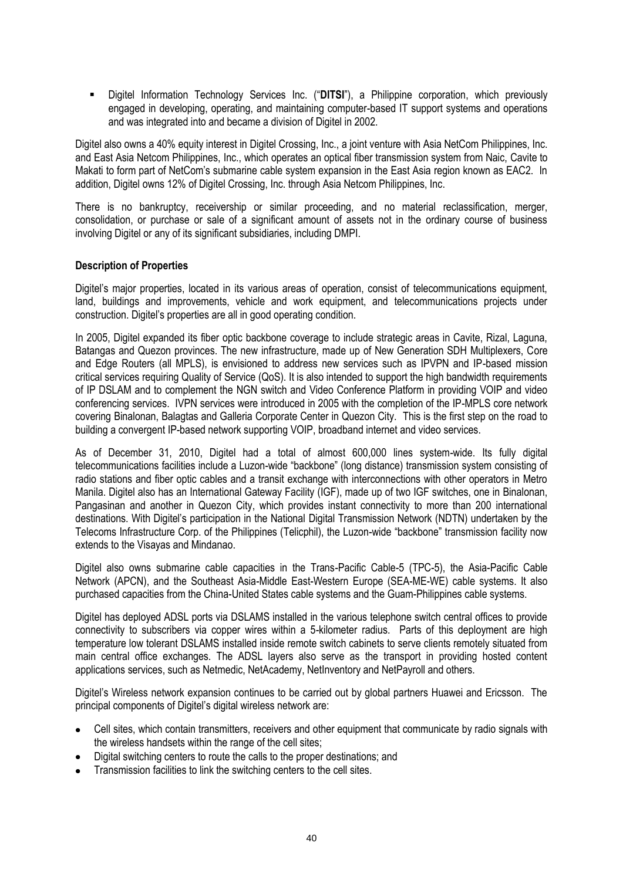- Digitel Information Technology Services Inc. ("**DITSI**"), a Philippine corporation, which previously engaged in developing, operating, and maintaining computer-based IT support systems and operations and was integrated into and became a division of Digitel in 2002.

Digitel also owns a 40% equity interest in Digitel Crossing, Inc., a joint venture with Asia NetCom Philippines, Inc. and East Asia Netcom Philippines, Inc., which operates an optical fiber transmission system from Naic, Cavite to Makati to form part of NetCom's submarine cable system expansion in the East Asia region known as EAC2. In addition, Digitel owns 12% of Digitel Crossing, Inc. through Asia Netcom Philippines, Inc.

There is no bankruptcy, receivership or similar proceeding, and no material reclassification, merger, consolidation, or purchase or sale of a significant amount of assets not in the ordinary course of business involving Digitel or any of its significant subsidiaries, including DMPI.

**Description of Properties**

Digitel's major properties, located in its various areas of operation, consist of telecommunications equipment, land, buildings and improvements, vehicle and work equipment, and telecommunications projects under construction. Digitel's properties are all in good operating condition.

In 2005, Digitel expanded its fiber optic backbone coverage to include strategic areas in Cavite, Rizal, Laguna, Batangas and Quezon provinces. The new infrastructure, made up of New Generation SDH Multiplexers, Core and Edge Routers (all MPLS), is envisioned to address new services such as IPVPN and IP-based mission critical services requiring Quality of Service (QoS). It is also intended to support the high bandwidth requirements of IP DSLAM and to complement the NGN switch and Video Conference Platform in providing VOIP and video conferencing services. IVPN services were introduced in 2005 with the completion of the IP-MPLS core network covering Binalonan, Balagtas and Galleria Corporate Center in Quezon City. This is the first step on the road to building a convergent IP-based network supporting VOIP, broadband internet and video services.

As of December 31, 2010, Digitel had a total of almost 600,000 lines system-wide. Its fully digital telecommunications facilities include a Luzon-wide "backbone" (long distance) transmission system consisting of radio stations and fiber optic cables and a transit exchange with interconnections with other operators in Metro Manila. Digitel also has an International Gateway Facility (IGF), made up of two IGF switches, one in Binalonan, Pangasinan and another in Quezon City, which provides instant connectivity to more than 200 international destinations. With Digitel's participation in the National Digital Transmission Network (NDTN) undertaken by the Telecoms Infrastructure Corp. of the Philippines (Telicphil), the Luzon-wide "backbone" transmission facility now extends to the Visayas and Mindanao.

Digitel also owns submarine cable capacities in the Trans-Pacific Cable-5 (TPC-5), the Asia-Pacific Cable Network (APCN), and the Southeast Asia-Middle East-Western Europe (SEA-ME-WE) cable systems. It also purchased capacities from the China-United States cable systems and the Guam-Philippines cable systems.

Digitel has deployed ADSL ports via DSLAMS installed in the various telephone switch central offices to provide connectivity to subscribers via copper wires within a 5-kilometer radius. Parts of this deployment are high temperature low tolerant DSLAMS installed inside remote switch cabinets to serve clients remotely situated from main central office exchanges. The ADSL layers also serve as the transport in providing hosted content applications services, such as Netmedic, NetAcademy, NetInventory and NetPayroll and others.

Digitel's Wireless network expansion continues to be carried out by global partners Huawei and Ericsson. The principal components of Digitel's digital wireless network are:

- Cell sites, which contain transmitters, receivers and other equipment that communicate by radio signals with the wireless handsets within the range of the cell sites;
- Digital switching centers to route the calls to the proper destinations; and
- Transmission facilities to link the switching centers to the cell sites.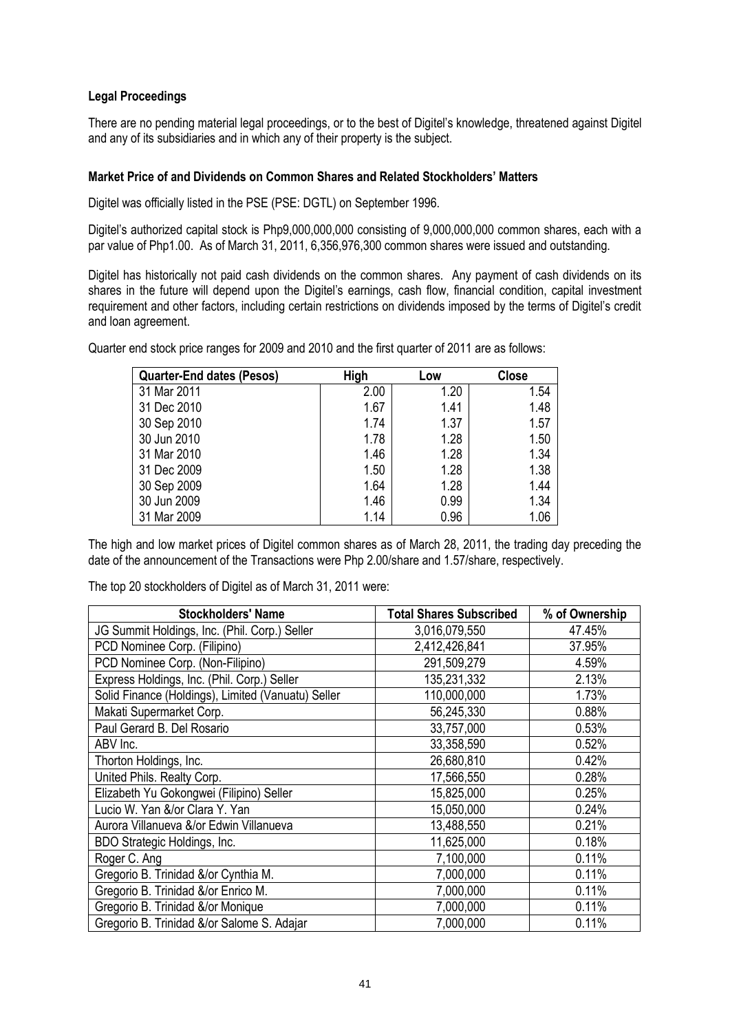**Legal Proceedings**

There are no pending material legal proceedings, or to the best of Digitel's knowledge, threatened against Digitel and any of its subsidiaries and in which any of their property is the subject.

**Market Price of and Dividends on Common Shares and Related Stockholders' Matters**

Digitel was officially listed in the PSE (PSE: DGTL) on September 1996.

Digitel's authorized capital stock is Php9,000,000,000 consisting of 9,000,000,000 common shares, each with a par value of Php1.00. As of March 31, 2011, 6,356,976,300 common shares were issued and outstanding.

Digitel has historically not paid cash dividends on the common shares. Any payment of cash dividends on its shares in the future will depend upon the Digitel's earnings, cash flow, financial condition, capital investment requirement and other factors, including certain restrictions on dividends imposed by the terms of Digitel's credit and loan agreement.

Quarter end stock price ranges for 2009 and 2010 and the first quarter of 2011 are as follows:

| Quarter-End dates (Pesos) | High | Low | Close |
|---|---|---|---|
| 31 Mar 2011 | 2.00 | 1.20 | 1.54 |
| 31 Dec 2010 | 1.67 | 1.41 | 1.48 |
| 30 Sep 2010 | 1.74 | 1.37 | 1.57 |
| 30 Jun 2010 | 1.78 | 1.28 | 1.50 |
| 31 Mar 2010 | 1.46 | 1.28 | 1.34 |
| 31 Dec 2009 | 1.50 | 1.28 | 1.38 |
| 30 Sep 2009 | 1.64 | 1.28 | 1.44 |
| 30 Jun 2009 | 1.46 | 0.99 | 1.34 |
| 31 Mar 2009 | 1.14 | 0.96 | 1.06 |

The high and low market prices of Digitel common shares as of March 28, 2011, the trading day preceding the date of the announcement of the Transactions were Php 2.00/share and 1.57/share, respectively.

The top 20 stockholders of Digitel as of March 31, 2011 were:

| Stockholders' Name | Total Shares Subscribed | % of Ownership |
|---|---|---|
| JG Summit Holdings, Inc. (Phil. Corp.) Seller | 3,016,079,550 | 47.45% |
| PCD Nominee Corp. (Filipino) | 2,412,426,841 | 37.95% |
| PCD Nominee Corp. (Non-Filipino) | 291,509,279 | 4.59% |
| Express Holdings, Inc. (Phil. Corp.) Seller | 135,231,332 | 2.13% |
| Solid Finance (Holdings), Limited (Vanuatu) Seller | 110,000,000 | 1.73% |
| Makati Supermarket Corp. | 56,245,330 | 0.88% |
| Paul Gerard B. Del Rosario | 33,757,000 | 0.53% |
| ABV Inc. | 33,358,590 | 0.52% |
| Thorton Holdings, Inc. | 26,680,810 | 0.42% |
| United Phils. Realty Corp. | 17,566,550 | 0.28% |
| Elizabeth Yu Gokongwei (Filipino) Seller | 15,825,000 | 0.25% |
| Lucio W. Yan &/or Clara Y. Yan | 15,050,000 | 0.24% |
| Aurora Villanueva &/or Edwin Villanueva | 13,488,550 | 0.21% |
| BDO Strategic Holdings, Inc. | 11,625,000 | 0.18% |
| Roger C. Ang | 7,100,000 | 0.11% |
| Gregorio B. Trinidad &/or Cynthia M. | 7,000,000 | 0.11% |
| Gregorio B. Trinidad &/or Enrico M. | 7,000,000 | 0.11% |
| Gregorio B. Trinidad &/or Monique | 7,000,000 | 0.11% |
| Gregorio B. Trinidad &/or Salome S. Adajar | 7,000,000 | 0.11% |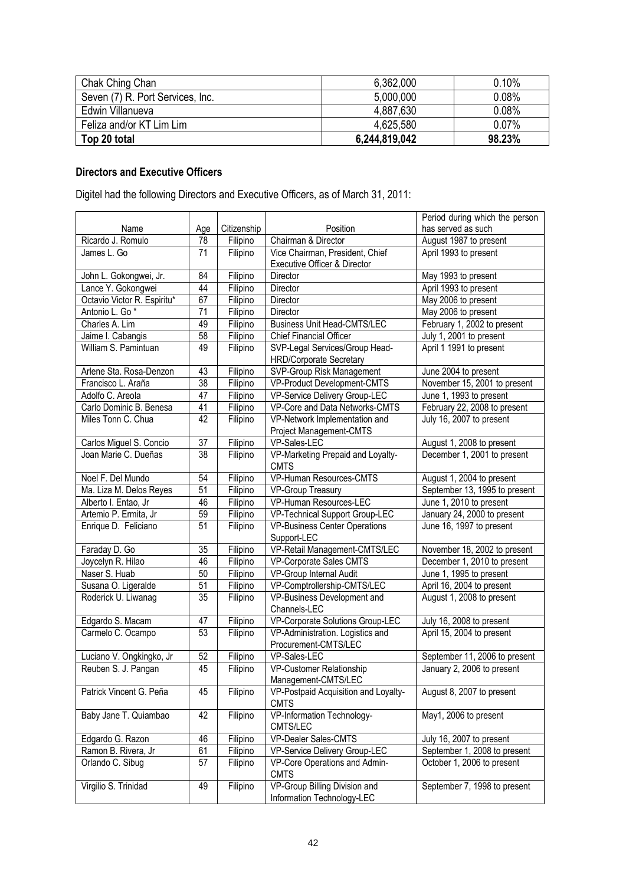| Chak Ching Chan | 6,362,000 | 0.10% |
|---|---|---|
| Seven (7) R. Port Services, Inc. | 5,000,000 | 0.08% |
| Edwin Villanueva | 4,887,630 | 0.08% |
| Feliza and/or KT Lim Lim | 4,625,580 | 0.07% |
| **Top 20 total** | **6,244,819,042** | **98.23%** |

**Directors and Executive Officers**

Digitel had the following Directors and Executive Officers, as of March 31, 2011:

| Name | Age | Citizenship | Position | Period during which the person has served as such |
|---|---|---|---|---|
| Ricardo J. Romulo | 78 | Filipino | Chairman & Director | August 1987 to present |
| James L. Go | 71 | Filipino | Vice Chairman, President, Chief Executive Officer & Director | April 1993 to present |
| John L. Gokongwei, Jr. | 84 | Filipino | Director | May 1993 to present |
| Lance Y. Gokongwei | 44 | Filipino | Director | April 1993 to present |
| Octavio Victor R. Espiritu* | 67 | Filipino | Director | May 2006 to present |
| Antonio L. Go * | 71 | Filipino | Director | May 2006 to present |
| Charles A. Lim | 49 | Filipino | Business Unit Head-CMTS/LEC | February 1, 2002 to present |
| Jaime I. Cabangis | 58 | Filipino | Chief Financial Officer | July 1, 2001 to present |
| William S. Pamintuan | 49 | Filipino | SVP-Legal Services/Group Head-HRD/Corporate Secretary | April 1 1991 to present |
| Arlene Sta. Rosa-Denzon | 43 | Filipino | SVP-Group Risk Management | June 2004 to present |
| Francisco L. Araña | 38 | Filipino | VP-Product Development-CMTS | November 15, 2001 to present |
| Adolfo C. Areola | 47 | Filipino | VP-Service Delivery Group-LEC | June 1, 1993 to present |
| Carlo Dominic B. Benesa | 41 | Filipino | VP-Core and Data Networks-CMTS | February 22, 2008 to present |
| Miles Tonn C. Chua | 42 | Filipino | VP-Network Implementation and Project Management-CMTS | July 16, 2007 to present |
| Carlos Miguel S. Concio | 37 | Filipino | VP-Sales-LEC | August 1, 2008 to present |
| Joan Marie C. Dueñas | 38 | Filipino | VP-Marketing Prepaid and Loyalty-CMTS | December 1, 2001 to present |
| Noel F. Del Mundo | 54 | Filipino | VP-Human Resources-CMTS | August 1, 2004 to present |
| Ma. Liza M. Delos Reyes | 51 | Filipino | VP-Group Treasury | September 13, 1995 to present |
| Alberto I. Entao, Jr | 46 | Filipino | VP-Human Resources-LEC | June 1, 2010 to present |
| Artemio P. Ermita, Jr | 59 | Filipino | VP-Technical Support Group-LEC | January 24, 2000 to present |
| Enrique D. Feliciano | 51 | Filipino | VP-Business Center Operations Support-LEC | June 16, 1997 to present |
| Faraday D. Go | 35 | Filipino | VP-Retail Management-CMTS/LEC | November 18, 2002 to present |
| Joycelyn R. Hilao | 46 | Filipino | VP-Corporate Sales CMTS | December 1, 2010 to present |
| Naser S. Huab | 50 | Filipino | VP-Group Internal Audit | June 1, 1995 to present |
| Susana O. Ligeralde | 51 | Filipino | VP-Comptrollership-CMTS/LEC | April 16, 2004 to present |
| Roderick U. Liwanag | 35 | Filipino | VP-Business Development and Channels-LEC | August 1, 2008 to present |
| Edgardo S. Macam | 47 | Filipino | VP-Corporate Solutions Group-LEC | July 16, 2008 to present |
| Carmelo C. Ocampo | 53 | Filipino | VP-Administration. Logistics and Procurement-CMTS/LEC | April 15, 2004 to present |
| Luciano V. Ongkingko, Jr | 52 | Filipino | VP-Sales-LEC | September 11, 2006 to present |
| Reuben S. J. Pangan | 45 | Filipino | VP-Customer Relationship Management-CMTS/LEC | January 2, 2006 to present |
| Patrick Vincent G. Peña | 45 | Filipino | VP-Postpaid Acquisition and Loyalty-CMTS | August 8, 2007 to present |
| Baby Jane T. Quiambao | 42 | Filipino | VP-Information Technology-CMTS/LEC | May1, 2006 to present |
| Edgardo G. Razon | 46 | Filipino | VP-Dealer Sales-CMTS | July 16, 2007 to present |
| Ramon B. Rivera, Jr | 61 | Filipino | VP-Service Delivery Group-LEC | September 1, 2008 to present |
| Orlando C. Sibug | 57 | Filipino | VP-Core Operations and Admin-CMTS | October 1, 2006 to present |
| Virgilio S. Trinidad | 49 | Filipino | VP-Group Billing Division and Information Technology-LEC | September 7, 1998 to present |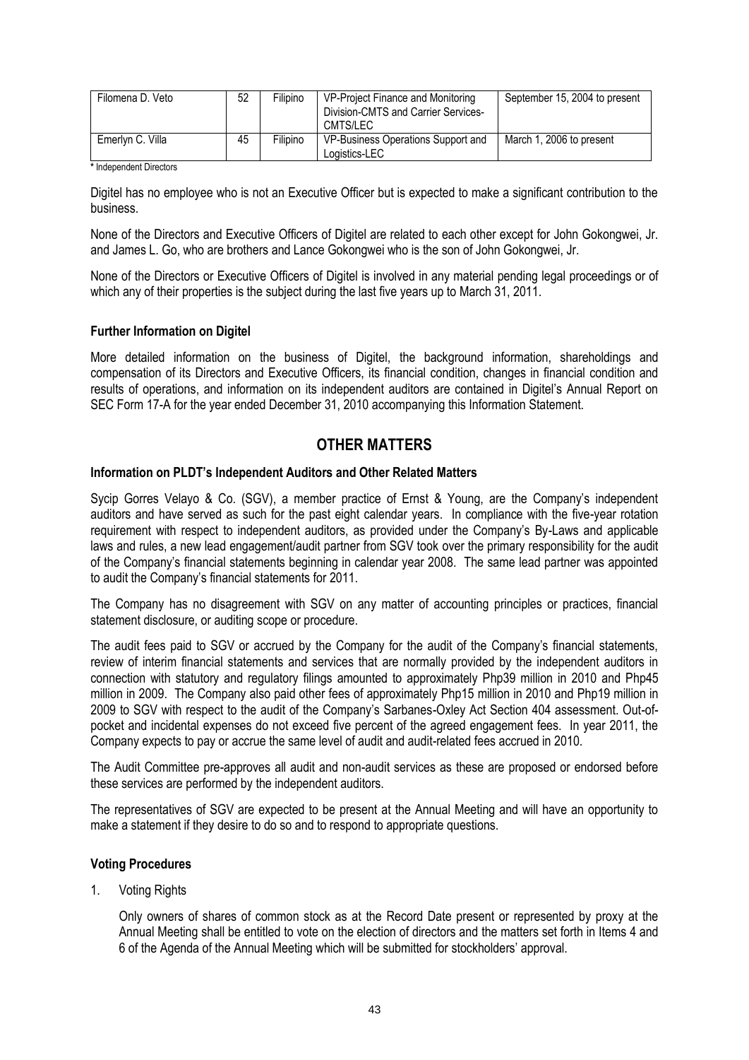| Filomena D. Veto | 52 | Filipino | VP-Project Finance and Monitoring Division-CMTS and Carrier Services-CMTS/LEC | September 15, 2004 to present |
|---|---|---|---|---|
| Emerlyn C. Villa | 45 | Filipino | VP-Business Operations Support and Logistics-LEC | March 1, 2006 to present |

\* Independent Directors

Digitel has no employee who is not an Executive Officer but is expected to make a significant contribution to the business.

None of the Directors and Executive Officers of Digitel are related to each other except for John Gokongwei, Jr. and James L. Go, who are brothers and Lance Gokongwei who is the son of John Gokongwei, Jr.

None of the Directors or Executive Officers of Digitel is involved in any material pending legal proceedings or of which any of their properties is the subject during the last five years up to March 31, 2011.

**Further Information on Digitel**

More detailed information on the business of Digitel, the background information, shareholdings and compensation of its Directors and Executive Officers, its financial condition, changes in financial condition and results of operations, and information on its independent auditors are contained in Digitel's Annual Report on SEC Form 17-A for the year ended December 31, 2010 accompanying this Information Statement.

# OTHER MATTERS

**Information on PLDT's Independent Auditors and Other Related Matters**

Sycip Gorres Velayo & Co. (SGV), a member practice of Ernst & Young, are the Company's independent auditors and have served as such for the past eight calendar years. In compliance with the five-year rotation requirement with respect to independent auditors, as provided under the Company's By-Laws and applicable laws and rules, a new lead engagement/audit partner from SGV took over the primary responsibility for the audit of the Company's financial statements beginning in calendar year 2008. The same lead partner was appointed to audit the Company's financial statements for 2011.

The Company has no disagreement with SGV on any matter of accounting principles or practices, financial statement disclosure, or auditing scope or procedure.

The audit fees paid to SGV or accrued by the Company for the audit of the Company's financial statements, review of interim financial statements and services that are normally provided by the independent auditors in connection with statutory and regulatory filings amounted to approximately Php39 million in 2010 and Php45 million in 2009. The Company also paid other fees of approximately Php15 million in 2010 and Php19 million in 2009 to SGV with respect to the audit of the Company's Sarbanes-Oxley Act Section 404 assessment. Out-of-pocket and incidental expenses do not exceed five percent of the agreed engagement fees. In year 2011, the Company expects to pay or accrue the same level of audit and audit-related fees accrued in 2010.

The Audit Committee pre-approves all audit and non-audit services as these are proposed or endorsed before these services are performed by the independent auditors.

The representatives of SGV are expected to be present at the Annual Meeting and will have an opportunity to make a statement if they desire to do so and to respond to appropriate questions.

**Voting Procedures**

1. Voting Rights

   Only owners of shares of common stock as at the Record Date present or represented by proxy at the Annual Meeting shall be entitled to vote on the election of directors and the matters set forth in Items 4 and 6 of the Agenda of the Annual Meeting which will be submitted for stockholders' approval.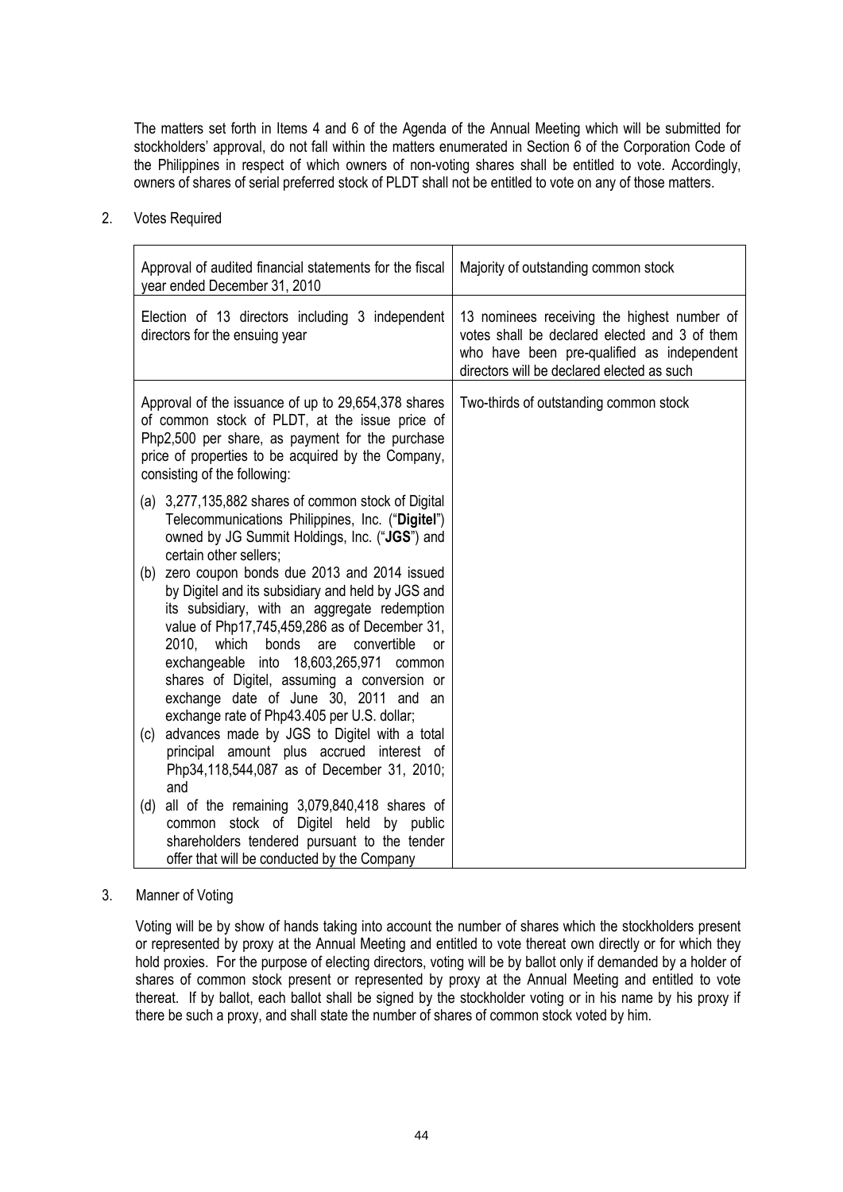The matters set forth in Items 4 and 6 of the Agenda of the Annual Meeting which will be submitted for stockholders' approval, do not fall within the matters enumerated in Section 6 of the Corporation Code of the Philippines in respect of which owners of non-voting shares shall be entitled to vote. Accordingly, owners of shares of serial preferred stock of PLDT shall not be entitled to vote on any of those matters.

2. Votes Required

| Matter | Votes Required |
|---|---|
| Approval of audited financial statements for the fiscal year ended December 31, 2010 | Majority of outstanding common stock |
| Election of 13 directors including 3 independent directors for the ensuing year | 13 nominees receiving the highest number of votes shall be declared elected and 3 of them who have been pre-qualified as independent directors will be declared elected as such |
| Approval of the issuance of up to 29,654,378 shares of common stock of PLDT, at the issue price of Php2,500 per share, as payment for the purchase price of properties to be acquired by the Company, consisting of the following:<br>(a) 3,277,135,882 shares of common stock of Digital Telecommunications Philippines, Inc. ("**Digitel**") owned by JG Summit Holdings, Inc. ("**JGS**") and certain other sellers;<br>(b) zero coupon bonds due 2013 and 2014 issued by Digitel and its subsidiary and held by JGS and its subsidiary, with an aggregate redemption value of Php17,745,459,286 as of December 31, 2010, which bonds are convertible or exchangeable into 18,603,265,971 common shares of Digitel, assuming a conversion or exchange date of June 30, 2011 and an exchange rate of Php43.405 per U.S. dollar;<br>(c) advances made by JGS to Digitel with a total principal amount plus accrued interest of Php34,118,544,087 as of December 31, 2010; and<br>(d) all of the remaining 3,079,840,418 shares of common stock of Digitel held by public shareholders tendered pursuant to the tender offer that will be conducted by the Company | Two-thirds of outstanding common stock |

3. Manner of Voting

Voting will be by show of hands taking into account the number of shares which the stockholders present or represented by proxy at the Annual Meeting and entitled to vote thereat own directly or for which they hold proxies. For the purpose of electing directors, voting will be by ballot only if demanded by a holder of shares of common stock present or represented by proxy at the Annual Meeting and entitled to vote thereat. If by ballot, each ballot shall be signed by the stockholder voting or in his name by his proxy if there be such a proxy, and shall state the number of shares of common stock voted by him.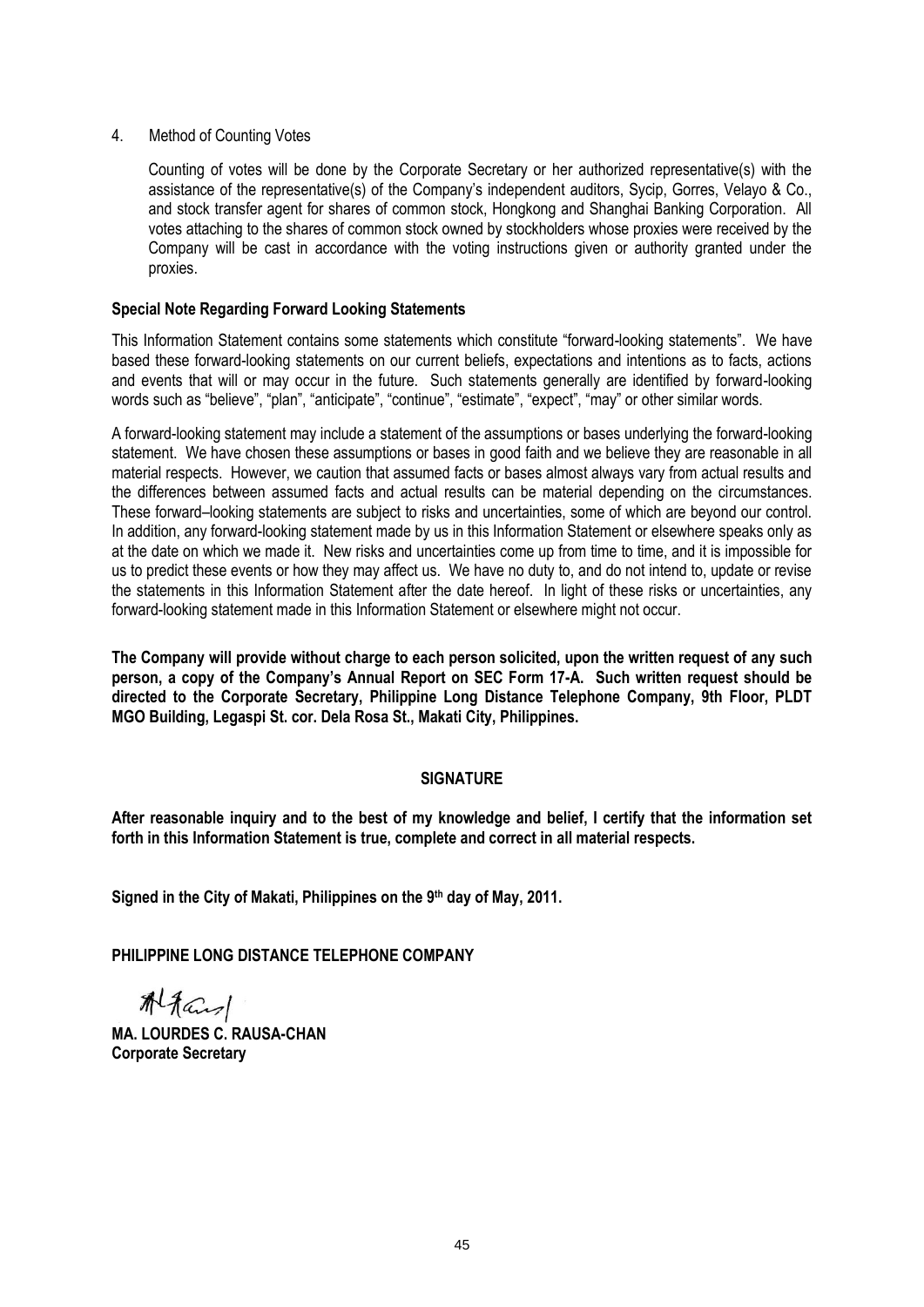4. Method of Counting Votes

   Counting of votes will be done by the Corporate Secretary or her authorized representative(s) with the assistance of the representative(s) of the Company's independent auditors, Sycip, Gorres, Velayo & Co., and stock transfer agent for shares of common stock, Hongkong and Shanghai Banking Corporation. All votes attaching to the shares of common stock owned by stockholders whose proxies were received by the Company will be cast in accordance with the voting instructions given or authority granted under the proxies.

**Special Note Regarding Forward Looking Statements**

This Information Statement contains some statements which constitute "forward-looking statements". We have based these forward-looking statements on our current beliefs, expectations and intentions as to facts, actions and events that will or may occur in the future. Such statements generally are identified by forward-looking words such as "believe", "plan", "anticipate", "continue", "estimate", "expect", "may" or other similar words.

A forward-looking statement may include a statement of the assumptions or bases underlying the forward-looking statement. We have chosen these assumptions or bases in good faith and we believe they are reasonable in all material respects. However, we caution that assumed facts or bases almost always vary from actual results and the differences between assumed facts and actual results can be material depending on the circumstances. These forward–looking statements are subject to risks and uncertainties, some of which are beyond our control. In addition, any forward-looking statement made by us in this Information Statement or elsewhere speaks only as at the date on which we made it. New risks and uncertainties come up from time to time, and it is impossible for us to predict these events or how they may affect us. We have no duty to, and do not intend to, update or revise the statements in this Information Statement after the date hereof. In light of these risks or uncertainties, any forward-looking statement made in this Information Statement or elsewhere might not occur.

**The Company will provide without charge to each person solicited, upon the written request of any such person, a copy of the Company's Annual Report on SEC Form 17-A. Such written request should be directed to the Corporate Secretary, Philippine Long Distance Telephone Company, 9th Floor, PLDT MGO Building, Legaspi St. cor. Dela Rosa St., Makati City, Philippines.**

**SIGNATURE**

**After reasonable inquiry and to the best of my knowledge and belief, I certify that the information set forth in this Information Statement is true, complete and correct in all material respects.**

**Signed in the City of Makati, Philippines on the 9th day of May, 2011.**

**PHILIPPINE LONG DISTANCE TELEPHONE COMPANY**

**MA. LOURDES C. RAUSA-CHAN**
**Corporate Secretary**